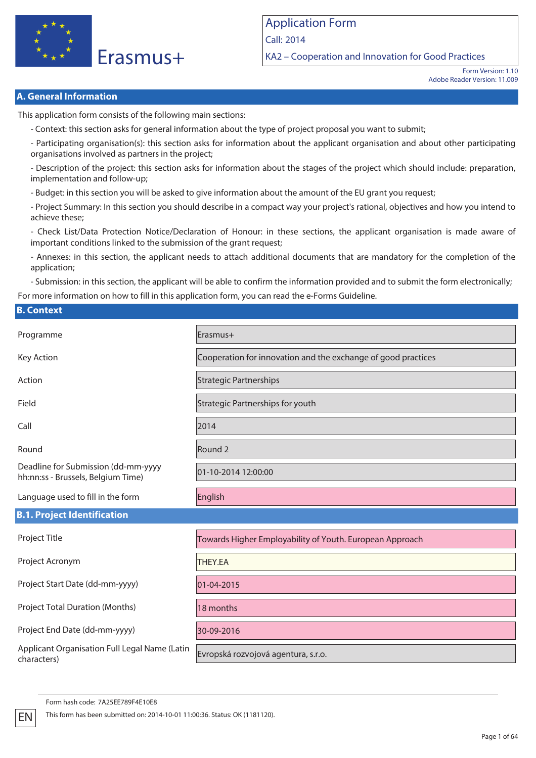Erasmus+

**Application Form**

Call: 2014

KA2 – Cooperation and Innovation for Good Practices

Form Version: 1.10
Adobe Reader Version: 11.009

## A. General Information

This application form consists of the following main sections:

- Context: this section asks for general information about the type of project proposal you want to submit;
- Participating organisation(s): this section asks for information about the applicant organisation and about other participating organisations involved as partners in the project;
- Description of the project: this section asks for information about the stages of the project which should include: preparation, implementation and follow-up;
- Budget: in this section you will be asked to give information about the amount of the EU grant you request;
- Project Summary: In this section you should describe in a compact way your project's rational, objectives and how you intend to achieve these;
- Check List/Data Protection Notice/Declaration of Honour: in these sections, the applicant organisation is made aware of important conditions linked to the submission of the grant request;
- Annexes: in this section, the applicant needs to attach additional documents that are mandatory for the completion of the application;
- Submission: in this section, the applicant will be able to confirm the information provided and to submit the form electronically;

For more information on how to fill in this application form, you can read the e-Forms Guideline.

## B. Context

| | |
|---|---|
| Programme | Erasmus+ |
| Key Action | Cooperation for innovation and the exchange of good practices |
| Action | Strategic Partnerships |
| Field | Strategic Partnerships for youth |
| Call | 2014 |
| Round | Round 2 |
| Deadline for Submission (dd-mm-yyyy hh:nn:ss - Brussels, Belgium Time) | 01-10-2014 12:00:00 |
| Language used to fill in the form | English |

### B.1. Project Identification

| | |
|---|---|
| Project Title | Towards Higher Employability of Youth. European Approach |
| Project Acronym | THEY.EA |
| Project Start Date (dd-mm-yyyy) | 01-04-2015 |
| Project Total Duration (Months) | 18 months |
| Project End Date (dd-mm-yyyy) | 30-09-2016 |
| Applicant Organisation Full Legal Name (Latin characters) | Evropská rozvojová agentura, s.r.o. |

Form hash code: 7A25EE789F4E10E8

This form has been submitted on: 2014-10-01 11:00:36. Status: OK (1181120).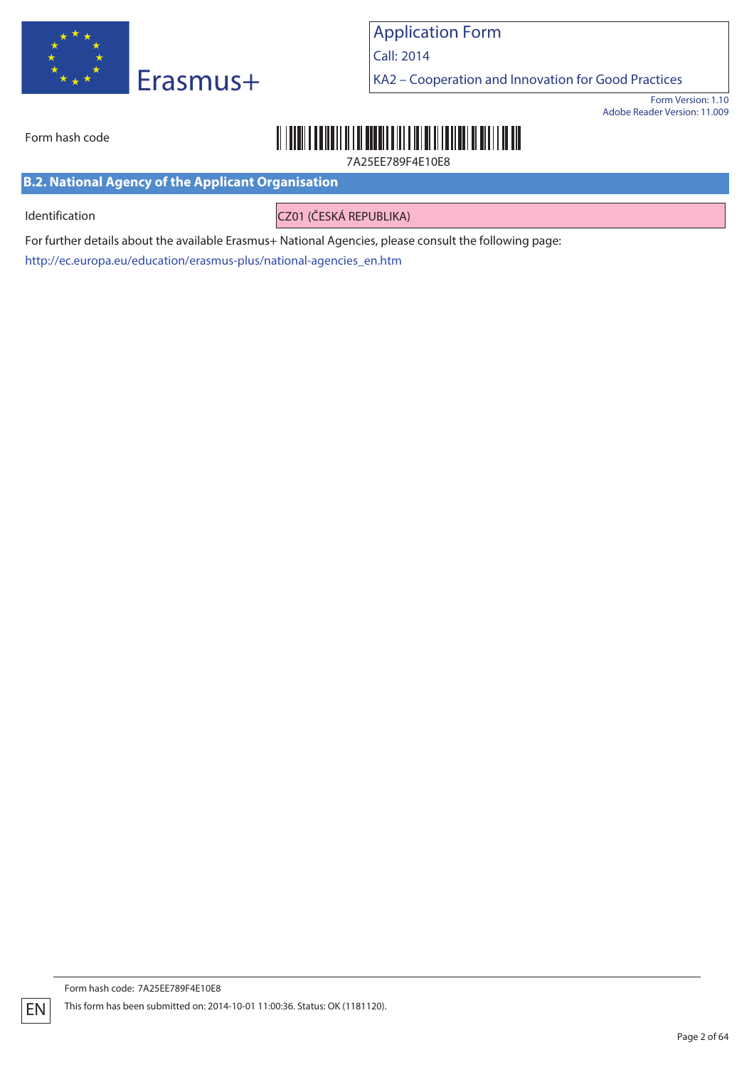## B.2. National Agency of the Applicant Organisation

| Identification | CZ01 (ČESKÁ REPUBLIKA) |
|---|---|

For further details about the available Erasmus+ National Agencies, please consult the following page:

http://ec.europa.eu/education/erasmus-plus/national-agencies_en.htm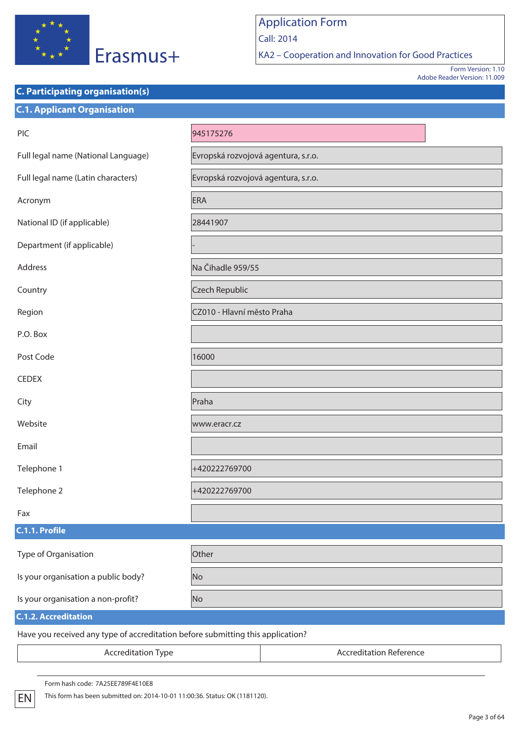# Application Form

Call: 2014

KA2 – Cooperation and Innovation for Good Practices

Form Version: 1.10
Adobe Reader Version: 11.009

## C. Participating organisation(s)

### C.1. Applicant Organisation

| | |
|---|---|
| PIC | 945175276 |
| Full legal name (National Language) | Evropská rozvojová agentura, s.r.o. |
| Full legal name (Latin characters) | Evropská rozvojová agentura, s.r.o. |
| Acronym | ERA |
| National ID (if applicable) | 28441907 |
| Department (if applicable) | - |
| Address | Na Čihadle 959/55 |
| Country | Czech Republic |
| Region | CZ010 - Hlavní město Praha |
| P.O. Box | |
| Post Code | 16000 |
| CEDEX | |
| City | Praha |
| Website | www.eracr.cz |
| Email | |
| Telephone 1 | +420222769700 |
| Telephone 2 | +420222769700 |
| Fax | |

#### C.1.1. Profile

| | |
|---|---|
| Type of Organisation | Other |
| Is your organisation a public body? | No |
| Is your organisation a non-profit? | No |

#### C.1.2. Accreditation

Have you received any type of accreditation before submitting this application?

| Accreditation Type | Accreditation Reference |
|---|---|

Form hash code: 7A25EE789F4E10E8

EN

This form has been submitted on: 2014-10-01 11:00:36. Status: OK (1181120).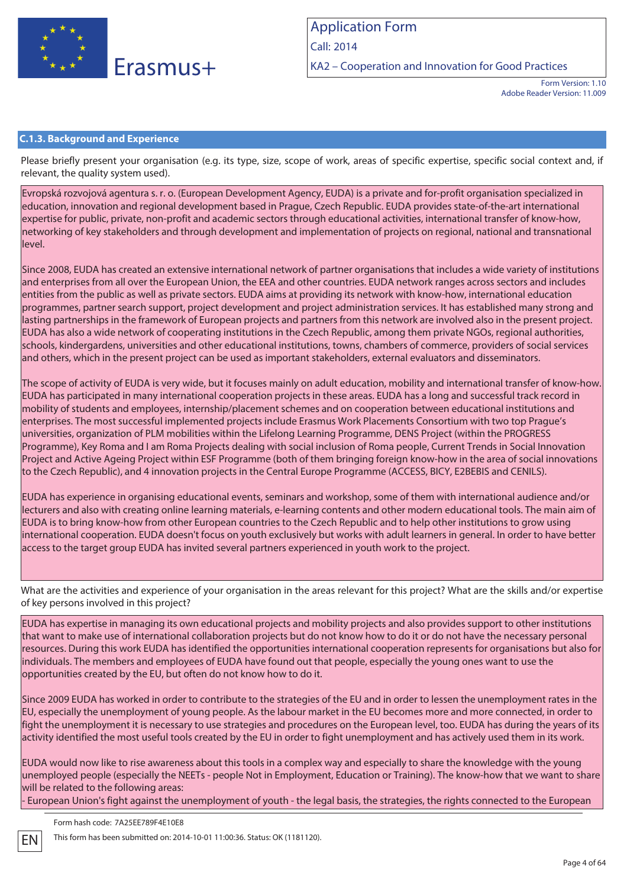## C.1.3. Background and Experience

Please briefly present your organisation (e.g. its type, size, scope of work, areas of specific expertise, specific social context and, if relevant, the quality system used).

Evropská rozvojová agentura s. r. o. (European Development Agency, EUDA) is a private and for-profit organisation specialized in education, innovation and regional development based in Prague, Czech Republic. EUDA provides state-of-the-art international expertise for public, private, non-profit and academic sectors through educational activities, international transfer of know-how, networking of key stakeholders and through development and implementation of projects on regional, national and transnational level.

Since 2008, EUDA has created an extensive international network of partner organisations that includes a wide variety of institutions and enterprises from all over the European Union, the EEA and other countries. EUDA network ranges across sectors and includes entities from the public as well as private sectors. EUDA aims at providing its network with know-how, international education programmes, partner search support, project development and project administration services. It has established many strong and lasting partnerships in the framework of European projects and partners from this network are involved also in the present project. EUDA has also a wide network of cooperating institutions in the Czech Republic, among them private NGOs, regional authorities, schools, kindergardens, universities and other educational institutions, towns, chambers of commerce, providers of social services and others, which in the present project can be used as important stakeholders, external evaluators and disseminators.

The scope of activity of EUDA is very wide, but it focuses mainly on adult education, mobility and international transfer of know-how. EUDA has participated in many international cooperation projects in these areas. EUDA has a long and successful track record in mobility of students and employees, internship/placement schemes and on cooperation between educational institutions and enterprises. The most successful implemented projects include Erasmus Work Placements Consortium with two top Prague's universities, organization of PLM mobilities within the Lifelong Learning Programme, DENS Project (within the PROGRESS Programme), Key Roma and I am Roma Projects dealing with social inclusion of Roma people, Current Trends in Social Innovation Project and Active Ageing Project within ESF Programme (both of them bringing foreign know-how in the area of social innovations to the Czech Republic), and 4 innovation projects in the Central Europe Programme (ACCESS, BICY, E2BEBIS and CENILS).

EUDA has experience in organising educational events, seminars and workshop, some of them with international audience and/or lecturers and also with creating online learning materials, e-learning contents and other modern educational tools. The main aim of EUDA is to bring know-how from other European countries to the Czech Republic and to help other institutions to grow using international cooperation. EUDA doesn't focus on youth exclusively but works with adult learners in general. In order to have better access to the target group EUDA has invited several partners experienced in youth work to the project.

What are the activities and experience of your organisation in the areas relevant for this project? What are the skills and/or expertise of key persons involved in this project?

EUDA has expertise in managing its own educational projects and mobility projects and also provides support to other institutions that want to make use of international collaboration projects but do not know how to do it or do not have the necessary personal resources. During this work EUDA has identified the opportunities international cooperation represents for organisations but also for individuals. The members and employees of EUDA have found out that people, especially the young ones want to use the opportunities created by the EU, but often do not know how to do it.

Since 2009 EUDA has worked in order to contribute to the strategies of the EU and in order to lessen the unemployment rates in the EU, especially the unemployment of young people. As the labour market in the EU becomes more and more connected, in order to fight the unemployment it is necessary to use strategies and procedures on the European level, too. EUDA has during the years of its activity identified the most useful tools created by the EU in order to fight unemployment and has actively used them in its work.

EUDA would now like to rise awareness about this tools in a complex way and especially to share the knowledge with the young unemployed people (especially the NEETs - people Not in Employment, Education or Training). The know-how that we want to share will be related to the following areas:

- European Union's fight against the unemployment of youth - the legal basis, the strategies, the rights connected to the European

Form hash code: 7A25EE789F4E10E8

This form has been submitted on: 2014-10-01 11:00:36. Status: OK (1181120).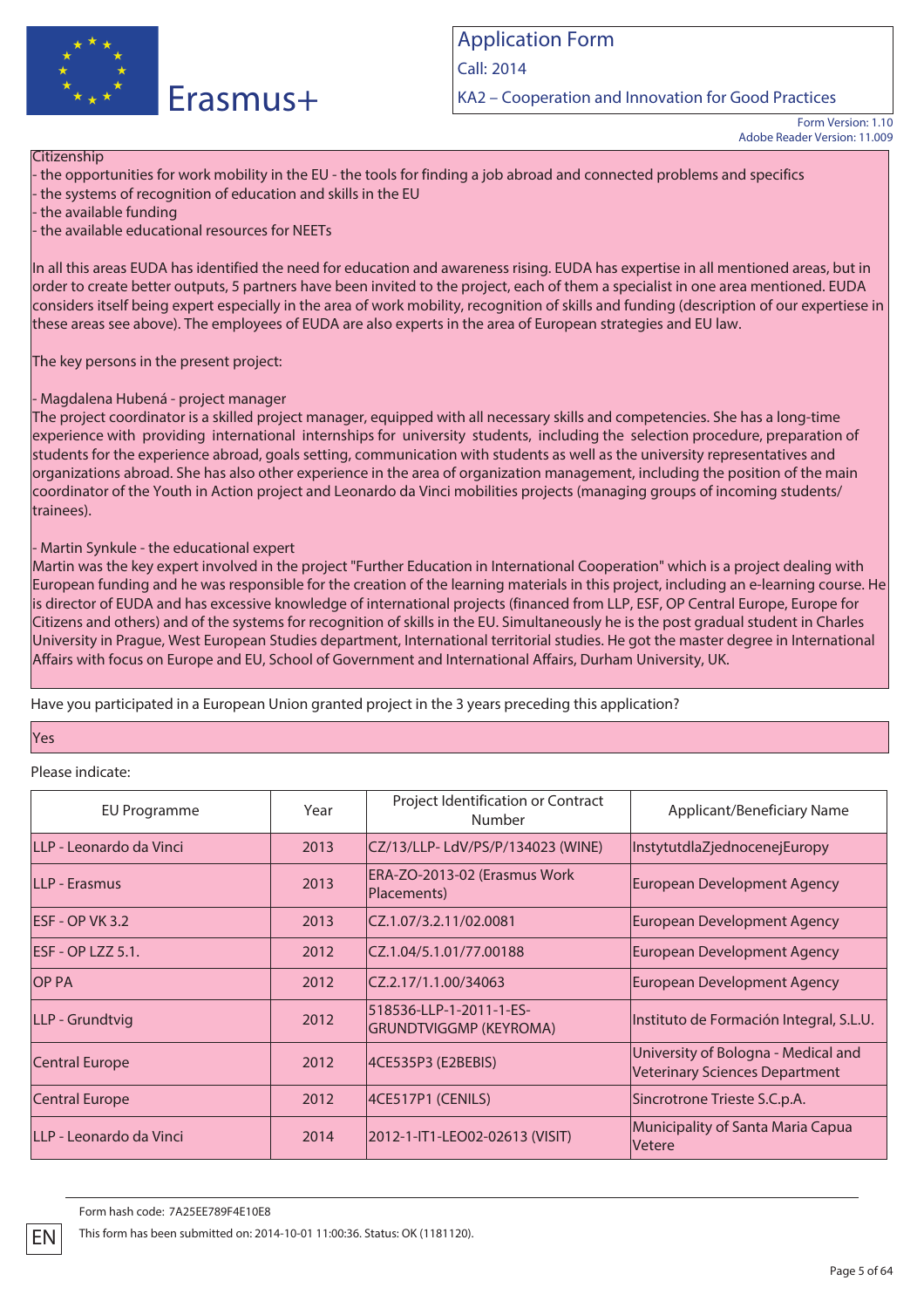Citizenship

- the opportunities for work mobility in the EU - the tools for finding a job abroad and connected problems and specifics
- the systems of recognition of education and skills in the EU
- the available funding
- the available educational resources for NEETs

In all this areas EUDA has identified the need for education and awareness rising. EUDA has expertise in all mentioned areas, but in order to create better outputs, 5 partners have been invited to the project, each of them a specialist in one area mentioned. EUDA considers itself being expert especially in the area of work mobility, recognition of skills and funding (description of our expertiese in these areas see above). The employees of EUDA are also experts in the area of European strategies and EU law.

The key persons in the present project:

- Magdalena Hubená - project manager

The project coordinator is a skilled project manager, equipped with all necessary skills and competencies. She has a long-time experience with providing international internships for university students, including the selection procedure, preparation of students for the experience abroad, goals setting, communication with students as well as the university representatives and organizations abroad. She has also other experience in the area of organization management, including the position of the main coordinator of the Youth in Action project and Leonardo da Vinci mobilities projects (managing groups of incoming students/ trainees).

- Martin Synkule - the educational expert

Martin was the key expert involved in the project "Further Education in International Cooperation" which is a project dealing with European funding and he was responsible for the creation of the learning materials in this project, including an e-learning course. He is director of EUDA and has excessive knowledge of international projects (financed from LLP, ESF, OP Central Europe, Europe for Citizens and others) and of the systems for recognition of skills in the EU. Simultaneously he is the post gradual student in Charles University in Prague, West European Studies department, International territorial studies. He got the master degree in International Affairs with focus on Europe and EU, School of Government and International Affairs, Durham University, UK.

Have you participated in a European Union granted project in the 3 years preceding this application?

Yes

Please indicate:

| EU Programme | Year | Project Identification or Contract Number | Applicant/Beneficiary Name |
|---|---|---|---|
| LLP - Leonardo da Vinci | 2013 | CZ/13/LLP- LdV/PS/P/134023 (WINE) | InstytutdlaZjednocenejEuropy |
| LLP - Erasmus | 2013 | ERA-ZO-2013-02 (Erasmus Work Placements) | European Development Agency |
| ESF - OP VK 3.2 | 2013 | CZ.1.07/3.2.11/02.0081 | European Development Agency |
| ESF - OP LZZ 5.1. | 2012 | CZ.1.04/5.1.01/77.00188 | European Development Agency |
| OP PA | 2012 | CZ.2.17/1.1.00/34063 | European Development Agency |
| LLP - Grundtvig | 2012 | 518536-LLP-1-2011-1-ES-GRUNDTVIGGMP (KEYROMA) | Instituto de Formación Integral, S.L.U. |
| Central Europe | 2012 | 4CE535P3 (E2BEBIS) | University of Bologna - Medical and Veterinary Sciences Department |
| Central Europe | 2012 | 4CE517P1 (CENILS) | Sincrotrone Trieste S.C.p.A. |
| LLP - Leonardo da Vinci | 2014 | 2012-1-IT1-LEO02-02613 (VISIT) | Municipality of Santa Maria Capua Vetere |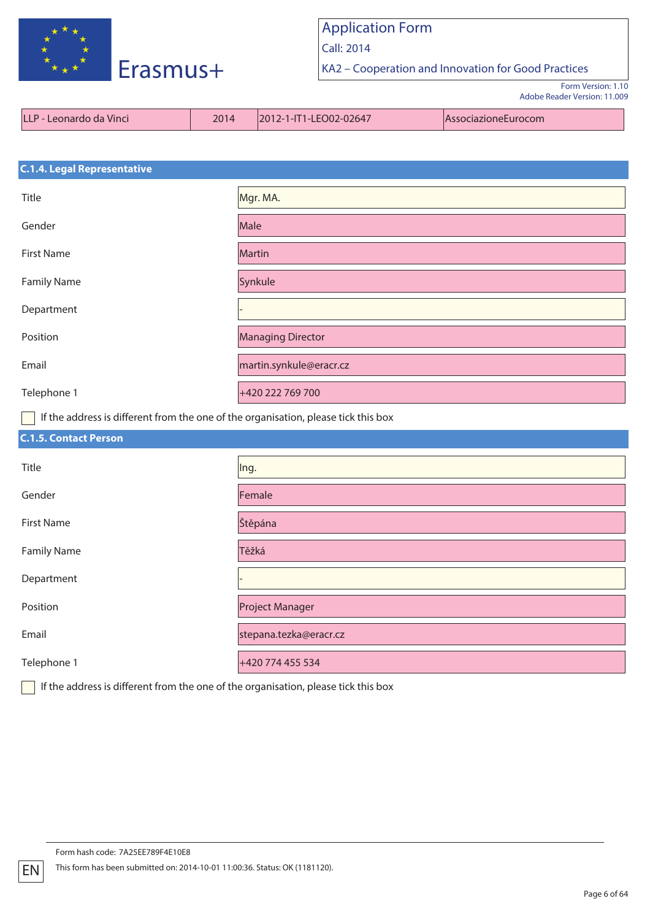| LLP - Leonardo da Vinci | 2014 | 2012-1-IT1-LEO02-02647 | AssociazioneEurocom |
|---|---|---|---|

## C.1.4. Legal Representative

| | |
|---|---|
| Title | Mgr. MA. |
| Gender | Male |
| First Name | Martin |
| Family Name | Synkule |
| Department | - |
| Position | Managing Director |
| Email | martin.synkule@eracr.cz |
| Telephone 1 | +420 222 769 700 |

☐ If the address is different from the one of the organisation, please tick this box

## C.1.5. Contact Person

| | |
|---|---|
| Title | Ing. |
| Gender | Female |
| First Name | Štěpána |
| Family Name | Těžká |
| Department | - |
| Position | Project Manager |
| Email | stepana.tezka@eracr.cz |
| Telephone 1 | +420 774 455 534 |

☐ If the address is different from the one of the organisation, please tick this box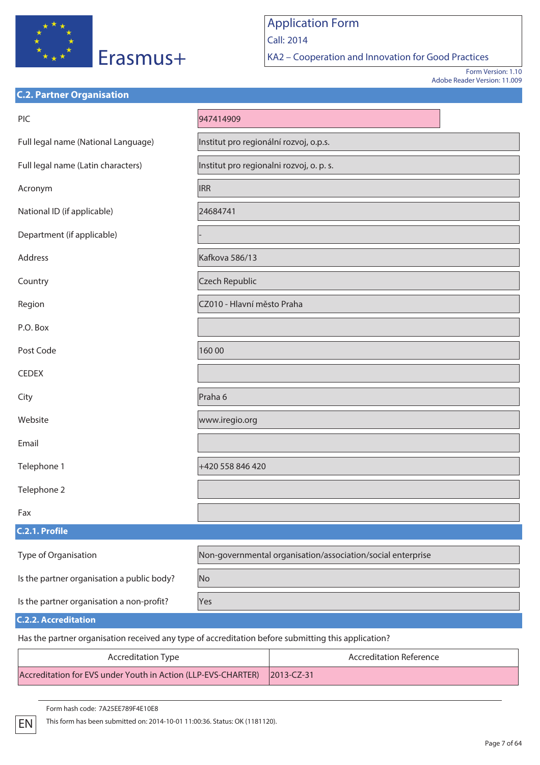## C.2. Partner Organisation

| | |
|---|---|
| PIC | 947414909 |
| Full legal name (National Language) | Institut pro regionální rozvoj, o.p.s. |
| Full legal name (Latin characters) | Institut pro regionalni rozvoj, o. p. s. |
| Acronym | IRR |
| National ID (if applicable) | 24684741 |
| Department (if applicable) | - |
| Address | Kafkova 586/13 |
| Country | Czech Republic |
| Region | CZ010 - Hlavní město Praha |
| P.O. Box | |
| Post Code | 160 00 |
| CEDEX | |
| City | Praha 6 |
| Website | www.iregio.org |
| Email | |
| Telephone 1 | +420 558 846 420 |
| Telephone 2 | |
| Fax | |

### C.2.1. Profile

| | |
|---|---|
| Type of Organisation | Non-governmental organisation/association/social enterprise |
| Is the partner organisation a public body? | No |
| Is the partner organisation a non-profit? | Yes |

### C.2.2. Accreditation

Has the partner organisation received any type of accreditation before submitting this application?

| Accreditation Type | Accreditation Reference |
|---|---|
| Accreditation for EVS under Youth in Action (LLP-EVS-CHARTER) | 2013-CZ-31 |

Form hash code: 7A25EE789F4E10E8

This form has been submitted on: 2014-10-01 11:00:36. Status: OK (1181120).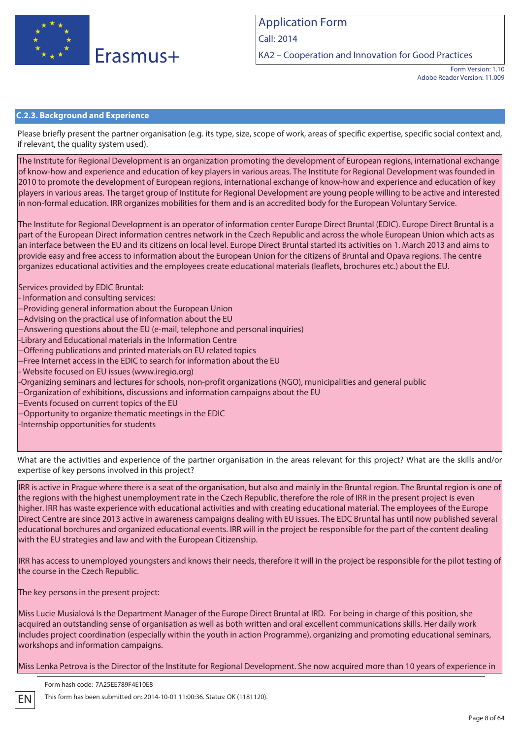## C.2.3. Background and Experience

Please briefly present the partner organisation (e.g. its type, size, scope of work, areas of specific expertise, specific social context and, if relevant, the quality system used).

The Institute for Regional Development is an organization promoting the development of European regions, international exchange of know-how and experience and education of key players in various areas. The Institute for Regional Development was founded in 2010 to promote the development of European regions, international exchange of know-how and experience and education of key players in various areas. The target group of Institute for Regional Development are young people willing to be active and interested in non-formal education. IRR organizes mobilities for them and is an accredited body for the European Voluntary Service.

The Institute for Regional Development is an operator of information center Europe Direct Bruntal (EDIC). Europe Direct Bruntal is a part of the European Direct information centres network in the Czech Republic and across the whole European Union which acts as an interface between the EU and its citizens on local level. Europe Direct Bruntal started its activities on 1. March 2013 and aims to provide easy and free access to information about the European Union for the citizens of Bruntal and Opava regions. The centre organizes educational activities and the employees create educational materials (leaflets, brochures etc.) about the EU.

Services provided by EDIC Bruntal:
- Information and consulting services:
--Providing general information about the European Union
--Advising on the practical use of information about the EU
--Answering questions about the EU (e-mail, telephone and personal inquiries)
-Library and Educational materials in the Information Centre
--Offering publications and printed materials on EU related topics
--Free Internet access in the EDIC to search for information about the EU
- Website focused on EU issues (www.iregio.org)
-Organizing seminars and lectures for schools, non-profit organizations (NGO), municipalities and general public
--Organization of exhibitions, discussions and information campaigns about the EU
--Events focused on current topics of the EU
--Opportunity to organize thematic meetings in the EDIC
-Internship opportunities for students

What are the activities and experience of the partner organisation in the areas relevant for this project? What are the skills and/or expertise of key persons involved in this project?

IRR is active in Prague where there is a seat of the organisation, but also and mainly in the Bruntal region. The Bruntal region is one of the regions with the highest unemployment rate in the Czech Republic, therefore the role of IRR in the present project is even higher. IRR has waste experience with educational activities and with creating educational material. The employees of the Europe Direct Centre are since 2013 active in awareness campaigns dealing with EU issues. The EDC Bruntal has until now published several educational borchures and organized educational events. IRR will in the project be responsible for the part of the content dealing with the EU strategies and law and with the European Citizenship.

IRR has access to unemployed youngsters and knows their needs, therefore it will in the project be responsible for the pilot testing of the course in the Czech Republic.

The key persons in the present project:

Miss Lucie Musialová Is the Department Manager of the Europe Direct Bruntal at IRD. For being in charge of this position, she acquired an outstanding sense of organisation as well as both written and oral excellent communications skills. Her daily work includes project coordination (especially within the youth in action Programme), organizing and promoting educational seminars, workshops and information campaigns.

Miss Lenka Petrova is the Director of the Institute for Regional Development. She now acquired more than 10 years of experience in

Form hash code: 7A25EE789F4E10E8

This form has been submitted on: 2014-10-01 11:00:36. Status: OK (1181120).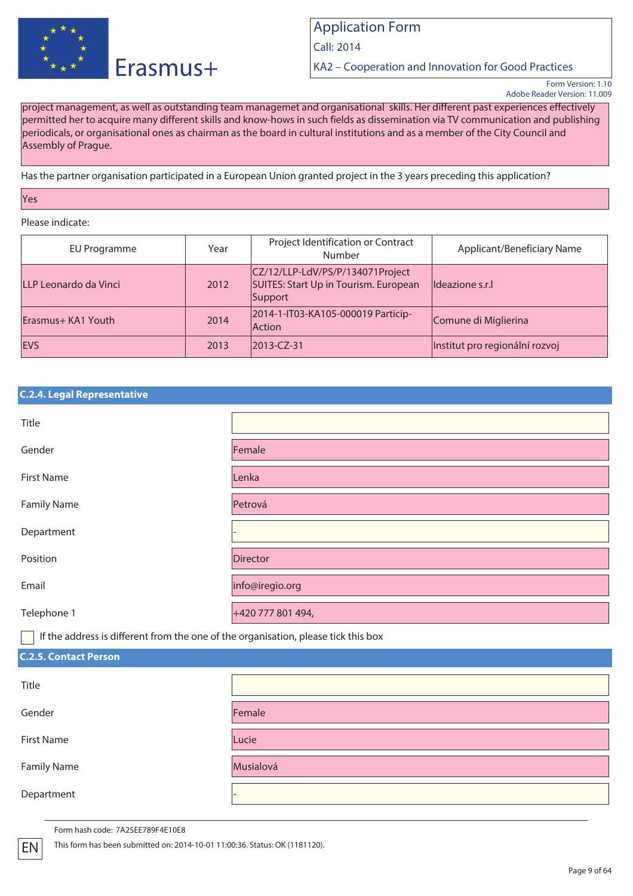project management, as well as outstanding team managemet and organisational skills. Her different past experiences effectively permitted her to acquire many different skills and know-hows in such fields as dissemination via TV communication and publishing periodicals, or organisational ones as chairman as the board in cultural institutions and as a member of the City Council and Assembly of Prague.

Has the partner organisation participated in a European Union granted project in the 3 years preceding this application?

Yes

Please indicate:

| EU Programme | Year | Project Identification or Contract Number | Applicant/Beneficiary Name |
|---|---|---|---|
| LLP Leonardo da Vinci | 2012 | CZ/12/LLP-LdV/PS/P/134071Project SUITES: Start Up in Tourism. European Support | Ideazione s.r.l |
| Erasmus+ KA1 Youth | 2014 | 2014-1-IT03-KA105-000019 Particip-Action | Comune di Miglierina |
| EVS | 2013 | 2013-CZ-31 | Institut pro regionální rozvoj |

## C.2.4. Legal Representative

| | |
|---|---|
| Title | |
| Gender | Female |
| First Name | Lenka |
| Family Name | Petrová |
| Department | - |
| Position | Director |
| Email | info@iregio.org |
| Telephone 1 | +420 777 801 494, |

☐ If the address is different from the one of the organisation, please tick this box

## C.2.5. Contact Person

| | |
|---|---|
| Title | |
| Gender | Female |
| First Name | Lucie |
| Family Name | Musialová |
| Department | - |

Form hash code: 7A25EE789F4E10E8

This form has been submitted on: 2014-10-01 11:00:36. Status: OK (1181120).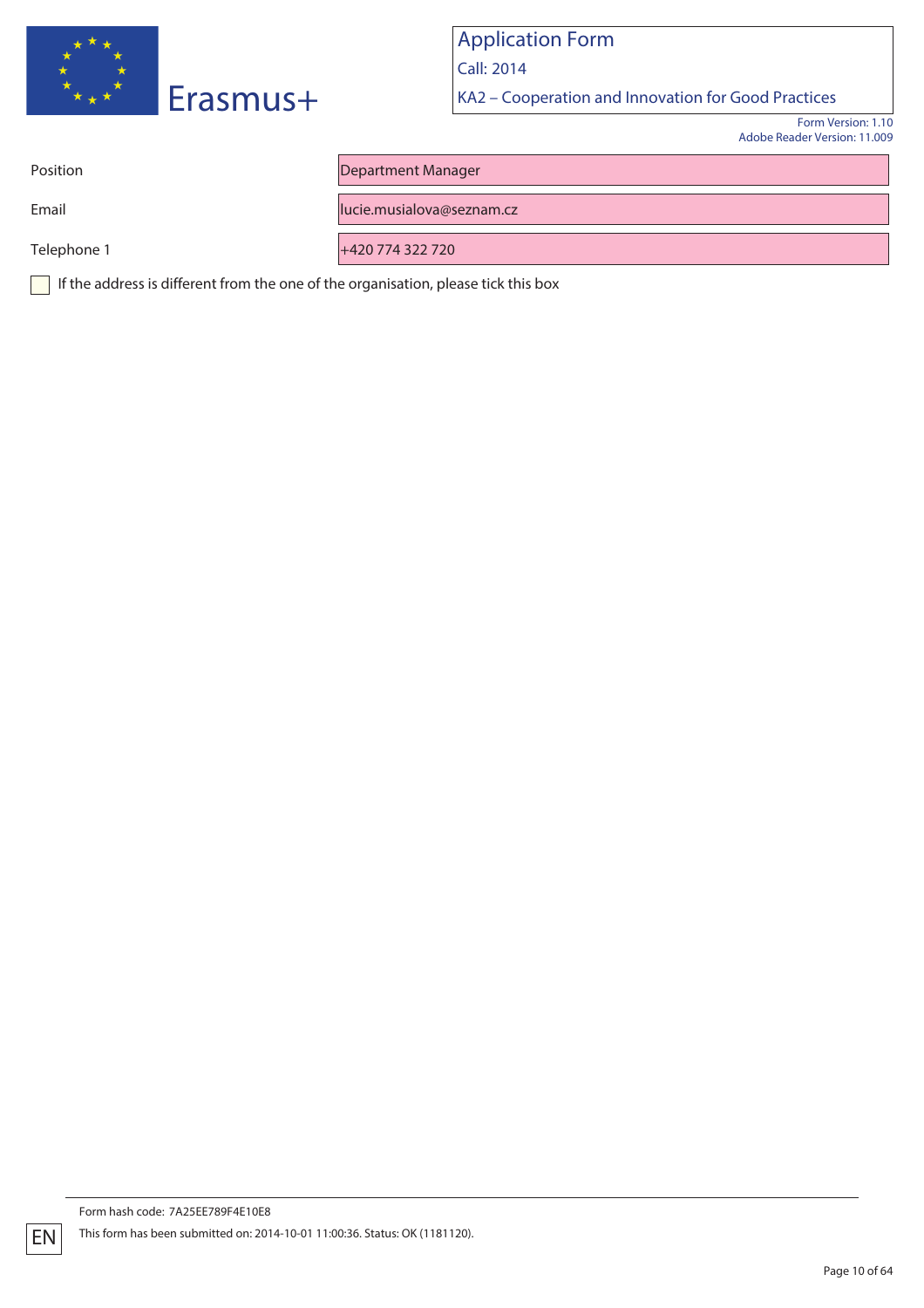| Position | Department Manager |
|---|---|
| Email | lucie.musialova@seznam.cz |
| Telephone 1 | +420 774 322 720 |

☐ If the address is different from the one of the organisation, please tick this box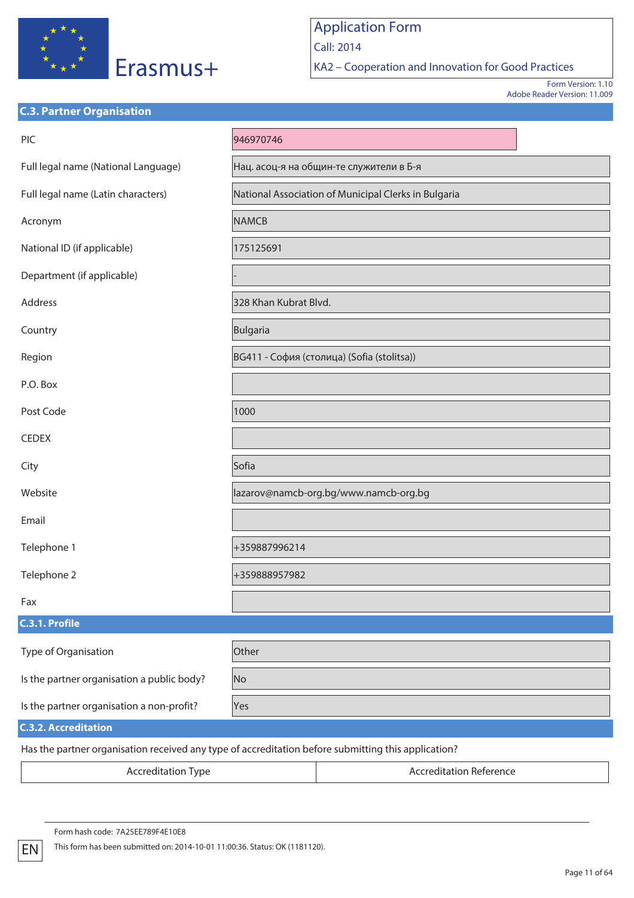Erasmus+

Application Form
Call: 2014
KA2 – Cooperation and Innovation for Good Practices

Form Version: 1.10
Adobe Reader Version: 11.009

## C.3. Partner Organisation

| | |
|---|---|
| PIC | 946970746 |
| Full legal name (National Language) | Нац. асоц-я на общин-те служители в Б-я |
| Full legal name (Latin characters) | National Association of Municipal Clerks in Bulgaria |
| Acronym | NAMCB |
| National ID (if applicable) | 175125691 |
| Department (if applicable) | - |
| Address | 328 Khan Kubrat Blvd. |
| Country | Bulgaria |
| Region | BG411 - София (столица) (Sofia (stolitsa)) |
| P.O. Box | |
| Post Code | 1000 |
| CEDEX | |
| City | Sofia |
| Website | lazarov@namcb-org.bg/www.namcb-org.bg |
| Email | |
| Telephone 1 | +359887996214 |
| Telephone 2 | +359888957982 |
| Fax | |

### C.3.1. Profile

| | |
|---|---|
| Type of Organisation | Other |
| Is the partner organisation a public body? | No |
| Is the partner organisation a non-profit? | Yes |

### C.3.2. Accreditation

Has the partner organisation received any type of accreditation before submitting this application?

| Accreditation Type | Accreditation Reference |
|---|---|

Form hash code: 7A25EE789F4E10E8

This form has been submitted on: 2014-10-01 11:00:36. Status: OK (1181120).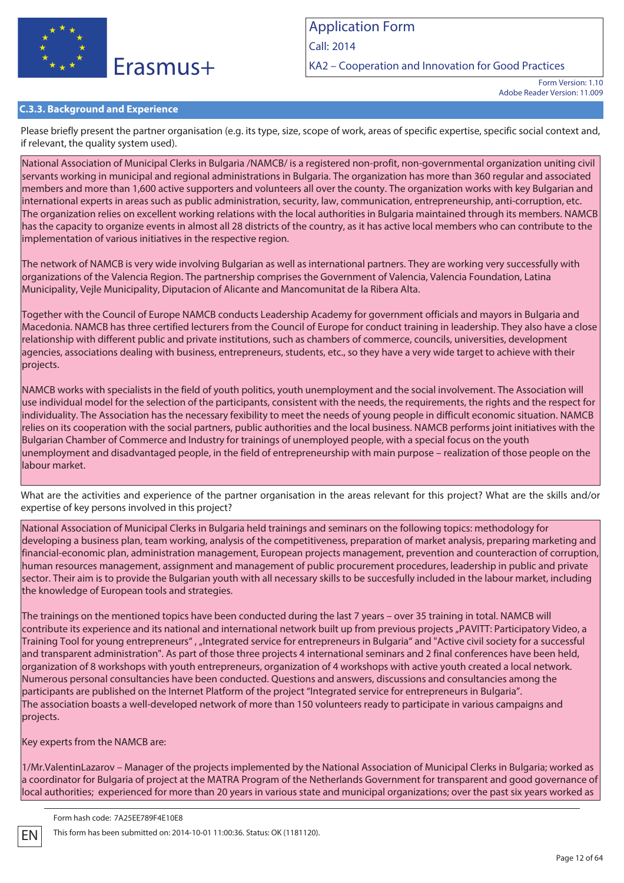### C.3.3. Background and Experience

Please briefly present the partner organisation (e.g. its type, size, scope of work, areas of specific expertise, specific social context and, if relevant, the quality system used).

National Association of Municipal Clerks in Bulgaria /NAMCB/ is a registered non-profit, non-governmental organization uniting civil servants working in municipal and regional administrations in Bulgaria. The organization has more than 360 regular and associated members and more than 1,600 active supporters and volunteers all over the county. The organization works with key Bulgarian and international experts in areas such as public administration, security, law, communication, entrepreneurship, anti-corruption, etc. The organization relies on excellent working relations with the local authorities in Bulgaria maintained through its members. NAMCB has the capacity to organize events in almost all 28 districts of the country, as it has active local members who can contribute to the implementation of various initiatives in the respective region.

The network of NAMCB is very wide involving Bulgarian as well as international partners. They are working very successfully with organizations of the Valencia Region. The partnership comprises the Government of Valencia, Valencia Foundation, Latina Municipality, Vejle Municipality, Diputacion of Alicante and Mancomunitat de la Ribera Alta.

Together with the Council of Europe NAMCB conducts Leadership Academy for government officials and mayors in Bulgaria and Macedonia. NAMCB has three certified lecturers from the Council of Europe for conduct training in leadership. They also have a close relationship with different public and private institutions, such as chambers of commerce, councils, universities, development agencies, associations dealing with business, entrepreneurs, students, etc., so they have a very wide target to achieve with their projects.

NAMCB works with specialists in the field of youth politics, youth unemployment and the social involvement. The Association will use individual model for the selection of the participants, consistent with the needs, the requirements, the rights and the respect for individuality. The Association has the necessary fexibility to meet the needs of young people in difficult economic situation. NAMCB relies on its cooperation with the social partners, public authorities and the local business. NAMCB performs joint initiatives with the Bulgarian Chamber of Commerce and Industry for trainings of unemployed people, with a special focus on the youth unemployment and disadvantaged people, in the field of entrepreneurship with main purpose – realization of those people on the labour market.

What are the activities and experience of the partner organisation in the areas relevant for this project? What are the skills and/or expertise of key persons involved in this project?

National Association of Municipal Clerks in Bulgaria held trainings and seminars on the following topics: methodology for developing a business plan, team working, analysis of the competitiveness, preparation of market analysis, preparing marketing and financial-economic plan, administration management, European projects management, prevention and counteraction of corruption, human resources management, assignment and management of public procurement procedures, leadership in public and private sector. Their aim is to provide the Bulgarian youth with all necessary skills to be succesfully included in the labour market, including the knowledge of European tools and strategies.

The trainings on the mentioned topics have been conducted during the last 7 years – over 35 training in total. NAMCB will contribute its experience and its national and international network built up from previous projects „PAVITT: Participatory Video, a Training Tool for young entrepreneurs" , „Integrated service for entrepreneurs in Bulgaria" and "Active civil society for a successful and transparent administration". As part of those three projects 4 international seminars and 2 final conferences have been held, organization of 8 workshops with youth entrepreneurs, organization of 4 workshops with active youth created a local network. Numerous personal consultancies have been conducted. Questions and answers, discussions and consultancies among the participants are published on the Internet Platform of the project "Integrated service for entrepreneurs in Bulgaria".
The association boasts a well-developed network of more than 150 volunteers ready to participate in various campaigns and projects.

Key experts from the NAMCB are:

1/Mr.ValentinLazarov – Manager of the projects implemented by the National Association of Municipal Clerks in Bulgaria; worked as a coordinator for Bulgaria of project at the MATRA Program of the Netherlands Government for transparent and good governance of local authorities; experienced for more than 20 years in various state and municipal organizations; over the past six years worked as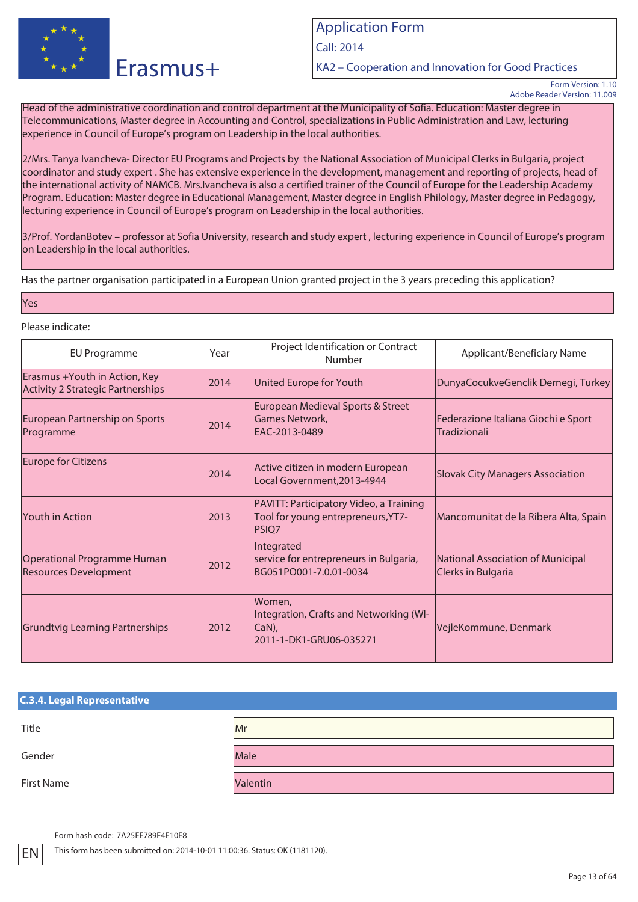Head of the administrative coordination and control department at the Municipality of Sofia. Education: Master degree in Telecommunications, Master degree in Accounting and Control, specializations in Public Administration and Law, lecturing experience in Council of Europe's program on Leadership in the local authorities.

2/Mrs. Tanya Ivancheva- Director EU Programs and Projects by the National Association of Municipal Clerks in Bulgaria, project coordinator and study expert . She has extensive experience in the development, management and reporting of projects, head of the international activity of NAMCB. Mrs.Ivancheva is also a certified trainer of the Council of Europe for the Leadership Academy Program. Education: Master degree in Educational Management, Master degree in English Philology, Master degree in Pedagogy, lecturing experience in Council of Europe's program on Leadership in the local authorities.

3/Prof. YordanBotev – professor at Sofia University, research and study expert , lecturing experience in Council of Europe's program on Leadership in the local authorities.

Has the partner organisation participated in a European Union granted project in the 3 years preceding this application?

Yes

Please indicate:

| EU Programme | Year | Project Identification or Contract Number | Applicant/Beneficiary Name |
|---|---|---|---|
| Erasmus +Youth in Action, Key Activity 2 Strategic Partnerships | 2014 | United Europe for Youth | DunyaCocukveGenclik Dernegi, Turkey |
| European Partnership on Sports Programme | 2014 | European Medieval Sports & Street Games Network, EAC-2013-0489 | Federazione Italiana Giochi e Sport Tradizionali |
| Europe for Citizens | 2014 | Active citizen in modern European Local Government,2013-4944 | Slovak City Managers Association |
| Youth in Action | 2013 | PAVITT: Participatory Video, a Training Tool for young entrepreneurs,YT7-PSIQ7 | Mancomunitat de la Ribera Alta, Spain |
| Operational Programme Human Resources Development | 2012 | Integrated service for entrepreneurs in Bulgaria, BG051PO001-7.0.01-0034 | National Association of Municipal Clerks in Bulgaria |
| Grundtvig Learning Partnerships | 2012 | Women, Integration, Crafts and Networking (WI-CaN), 2011-1-DK1-GRU06-035271 | VejleKommune, Denmark |

### C.3.4. Legal Representative

| | |
|---|---|
| Title | Mr |
| Gender | Male |
| First Name | Valentin |

Form hash code: 7A25EE789F4E10E8

This form has been submitted on: 2014-10-01 11:00:36. Status: OK (1181120).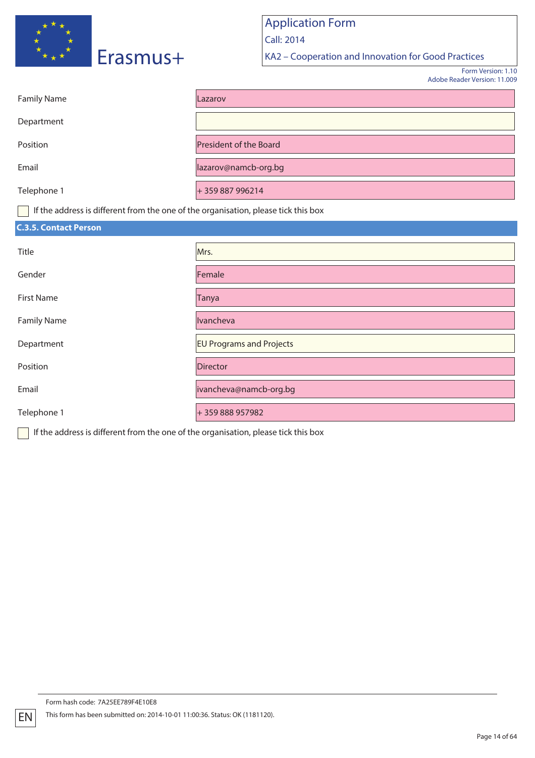| | |
|---|---|
| Family Name | Lazarov |
| Department | |
| Position | President of the Board |
| Email | lazarov@namcb-org.bg |
| Telephone 1 | + 359 887 996214 |

☐ If the address is different from the one of the organisation, please tick this box

### C.3.5. Contact Person

| | |
|---|---|
| Title | Mrs. |
| Gender | Female |
| First Name | Tanya |
| Family Name | Ivancheva |
| Department | EU Programs and Projects |
| Position | Director |
| Email | ivancheva@namcb-org.bg |
| Telephone 1 | + 359 888 957982 |

☐ If the address is different from the one of the organisation, please tick this box

Form hash code: 7A25EE789F4E10E8

This form has been submitted on: 2014-10-01 11:00:36. Status: OK (1181120).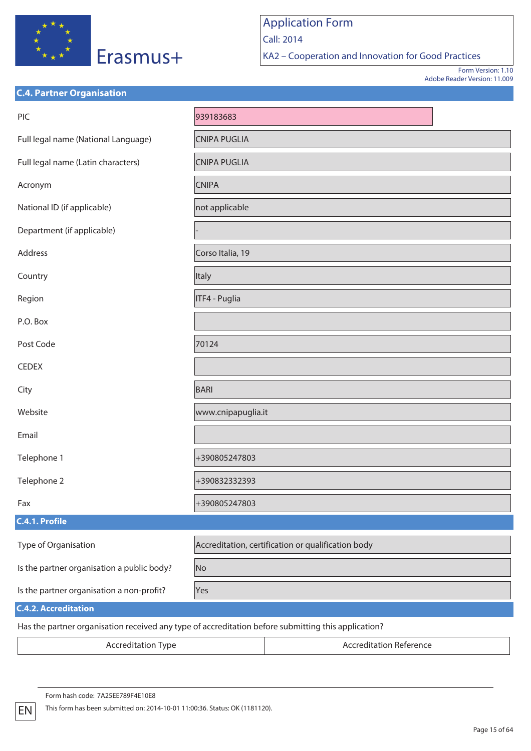Erasmus+

Application Form
Call: 2014
KA2 – Cooperation and Innovation for Good Practices

Form Version: 1.10
Adobe Reader Version: 11.009

## C.4. Partner Organisation

| | |
|---|---|
| PIC | 939183683 |
| Full legal name (National Language) | CNIPA PUGLIA |
| Full legal name (Latin characters) | CNIPA PUGLIA |
| Acronym | CNIPA |
| National ID (if applicable) | not applicable |
| Department (if applicable) | - |
| Address | Corso Italia, 19 |
| Country | Italy |
| Region | ITF4 - Puglia |
| P.O. Box | |
| Post Code | 70124 |
| CEDEX | |
| City | BARI |
| Website | www.cnipapuglia.it |
| Email | |
| Telephone 1 | +390805247803 |
| Telephone 2 | +390832332393 |
| Fax | +390805247803 |

### C.4.1. Profile

| | |
|---|---|
| Type of Organisation | Accreditation, certification or qualification body |
| Is the partner organisation a public body? | No |
| Is the partner organisation a non-profit? | Yes |

### C.4.2. Accreditation

Has the partner organisation received any type of accreditation before submitting this application?

| Accreditation Type | Accreditation Reference |
|---|---|

Form hash code: 7A25EE789F4E10E8

This form has been submitted on: 2014-10-01 11:00:36. Status: OK (1181120).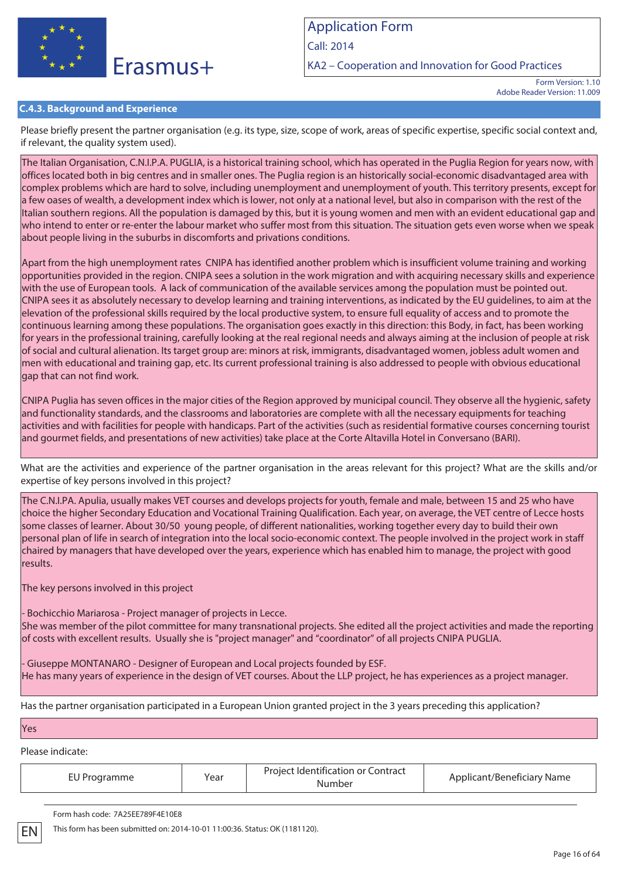### C.4.3. Background and Experience

Please briefly present the partner organisation (e.g. its type, size, scope of work, areas of specific expertise, specific social context and, if relevant, the quality system used).

The Italian Organisation, C.N.I.P.A. PUGLIA, is a historical training school, which has operated in the Puglia Region for years now, with offices located both in big centres and in smaller ones. The Puglia region is an historically social-economic disadvantaged area with complex problems which are hard to solve, including unemployment and unemployment of youth. This territory presents, except for a few oases of wealth, a development index which is lower, not only at a national level, but also in comparison with the rest of the Italian southern regions. All the population is damaged by this, but it is young women and men with an evident educational gap and who intend to enter or re-enter the labour market who suffer most from this situation. The situation gets even worse when we speak about people living in the suburbs in discomforts and privations conditions.

Apart from the high unemployment rates CNIPA has identified another problem which is insufficient volume training and working opportunities provided in the region. CNIPA sees a solution in the work migration and with acquiring necessary skills and experience with the use of European tools. A lack of communication of the available services among the population must be pointed out. CNIPA sees it as absolutely necessary to develop learning and training interventions, as indicated by the EU guidelines, to aim at the elevation of the professional skills required by the local productive system, to ensure full equality of access and to promote the continuous learning among these populations. The organisation goes exactly in this direction: this Body, in fact, has been working for years in the professional training, carefully looking at the real regional needs and always aiming at the inclusion of people at risk of social and cultural alienation. Its target group are: minors at risk, immigrants, disadvantaged women, jobless adult women and men with educational and training gap, etc. Its current professional training is also addressed to people with obvious educational gap that can not find work.

CNIPA Puglia has seven offices in the major cities of the Region approved by municipal council. They observe all the hygienic, safety and functionality standards, and the classrooms and laboratories are complete with all the necessary equipments for teaching activities and with facilities for people with handicaps. Part of the activities (such as residential formative courses concerning tourist and gourmet fields, and presentations of new activities) take place at the Corte Altavilla Hotel in Conversano (BARI).

What are the activities and experience of the partner organisation in the areas relevant for this project? What are the skills and/or expertise of key persons involved in this project?

The C.N.I.PA. Apulia, usually makes VET courses and develops projects for youth, female and male, between 15 and 25 who have choice the higher Secondary Education and Vocational Training Qualification. Each year, on average, the VET centre of Lecce hosts some classes of learner. About 30/50 young people, of different nationalities, working together every day to build their own personal plan of life in search of integration into the local socio-economic context. The people involved in the project work in staff chaired by managers that have developed over the years, experience which has enabled him to manage, the project with good results.

The key persons involved in this project

- Bochicchio Mariarosa - Project manager of projects in Lecce.
She was member of the pilot committee for many transnational projects. She edited all the project activities and made the reporting of costs with excellent results. Usually she is "project manager" and "coordinator" of all projects CNIPA PUGLIA.

- Giuseppe MONTANARO - Designer of European and Local projects founded by ESF.
He has many years of experience in the design of VET courses. About the LLP project, he has experiences as a project manager.

Has the partner organisation participated in a European Union granted project in the 3 years preceding this application?

Yes

Please indicate:

| EU Programme | Year | Project Identification or Contract Number | Applicant/Beneficiary Name |
|---|---|---|---|

Form hash code: 7A25EE789F4E10E8

This form has been submitted on: 2014-10-01 11:00:36. Status: OK (1181120).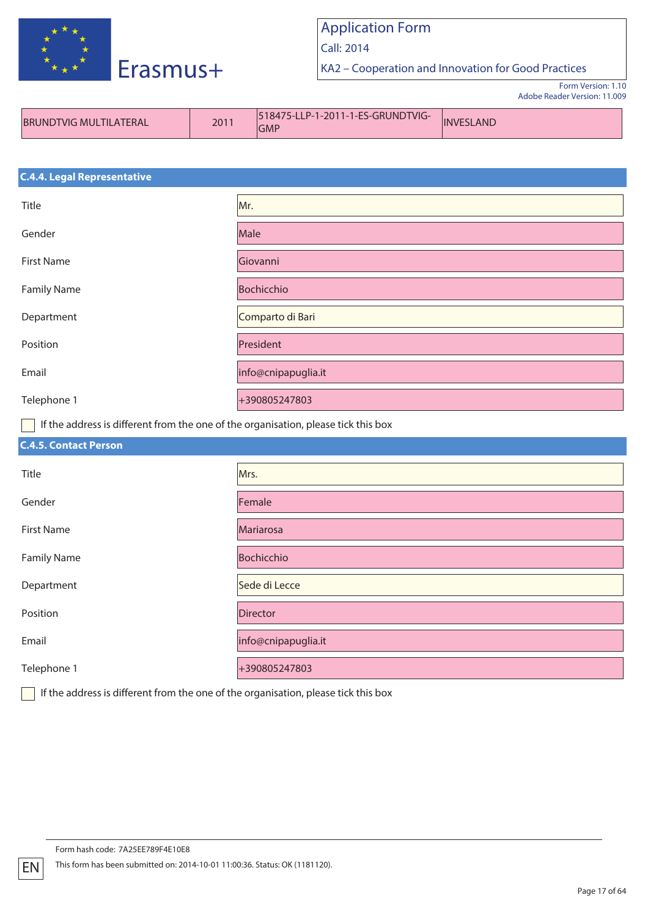| BRUNDTVIG MULTILATERAL | 2011 | 518475-LLP-1-2011-1-ES-GRUNDTVIG-GMP | INVESLAND |
|---|---|---|---|

## C.4.4. Legal Representative

| | |
|---|---|
| Title | Mr. |
| Gender | Male |
| First Name | Giovanni |
| Family Name | Bochicchio |
| Department | Comparto di Bari |
| Position | President |
| Email | info@cnipapuglia.it |
| Telephone 1 | +390805247803 |

☐ If the address is different from the one of the organisation, please tick this box

## C.4.5. Contact Person

| | |
|---|---|
| Title | Mrs. |
| Gender | Female |
| First Name | Mariarosa |
| Family Name | Bochicchio |
| Department | Sede di Lecce |
| Position | Director |
| Email | info@cnipapuglia.it |
| Telephone 1 | +390805247803 |

☐ If the address is different from the one of the organisation, please tick this box

Form hash code: 7A25EE789F4E10E8

This form has been submitted on: 2014-10-01 11:00:36. Status: OK (1181120).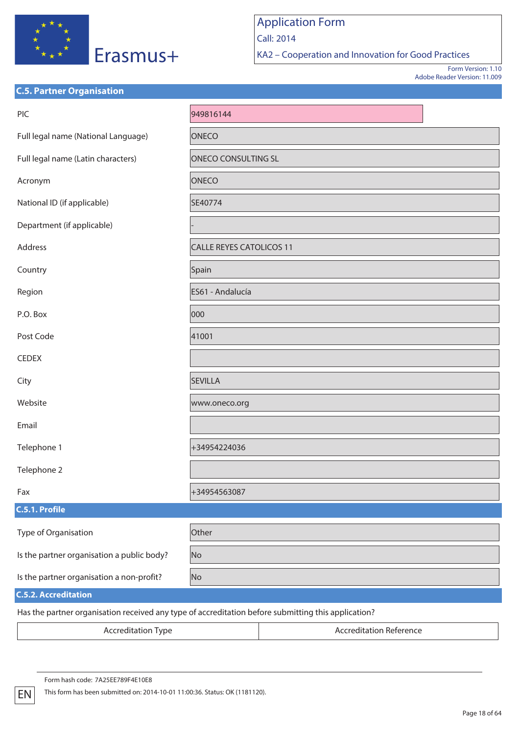## C.5. Partner Organisation

| | |
|---|---|
| PIC | 949816144 |
| Full legal name (National Language) | ONECO |
| Full legal name (Latin characters) | ONECO CONSULTING SL |
| Acronym | ONECO |
| National ID (if applicable) | SE40774 |
| Department (if applicable) | - |
| Address | CALLE REYES CATOLICOS 11 |
| Country | Spain |
| Region | ES61 - Andalucía |
| P.O. Box | 000 |
| Post Code | 41001 |
| CEDEX | |
| City | SEVILLA |
| Website | www.oneco.org |
| Email | |
| Telephone 1 | +34954224036 |
| Telephone 2 | |
| Fax | +34954563087 |

### C.5.1. Profile

| | |
|---|---|
| Type of Organisation | Other |
| Is the partner organisation a public body? | No |
| Is the partner organisation a non-profit? | No |

### C.5.2. Accreditation

Has the partner organisation received any type of accreditation before submitting this application?

| Accreditation Type | Accreditation Reference |
|---|---|

Form hash code: 7A25EE789F4E10E8

This form has been submitted on: 2014-10-01 11:00:36. Status: OK (1181120).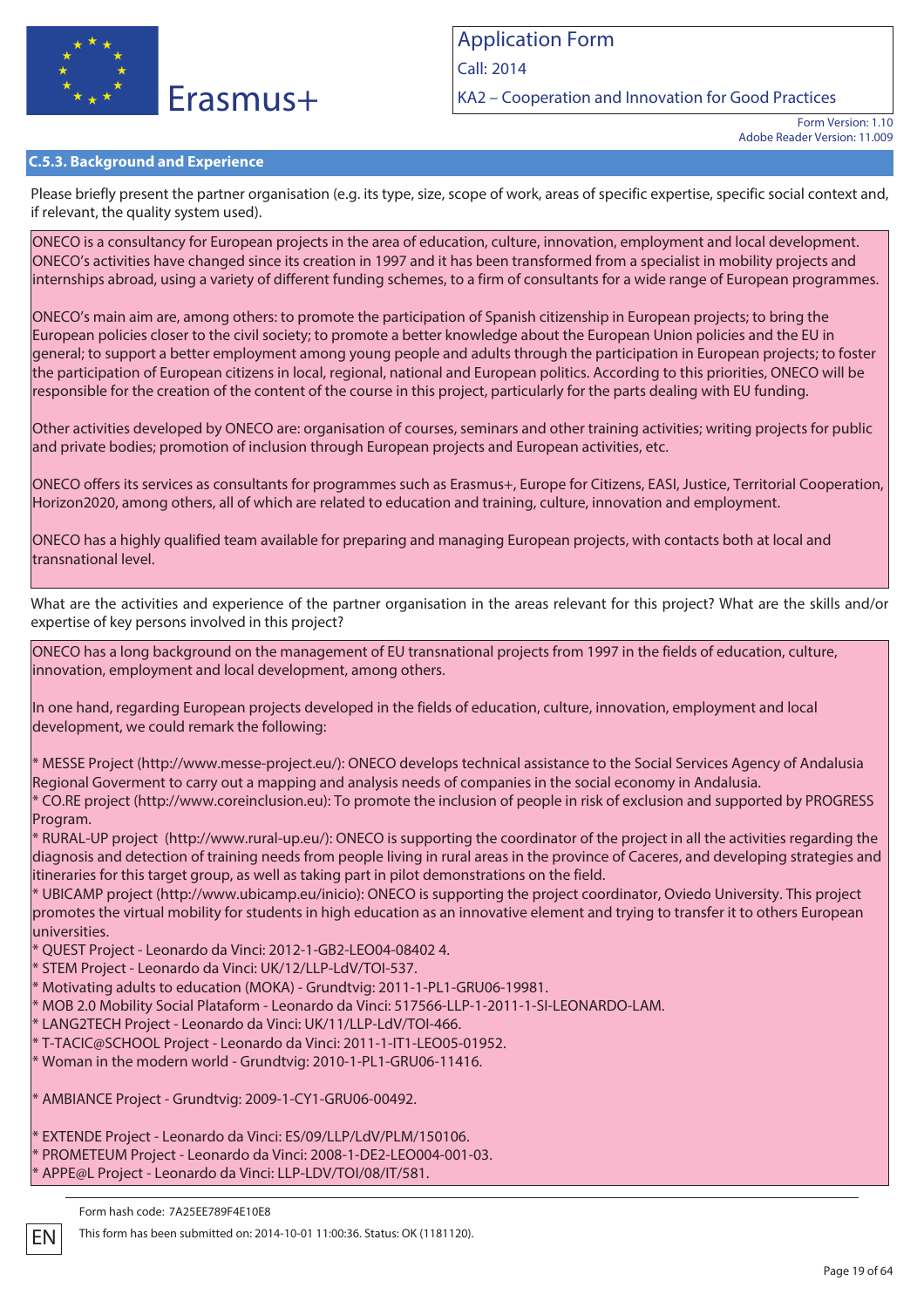### C.5.3. Background and Experience

Please briefly present the partner organisation (e.g. its type, size, scope of work, areas of specific expertise, specific social context and, if relevant, the quality system used).

ONECO is a consultancy for European projects in the area of education, culture, innovation, employment and local development. ONECO's activities have changed since its creation in 1997 and it has been transformed from a specialist in mobility projects and internships abroad, using a variety of different funding schemes, to a firm of consultants for a wide range of European programmes.

ONECO's main aim are, among others: to promote the participation of Spanish citizenship in European projects; to bring the European policies closer to the civil society; to promote a better knowledge about the European Union policies and the EU in general; to support a better employment among young people and adults through the participation in European projects; to foster the participation of European citizens in local, regional, national and European politics. According to this priorities, ONECO will be responsible for the creation of the content of the course in this project, particularly for the parts dealing with EU funding.

Other activities developed by ONECO are: organisation of courses, seminars and other training activities; writing projects for public and private bodies; promotion of inclusion through European projects and European activities, etc.

ONECO offers its services as consultants for programmes such as Erasmus+, Europe for Citizens, EASI, Justice, Territorial Cooperation, Horizon2020, among others, all of which are related to education and training, culture, innovation and employment.

ONECO has a highly qualified team available for preparing and managing European projects, with contacts both at local and transnational level.

What are the activities and experience of the partner organisation in the areas relevant for this project? What are the skills and/or expertise of key persons involved in this project?

ONECO has a long background on the management of EU transnational projects from 1997 in the fields of education, culture, innovation, employment and local development, among others.

In one hand, regarding European projects developed in the fields of education, culture, innovation, employment and local development, we could remark the following:

* MESSE Project (http://www.messe-project.eu/): ONECO develops technical assistance to the Social Services Agency of Andalusia Regional Goverment to carry out a mapping and analysis needs of companies in the social economy in Andalusia.
* CO.RE project (http://www.coreinclusion.eu): To promote the inclusion of people in risk of exclusion and supported by PROGRESS Program.
* RURAL-UP project (http://www.rural-up.eu/): ONECO is supporting the coordinator of the project in all the activities regarding the diagnosis and detection of training needs from people living in rural areas in the province of Caceres, and developing strategies and itineraries for this target group, as well as taking part in pilot demonstrations on the field.
* UBICAMP project (http://www.ubicamp.eu/inicio): ONECO is supporting the project coordinator, Oviedo University. This project promotes the virtual mobility for students in high education as an innovative element and trying to transfer it to others European universities.
* QUEST Project - Leonardo da Vinci: 2012-1-GB2-LEO04-08402 4.
* STEM Project - Leonardo da Vinci: UK/12/LLP-LdV/TOI-537.
* Motivating adults to education (MOKA) - Grundtvig: 2011-1-PL1-GRU06-19981.
* MOB 2.0 Mobility Social Plataform - Leonardo da Vinci: 517566-LLP-1-2011-1-SI-LEONARDO-LAM.
* LANG2TECH Project - Leonardo da Vinci: UK/11/LLP-LdV/TOI-466.
* T-TACIC@SCHOOL Project - Leonardo da Vinci: 2011-1-IT1-LEO05-01952.
* Woman in the modern world - Grundtvig: 2010-1-PL1-GRU06-11416.

* AMBIANCE Project - Grundtvig: 2009-1-CY1-GRU06-00492.

* EXTENDE Project - Leonardo da Vinci: ES/09/LLP/LdV/PLM/150106.
* PROMETEUM Project - Leonardo da Vinci: 2008-1-DE2-LEO004-001-03.
* APPE@L Project - Leonardo da Vinci: LLP-LDV/TOI/08/IT/581.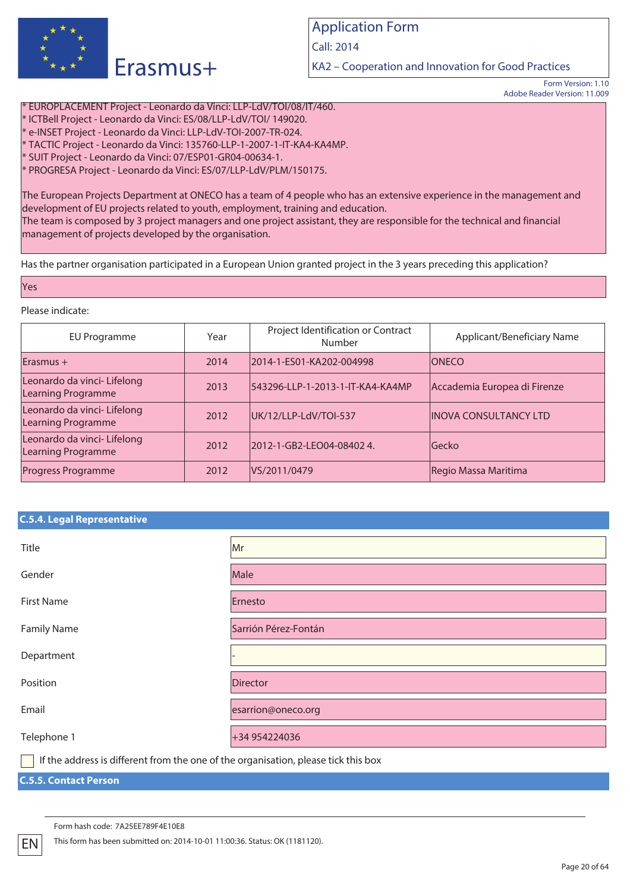* EUROPLACEMENT Project - Leonardo da Vinci: LLP-LdV/TOI/08/IT/460.
* ICTBell Project - Leonardo da Vinci: ES/08/LLP-LdV/TOI/ 149020.
* e-INSET Project - Leonardo da Vinci: LLP-LdV-TOI-2007-TR-024.
* TACTIC Project - Leonardo da Vinci: 135760-LLP-1-2007-1-IT-KA4-KA4MP.
* SUIT Project - Leonardo da Vinci: 07/ESP01-GR04-00634-1.
* PROGRESA Project - Leonardo da Vinci: ES/07/LLP-LdV/PLM/150175.

The European Projects Department at ONECO has a team of 4 people who has an extensive experience in the management and development of EU projects related to youth, employment, training and education.
The team is composed by 3 project managers and one project assistant, they are responsible for the technical and financial management of projects developed by the organisation.

Has the partner organisation participated in a European Union granted project in the 3 years preceding this application?

Yes

Please indicate:

| EU Programme | Year | Project Identification or Contract Number | Applicant/Beneficiary Name |
|---|---|---|---|
| Erasmus + | 2014 | 2014-1-ES01-KA202-004998 | ONECO |
| Leonardo da vinci- Lifelong Learning Programme | 2013 | 543296-LLP-1-2013-1-IT-KA4-KA4MP | Accademia Europea di Firenze |
| Leonardo da vinci- Lifelong Learning Programme | 2012 | UK/12/LLP-LdV/TOI-537 | INOVA CONSULTANCY LTD |
| Leonardo da vinci- Lifelong Learning Programme | 2012 | 2012-1-GB2-LEO04-08402 4. | Gecko |
| Progress Programme | 2012 | VS/2011/0479 | Regio Massa Maritima |

## C.5.4. Legal Representative

| | |
|---|---|
| Title | Mr |
| Gender | Male |
| First Name | Ernesto |
| Family Name | Sarrión Pérez-Fontán |
| Department | - |
| Position | Director |
| Email | esarrion@oneco.org |
| Telephone 1 | +34 954224036 |

☐ If the address is different from the one of the organisation, please tick this box

## C.5.5. Contact Person

Form hash code: 7A25EE789F4E10E8

This form has been submitted on: 2014-10-01 11:00:36. Status: OK (1181120).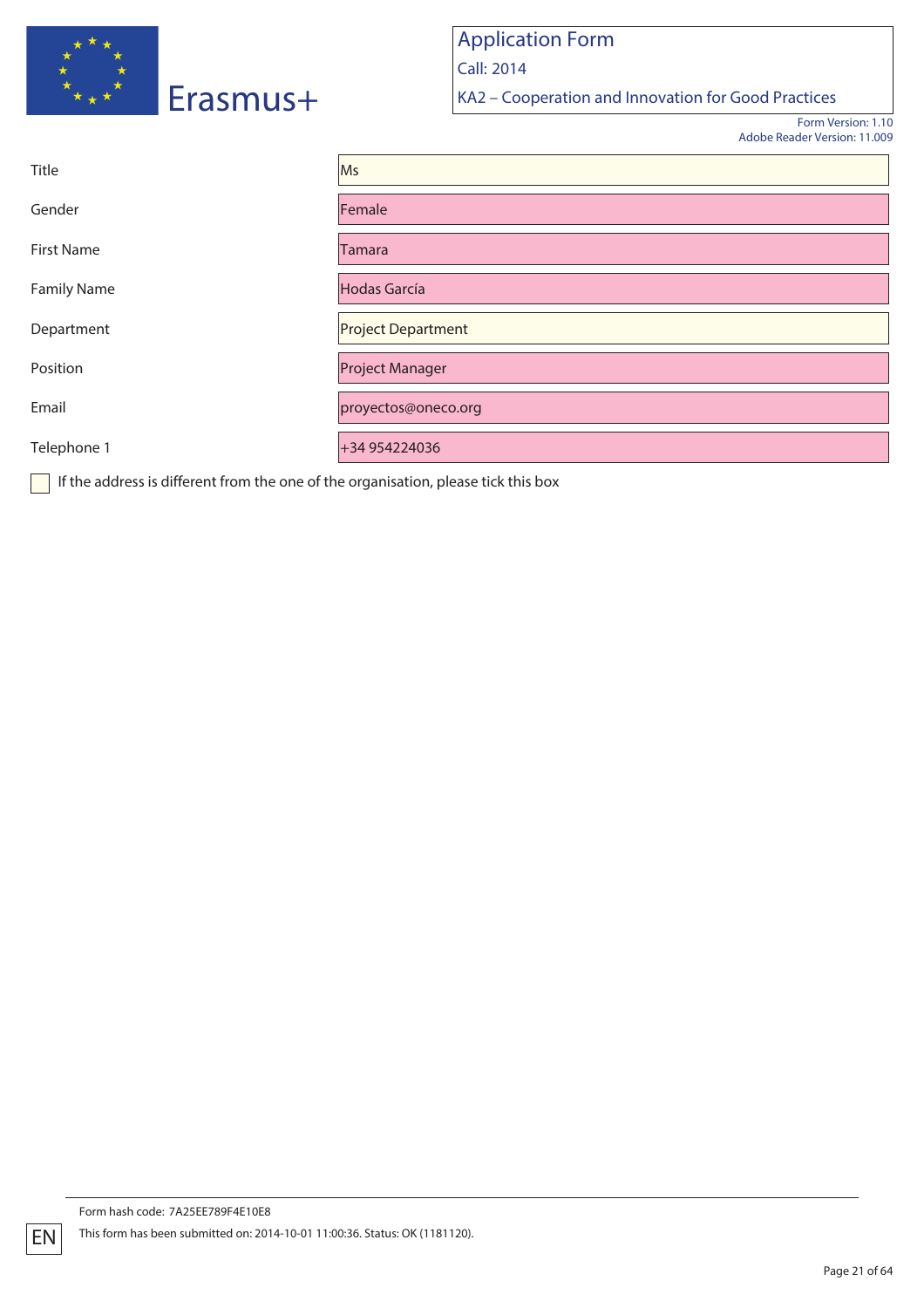| Field | Value |
| --- | --- |
| Title | Ms |
| Gender | Female |
| First Name | Tamara |
| Family Name | Hodas García |
| Department | Project Department |
| Position | Project Manager |
| Email | proyectos@oneco.org |
| Telephone 1 | +34 954224036 |

☐ If the address is different from the one of the organisation, please tick this box

Form hash code: 7A25EE789F4E10E8

This form has been submitted on: 2014-10-01 11:00:36. Status: OK (1181120).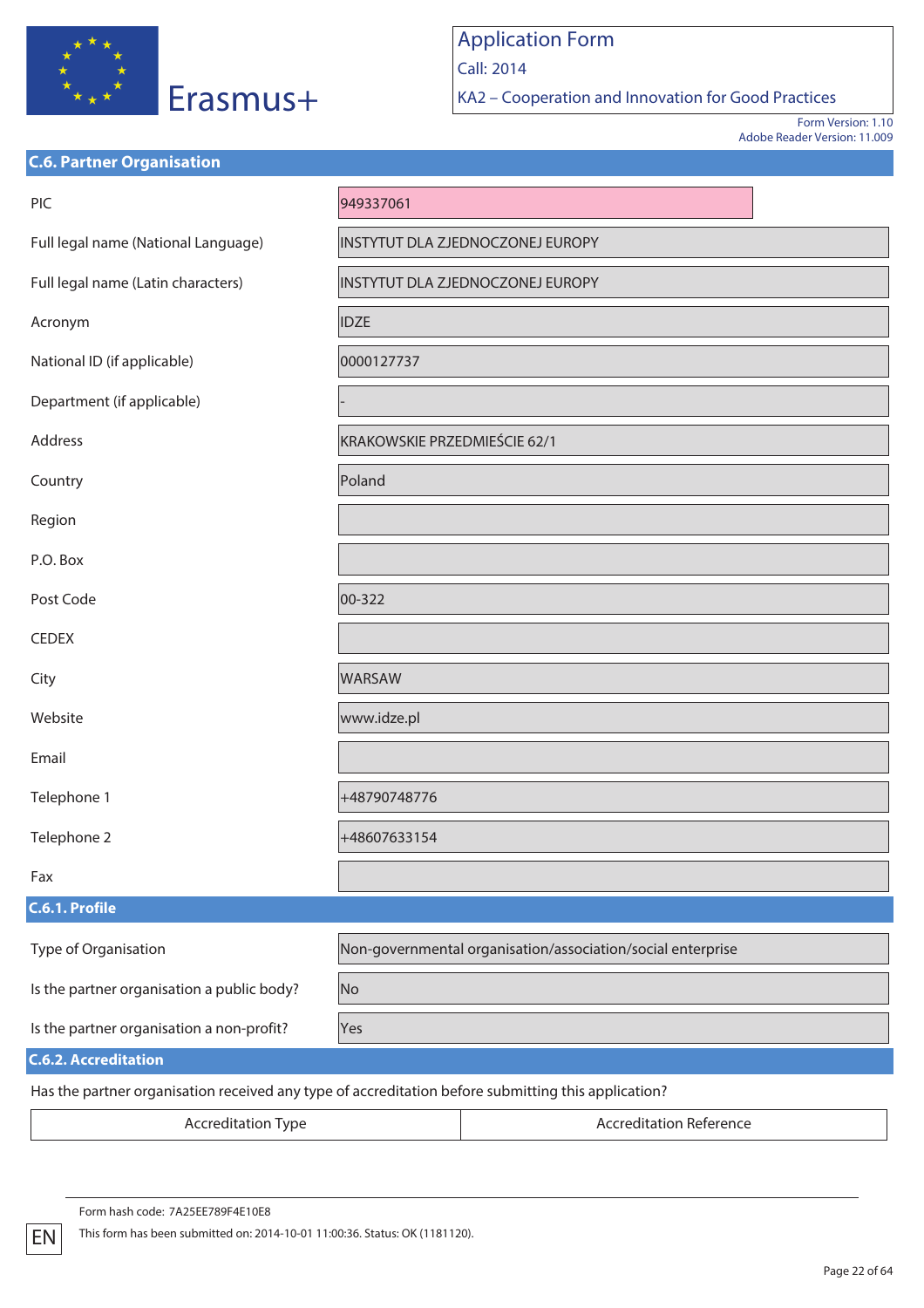# Application Form

Call: 2014

KA2 – Cooperation and Innovation for Good Practices

Form Version: 1.10
Adobe Reader Version: 11.009

## C.6. Partner Organisation

| | |
|---|---|
| PIC | 949337061 |
| Full legal name (National Language) | INSTYTUT DLA ZJEDNOCZONEJ EUROPY |
| Full legal name (Latin characters) | INSTYTUT DLA ZJEDNOCZONEJ EUROPY |
| Acronym | IDZE |
| National ID (if applicable) | 0000127737 |
| Department (if applicable) | - |
| Address | KRAKOWSKIE PRZEDMIEŚCIE 62/1 |
| Country | Poland |
| Region | |
| P.O. Box | |
| Post Code | 00-322 |
| CEDEX | |
| City | WARSAW |
| Website | www.idze.pl |
| Email | |
| Telephone 1 | +48790748776 |
| Telephone 2 | +48607633154 |
| Fax | |

### C.6.1. Profile

| | |
|---|---|
| Type of Organisation | Non-governmental organisation/association/social enterprise |
| Is the partner organisation a public body? | No |
| Is the partner organisation a non-profit? | Yes |

### C.6.2. Accreditation

Has the partner organisation received any type of accreditation before submitting this application?

| Accreditation Type | Accreditation Reference |
|---|---|

Form hash code: 7A25EE789F4E10E8

This form has been submitted on: 2014-10-01 11:00:36. Status: OK (1181120).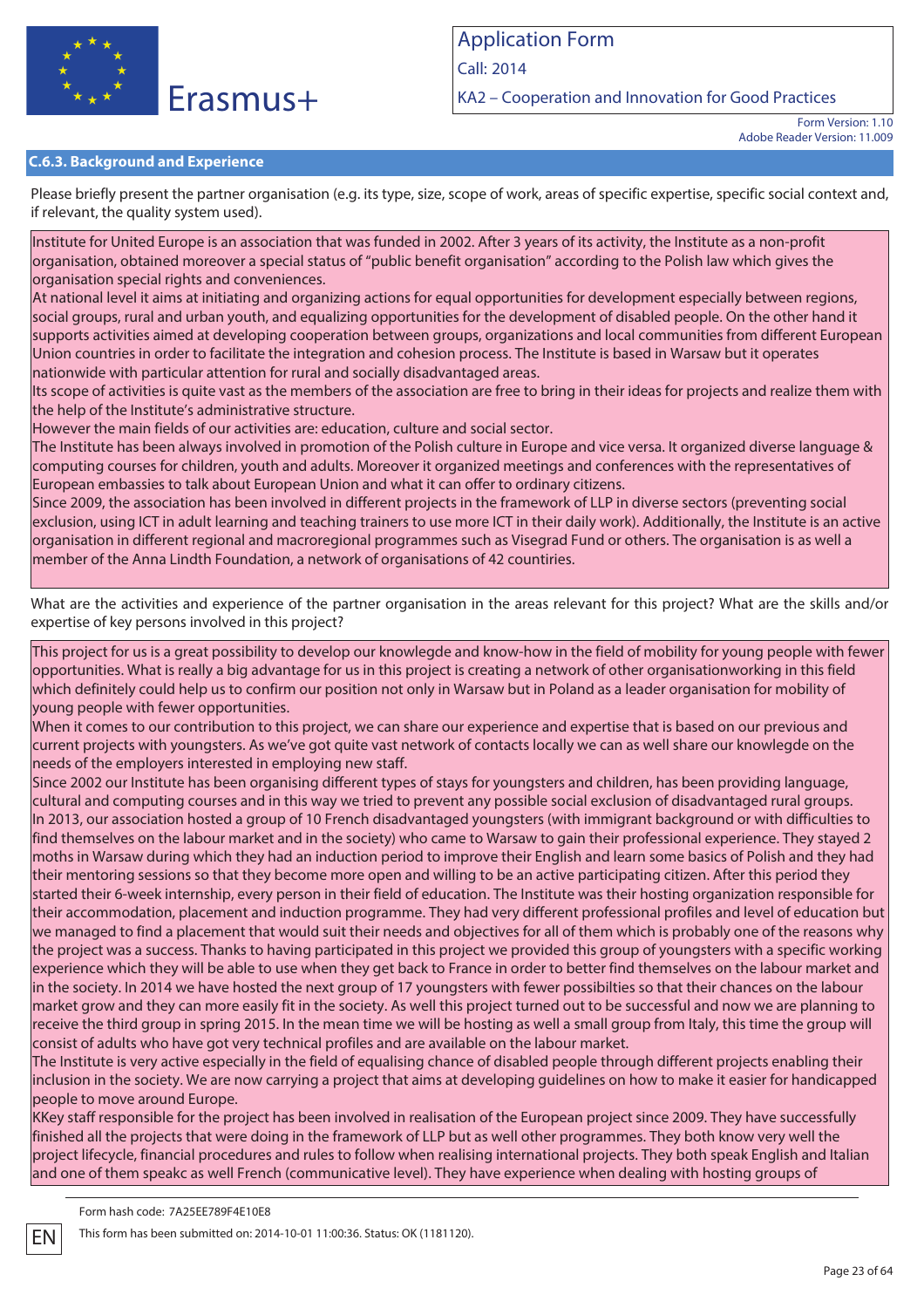### C.6.3. Background and Experience

Please briefly present the partner organisation (e.g. its type, size, scope of work, areas of specific expertise, specific social context and, if relevant, the quality system used).

Institute for United Europe is an association that was funded in 2002. After 3 years of its activity, the Institute as a non-profit organisation, obtained moreover a special status of "public benefit organisation" according to the Polish law which gives the organisation special rights and conveniences.
At national level it aims at initiating and organizing actions for equal opportunities for development especially between regions, social groups, rural and urban youth, and equalizing opportunities for the development of disabled people. On the other hand it supports activities aimed at developing cooperation between groups, organizations and local communities from different European Union countries in order to facilitate the integration and cohesion process. The Institute is based in Warsaw but it operates nationwide with particular attention for rural and socially disadvantaged areas.
Its scope of activities is quite vast as the members of the association are free to bring in their ideas for projects and realize them with the help of the Institute's administrative structure.
However the main fields of our activities are: education, culture and social sector.
The Institute has been always involved in promotion of the Polish culture in Europe and vice versa. It organized diverse language & computing courses for children, youth and adults. Moreover it organized meetings and conferences with the representatives of European embassies to talk about European Union and what it can offer to ordinary citizens.
Since 2009, the association has been involved in different projects in the framework of LLP in diverse sectors (preventing social exclusion, using ICT in adult learning and teaching trainers to use more ICT in their daily work). Additionally, the Institute is an active organisation in different regional and macroregional programmes such as Visegrad Fund or others. The organisation is as well a member of the Anna Lindth Foundation, a network of organisations of 42 countries.

What are the activities and experience of the partner organisation in the areas relevant for this project? What are the skills and/or expertise of key persons involved in this project?

This project for us is a great possibility to develop our knowlegde and know-how in the field of mobility for young people with fewer opportunities. What is really a big advantage for us in this project is creating a network of other organisationworking in this field which definitely could help us to confirm our position not only in Warsaw but in Poland as a leader organisation for mobility of young people with fewer opportunities.
When it comes to our contribution to this project, we can share our experience and expertise that is based on our previous and current projects with youngsters. As we've got quite vast network of contacts locally we can as well share our knowlegde on the needs of the employers interested in employing new staff.
Since 2002 our Institute has been organising different types of stays for youngsters and children, has been providing language, cultural and computing courses and in this way we tried to prevent any possible social exclusion of disadvantaged rural groups.
In 2013, our association hosted a group of 10 French disadvantaged youngsters (with immigrant background or with difficulties to find themselves on the labour market and in the society) who came to Warsaw to gain their professional experience. They stayed 2 moths in Warsaw during which they had an induction period to improve their English and learn some basics of Polish and they had their mentoring sessions so that they become more open and willing to be an active participating citizen. After this period they started their 6-week internship, every person in their field of education. The Institute was their hosting organization responsible for their accommodation, placement and induction programme. They had very different professional profiles and level of education but we managed to find a placement that would suit their needs and objectives for all of them which is probably one of the reasons why the project was a success. Thanks to having participated in this project we provided this group of youngsters with a specific working experience which they will be able to use when they get back to France in order to better find themselves on the labour market and in the society. In 2014 we have hosted the next group of 17 youngsters with fewer possibilties so that their chances on the labour market grow and they can more easily fit in the society. As well this project turned out to be successful and now we are planning to receive the third group in spring 2015. In the mean time we will be hosting as well a small group from Italy, this time the group will consist of adults who have got very technical profiles and are available on the labour market.
The Institute is very active especially in the field of equalising chance of disabled people through different projects enabling their inclusion in the society. We are now carrying a project that aims at developing guidelines on how to make it easier for handicapped people to move around Europe.
KKey staff responsible for the project has been involved in realisation of the European project since 2009. They have successfully finished all the projects that were doing in the framework of LLP but as well other programmes. They both know very well the project lifecycle, financial procedures and rules to follow when realising international projects. They both speak English and Italian and one of them speakc as well French (communicative level). They have experience when dealing with hosting groups of

Form hash code: 7A25EE789F4E10E8

This form has been submitted on: 2014-10-01 11:00:36. Status: OK (1181120).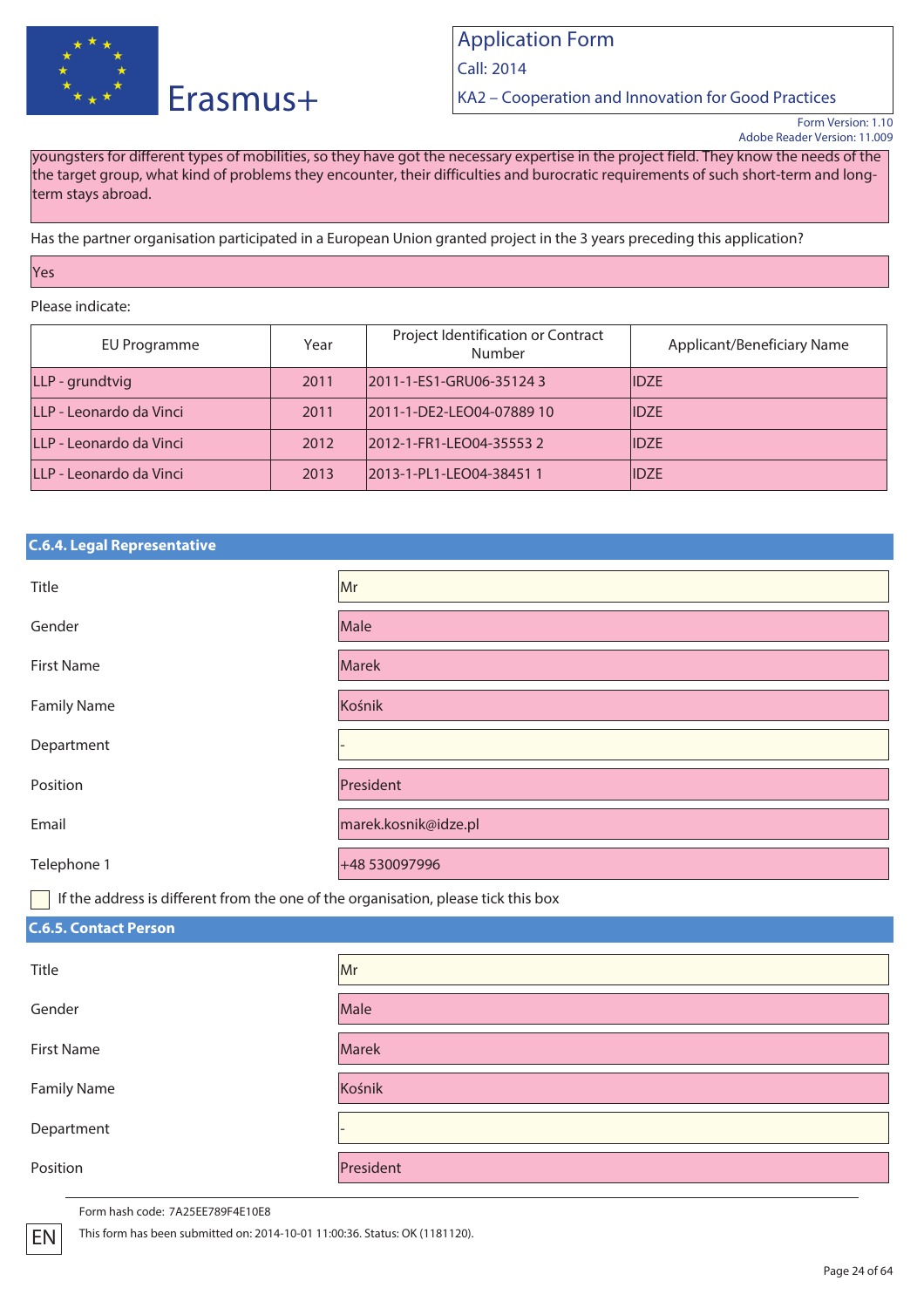youngsters for different types of mobilities, so they have got the necessary expertise in the project field. They know the needs of the the target group, what kind of problems they encounter, their difficulties and burocratic requirements of such short-term and long-term stays abroad.

Has the partner organisation participated in a European Union granted project in the 3 years preceding this application?

Yes

Please indicate:

| EU Programme | Year | Project Identification or Contract Number | Applicant/Beneficiary Name |
|---|---|---|---|
| LLP - grundtvig | 2011 | 2011-1-ES1-GRU06-35124 3 | IDZE |
| LLP - Leonardo da Vinci | 2011 | 2011-1-DE2-LEO04-07889 10 | IDZE |
| LLP - Leonardo da Vinci | 2012 | 2012-1-FR1-LEO04-35553 2 | IDZE |
| LLP - Leonardo da Vinci | 2013 | 2013-1-PL1-LEO04-38451 1 | IDZE |

## C.6.4. Legal Representative

| | |
|---|---|
| Title | Mr |
| Gender | Male |
| First Name | Marek |
| Family Name | Kośnik |
| Department | - |
| Position | President |
| Email | marek.kosnik@idze.pl |
| Telephone 1 | +48 530097996 |

☐ If the address is different from the one of the organisation, please tick this box

## C.6.5. Contact Person

| | |
|---|---|
| Title | Mr |
| Gender | Male |
| First Name | Marek |
| Family Name | Kośnik |
| Department | - |
| Position | President |

Form hash code: 7A25EE789F4E10E8

This form has been submitted on: 2014-10-01 11:00:36. Status: OK (1181120).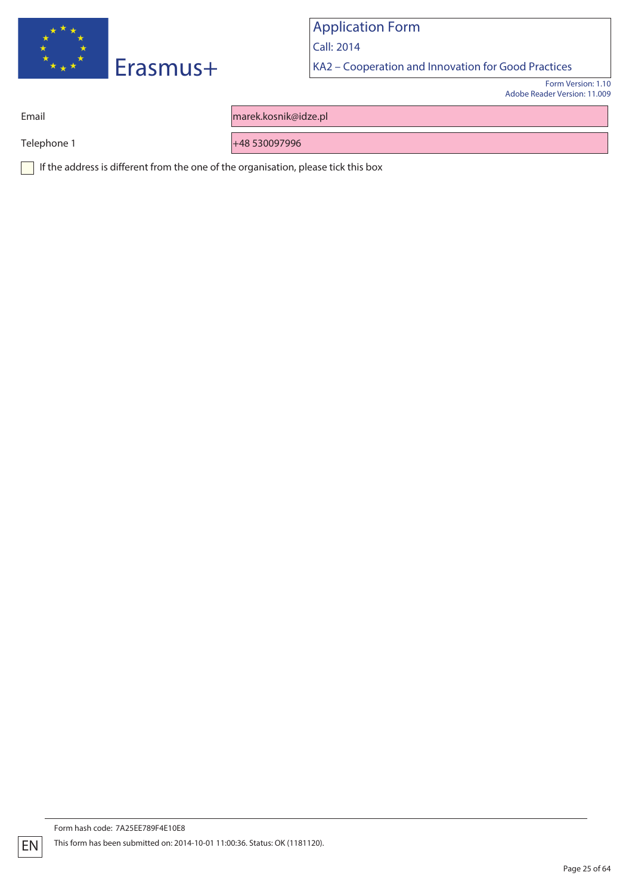| | |
|---|---|
| Email | marek.kosnik@idze.pl |
| Telephone 1 | +48 530097996 |

☐ If the address is different from the one of the organisation, please tick this box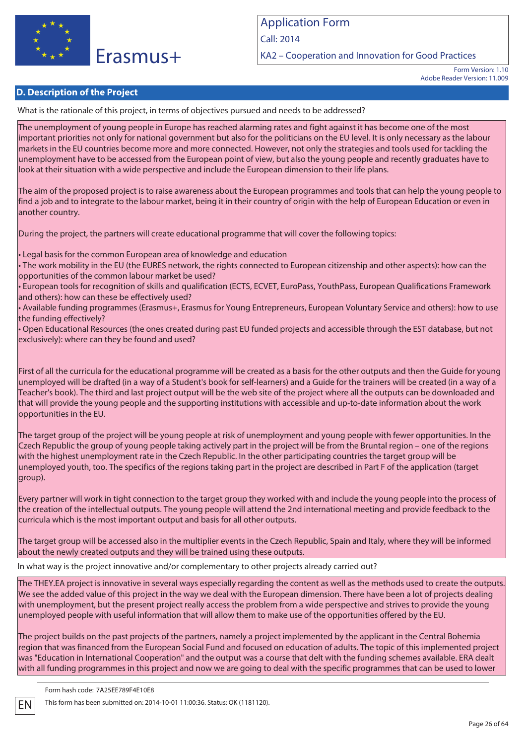## D. Description of the Project

What is the rationale of this project, in terms of objectives pursued and needs to be addressed?

The unemployment of young people in Europe has reached alarming rates and fight against it has become one of the most important priorities not only for national government but also for the politicians on the EU level. It is only necessary as the labour markets in the EU countries become more and more connected. However, not only the strategies and tools used for tackling the unemployment have to be accessed from the European point of view, but also the young people and recently graduates have to look at their situation with a wide perspective and include the European dimension to their life plans.

The aim of the proposed project is to raise awareness about the European programmes and tools that can help the young people to find a job and to integrate to the labour market, being it in their country of origin with the help of European Education or even in another country.

During the project, the partners will create educational programme that will cover the following topics:

- Legal basis for the common European area of knowledge and education
- The work mobility in the EU (the EURES network, the rights connected to European citizenship and other aspects): how can the opportunities of the common labour market be used?
- European tools for recognition of skills and qualification (ECTS, ECVET, EuroPass, YouthPass, European Qualifications Framework and others): how can these be effectively used?
- Available funding programmes (Erasmus+, Erasmus for Young Entrepreneurs, European Voluntary Service and others): how to use the funding effectively?
- Open Educational Resources (the ones created during past EU funded projects and accessible through the EST database, but not exclusively): where can they be found and used?

First of all the curricula for the educational programme will be created as a basis for the other outputs and then the Guide for young unemployed will be drafted (in a way of a Student's book for self-learners) and a Guide for the trainers will be created (in a way of a Teacher's book). The third and last project output will be the web site of the project where all the outputs can be downloaded and that will provide the young people and the supporting institutions with accessible and up-to-date information about the work opportunities in the EU.

The target group of the project will be young people at risk of unemployment and young people with fewer opportunities. In the Czech Republic the group of young people taking actively part in the project will be from the Bruntal region – one of the regions with the highest unemployment rate in the Czech Republic. In the other participating countries the target group will be unemployed youth, too. The specifics of the regions taking part in the project are described in Part F of the application (target group).

Every partner will work in tight connection to the target group they worked with and include the young people into the process of the creation of the intellectual outputs. The young people will attend the 2nd international meeting and provide feedback to the curricula which is the most important output and basis for all other outputs.

The target group will be accessed also in the multiplier events in the Czech Republic, Spain and Italy, where they will be informed about the newly created outputs and they will be trained using these outputs.

In what way is the project innovative and/or complementary to other projects already carried out?

The THEY.EA project is innovative in several ways especially regarding the content as well as the methods used to create the outputs. We see the added value of this project in the way we deal with the European dimension. There have been a lot of projects dealing with unemployment, but the present project really access the problem from a wide perspective and strives to provide the young unemployed people with useful information that will allow them to make use of the opportunities offered by the EU.

The project builds on the past projects of the partners, namely a project implemented by the applicant in the Central Bohemia region that was financed from the European Social Fund and focused on education of adults. The topic of this implemented project was "Education in International Cooperation" and the output was a course that delt with the funding schemes available. ERA dealt with all funding programmes in this project and now we are going to deal with the specific programmes that can be used to lower

Form hash code: 7A25EE789F4E10E8

This form has been submitted on: 2014-10-01 11:00:36. Status: OK (1181120).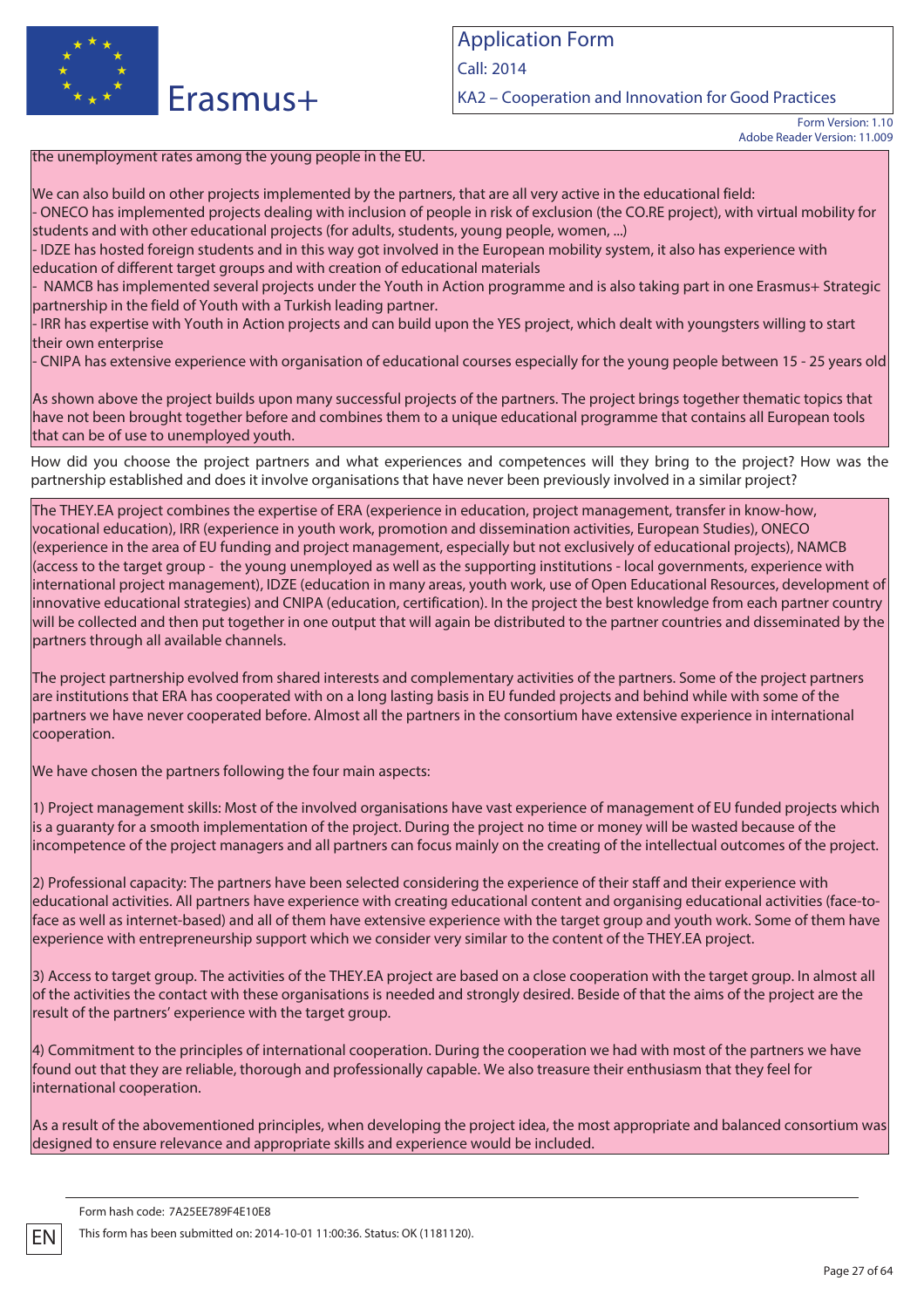the unemployment rates among the young people in the EU.

We can also build on other projects implemented by the partners, that are all very active in the educational field:
- ONECO has implemented projects dealing with inclusion of people in risk of exclusion (the CO.RE project), with virtual mobility for students and with other educational projects (for adults, students, young people, women, ...)
- IDZE has hosted foreign students and in this way got involved in the European mobility system, it also has experience with education of different target groups and with creation of educational materials
- NAMCB has implemented several projects under the Youth in Action programme and is also taking part in one Erasmus+ Strategic partnership in the field of Youth with a Turkish leading partner.
- IRR has expertise with Youth in Action projects and can build upon the YES project, which dealt with youngsters willing to start their own enterprise
- CNIPA has extensive experience with organisation of educational courses especially for the young people between 15 - 25 years old

As shown above the project builds upon many successful projects of the partners. The project brings together thematic topics that have not been brought together before and combines them to a unique educational programme that contains all European tools that can be of use to unemployed youth.

How did you choose the project partners and what experiences and competences will they bring to the project? How was the partnership established and does it involve organisations that have never been previously involved in a similar project?

The THEY.EA project combines the expertise of ERA (experience in education, project management, transfer in know-how, vocational education), IRR (experience in youth work, promotion and dissemination activities, European Studies), ONECO (experience in the area of EU funding and project management, especially but not exclusively of educational projects), NAMCB (access to the target group - the young unemployed as well as the supporting institutions - local governments, experience with international project management), IDZE (education in many areas, youth work, use of Open Educational Resources, development of innovative educational strategies) and CNIPA (education, certification). In the project the best knowledge from each partner country will be collected and then put together in one output that will again be distributed to the partner countries and disseminated by the partners through all available channels.

The project partnership evolved from shared interests and complementary activities of the partners. Some of the project partners are institutions that ERA has cooperated with on a long lasting basis in EU funded projects and behind while with some of the partners we have never cooperated before. Almost all the partners in the consortium have extensive experience in international cooperation.

We have chosen the partners following the four main aspects:

1) Project management skills: Most of the involved organisations have vast experience of management of EU funded projects which is a guaranty for a smooth implementation of the project. During the project no time or money will be wasted because of the incompetence of the project managers and all partners can focus mainly on the creating of the intellectual outcomes of the project.

2) Professional capacity: The partners have been selected considering the experience of their staff and their experience with educational activities. All partners have experience with creating educational content and organising educational activities (face-to-face as well as internet-based) and all of them have extensive experience with the target group and youth work. Some of them have experience with entrepreneurship support which we consider very similar to the content of the THEY.EA project.

3) Access to target group. The activities of the THEY.EA project are based on a close cooperation with the target group. In almost all of the activities the contact with these organisations is needed and strongly desired. Beside of that the aims of the project are the result of the partners' experience with the target group.

4) Commitment to the principles of international cooperation. During the cooperation we had with most of the partners we have found out that they are reliable, thorough and professionally capable. We also treasure their enthusiasm that they feel for international cooperation.

As a result of the abovementioned principles, when developing the project idea, the most appropriate and balanced consortium was designed to ensure relevance and appropriate skills and experience would be included.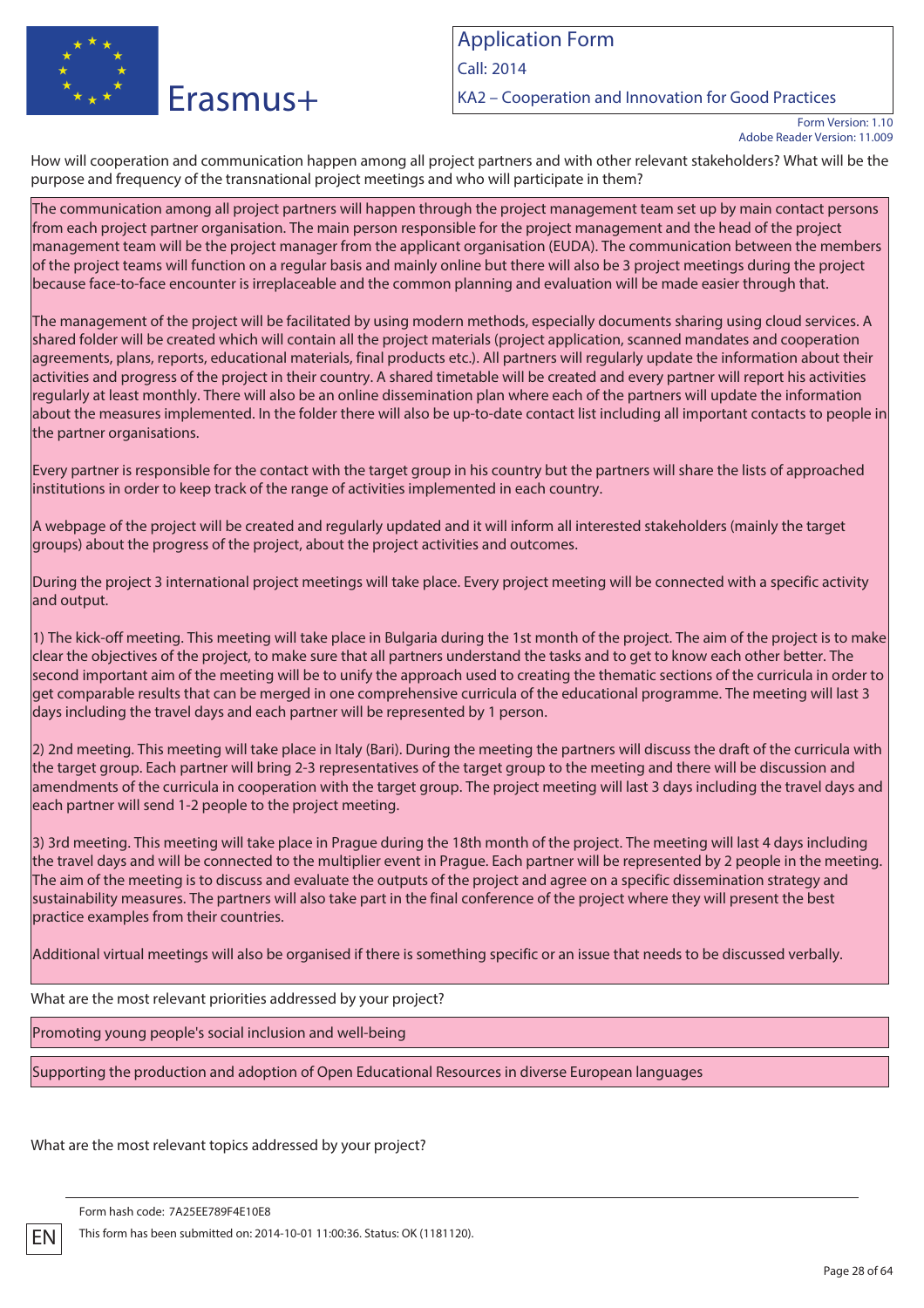How will cooperation and communication happen among all project partners and with other relevant stakeholders? What will be the purpose and frequency of the transnational project meetings and who will participate in them?

The communication among all project partners will happen through the project management team set up by main contact persons from each project partner organisation. The main person responsible for the project management and the head of the project management team will be the project manager from the applicant organisation (EUDA). The communication between the members of the project teams will function on a regular basis and mainly online but there will also be 3 project meetings during the project because face-to-face encounter is irreplaceable and the common planning and evaluation will be made easier through that.

The management of the project will be facilitated by using modern methods, especially documents sharing using cloud services. A shared folder will be created which will contain all the project materials (project application, scanned mandates and cooperation agreements, plans, reports, educational materials, final products etc.). All partners will regularly update the information about their activities and progress of the project in their country. A shared timetable will be created and every partner will report his activities regularly at least monthly. There will also be an online dissemination plan where each of the partners will update the information about the measures implemented. In the folder there will also be up-to-date contact list including all important contacts to people in the partner organisations.

Every partner is responsible for the contact with the target group in his country but the partners will share the lists of approached institutions in order to keep track of the range of activities implemented in each country.

A webpage of the project will be created and regularly updated and it will inform all interested stakeholders (mainly the target groups) about the progress of the project, about the project activities and outcomes.

During the project 3 international project meetings will take place. Every project meeting will be connected with a specific activity and output.

1) The kick-off meeting. This meeting will take place in Bulgaria during the 1st month of the project. The aim of the project is to make clear the objectives of the project, to make sure that all partners understand the tasks and to get to know each other better. The second important aim of the meeting will be to unify the approach used to creating the thematic sections of the curricula in order to get comparable results that can be merged in one comprehensive curricula of the educational programme. The meeting will last 3 days including the travel days and each partner will be represented by 1 person.

2) 2nd meeting. This meeting will take place in Italy (Bari). During the meeting the partners will discuss the draft of the curricula with the target group. Each partner will bring 2-3 representatives of the target group to the meeting and there will be discussion and amendments of the curricula in cooperation with the target group. The project meeting will last 3 days including the travel days and each partner will send 1-2 people to the project meeting.

3) 3rd meeting. This meeting will take place in Prague during the 18th month of the project. The meeting will last 4 days including the travel days and will be connected to the multiplier event in Prague. Each partner will be represented by 2 people in the meeting. The aim of the meeting is to discuss and evaluate the outputs of the project and agree on a specific dissemination strategy and sustainability measures. The partners will also take part in the final conference of the project where they will present the best practice examples from their countries.

Additional virtual meetings will also be organised if there is something specific or an issue that needs to be discussed verbally.

What are the most relevant priorities addressed by your project?

Promoting young people's social inclusion and well-being

Supporting the production and adoption of Open Educational Resources in diverse European languages

What are the most relevant topics addressed by your project?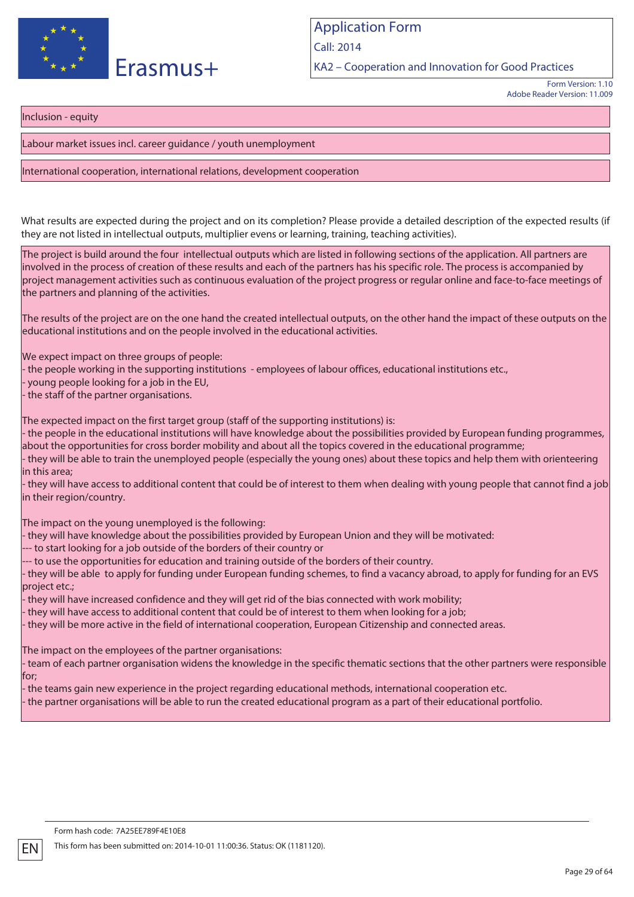Inclusion - equity

Labour market issues incl. career guidance / youth unemployment

International cooperation, international relations, development cooperation

What results are expected during the project and on its completion? Please provide a detailed description of the expected results (if they are not listed in intellectual outputs, multiplier evens or learning, training, teaching activities).

The project is build around the four intellectual outputs which are listed in following sections of the application. All partners are involved in the process of creation of these results and each of the partners has his specific role. The process is accompanied by project management activities such as continuous evaluation of the project progress or regular online and face-to-face meetings of the partners and planning of the activities.

The results of the project are on the one hand the created intellectual outputs, on the other hand the impact of these outputs on the educational institutions and on the people involved in the educational activities.

We expect impact on three groups of people:
- the people working in the supporting institutions - employees of labour offices, educational institutions etc.,
- young people looking for a job in the EU,
- the staff of the partner organisations.

The expected impact on the first target group (staff of the supporting institutions) is:
- the people in the educational institutions will have knowledge about the possibilities provided by European funding programmes, about the opportunities for cross border mobility and about all the topics covered in the educational programme;
- they will be able to train the unemployed people (especially the young ones) about these topics and help them with orienteering in this area;
- they will have access to additional content that could be of interest to them when dealing with young people that cannot find a job in their region/country.

The impact on the young unemployed is the following:
- they will have knowledge about the possibilities provided by European Union and they will be motivated:
--- to start looking for a job outside of the borders of their country or
--- to use the opportunities for education and training outside of the borders of their country.
- they will be able to apply for funding under European funding schemes, to find a vacancy abroad, to apply for funding for an EVS project etc.;
- they will have increased confidence and they will get rid of the bias connected with work mobility;
- they will have access to additional content that could be of interest to them when looking for a job;
- they will be more active in the field of international cooperation, European Citizenship and connected areas.

The impact on the employees of the partner organisations:
- team of each partner organisation widens the knowledge in the specific thematic sections that the other partners were responsible for;
- the teams gain new experience in the project regarding educational methods, international cooperation etc.
- the partner organisations will be able to run the created educational program as a part of their educational portfolio.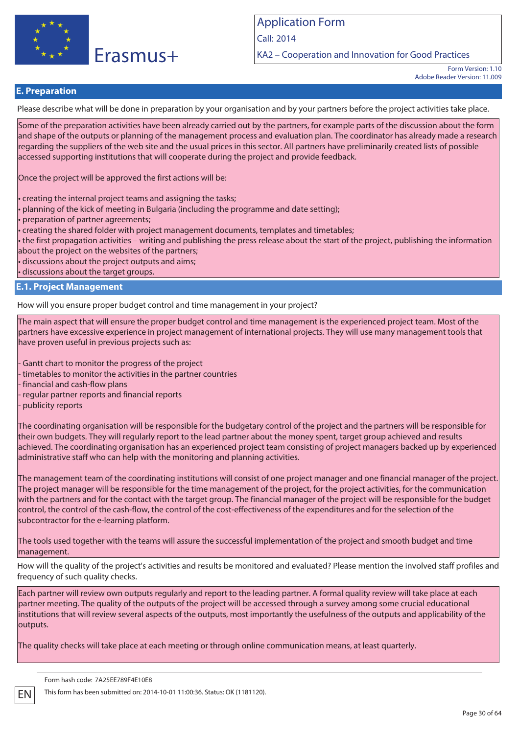## E. Preparation

Please describe what will be done in preparation by your organisation and by your partners before the project activities take place.

Some of the preparation activities have been already carried out by the partners, for example parts of the discussion about the form and shape of the outputs or planning of the management process and evaluation plan. The coordinator has already made a research regarding the suppliers of the web site and the usual prices in this sector. All partners have preliminarily created lists of possible accessed supporting institutions that will cooperate during the project and provide feedback.

Once the project will be approved the first actions will be:

- creating the internal project teams and assigning the tasks;
- planning of the kick of meeting in Bulgaria (including the programme and date setting);
- preparation of partner agreements;
- creating the shared folder with project management documents, templates and timetables;
- the first propagation activities – writing and publishing the press release about the start of the project, publishing the information about the project on the websites of the partners;
- discussions about the project outputs and aims;
- discussions about the target groups.

### E.1. Project Management

How will you ensure proper budget control and time management in your project?

The main aspect that will ensure the proper budget control and time management is the experienced project team. Most of the partners have excessive experience in project management of international projects. They will use many management tools that have proven useful in previous projects such as:

- Gantt chart to monitor the progress of the project
- timetables to monitor the activities in the partner countries
- financial and cash-flow plans
- regular partner reports and financial reports
- publicity reports

The coordinating organisation will be responsible for the budgetary control of the project and the partners will be responsible for their own budgets. They will regularly report to the lead partner about the money spent, target group achieved and results achieved. The coordinating organisation has an experienced project team consisting of project managers backed up by experienced administrative staff who can help with the monitoring and planning activities.

The management team of the coordinating institutions will consist of one project manager and one financial manager of the project. The project manager will be responsible for the time management of the project, for the project activities, for the communication with the partners and for the contact with the target group. The financial manager of the project will be responsible for the budget control, the control of the cash-flow, the control of the cost-effectiveness of the expenditures and for the selection of the subcontractor for the e-learning platform.

The tools used together with the teams will assure the successful implementation of the project and smooth budget and time management.

How will the quality of the project's activities and results be monitored and evaluated? Please mention the involved staff profiles and frequency of such quality checks.

Each partner will review own outputs regularly and report to the leading partner. A formal quality review will take place at each partner meeting. The quality of the outputs of the project will be accessed through a survey among some crucial educational institutions that will review several aspects of the outputs, most importantly the usefulness of the outputs and applicability of the outputs.

The quality checks will take place at each meeting or through online communication means, at least quarterly.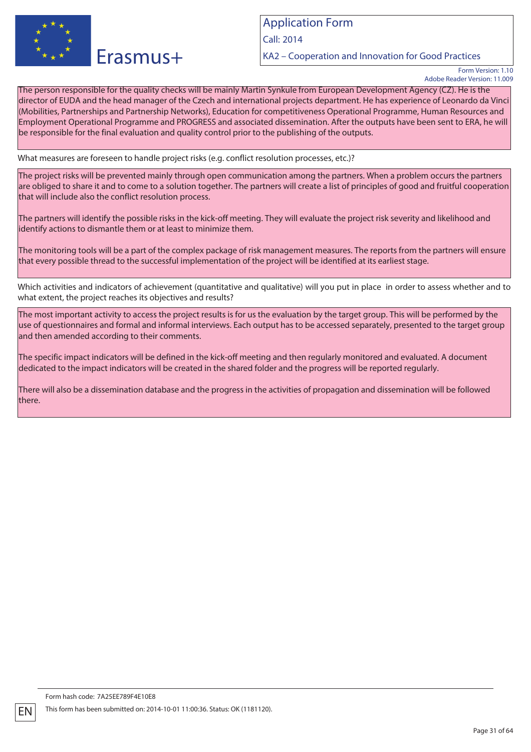The person responsible for the quality checks will be mainly Martin Synkule from European Development Agency (CZ). He is the director of EUDA and the head manager of the Czech and international projects department. He has experience of Leonardo da Vinci (Mobilities, Partnerships and Partnership Networks), Education for competitiveness Operational Programme, Human Resources and Employment Operational Programme and PROGRESS and associated dissemination. After the outputs have been sent to ERA, he will be responsible for the final evaluation and quality control prior to the publishing of the outputs.

What measures are foreseen to handle project risks (e.g. conflict resolution processes, etc.)?

The project risks will be prevented mainly through open communication among the partners. When a problem occurs the partners are obliged to share it and to come to a solution together. The partners will create a list of principles of good and fruitful cooperation that will include also the conflict resolution process.

The partners will identify the possible risks in the kick-off meeting. They will evaluate the project risk severity and likelihood and identify actions to dismantle them or at least to minimize them.

The monitoring tools will be a part of the complex package of risk management measures. The reports from the partners will ensure that every possible thread to the successful implementation of the project will be identified at its earliest stage.

Which activities and indicators of achievement (quantitative and qualitative) will you put in place in order to assess whether and to what extent, the project reaches its objectives and results?

The most important activity to access the project results is for us the evaluation by the target group. This will be performed by the use of questionnaires and formal and informal interviews. Each output has to be accessed separately, presented to the target group and then amended according to their comments.

The specific impact indicators will be defined in the kick-off meeting and then regularly monitored and evaluated. A document dedicated to the impact indicators will be created in the shared folder and the progress will be reported regularly.

There will also be a dissemination database and the progress in the activities of propagation and dissemination will be followed there.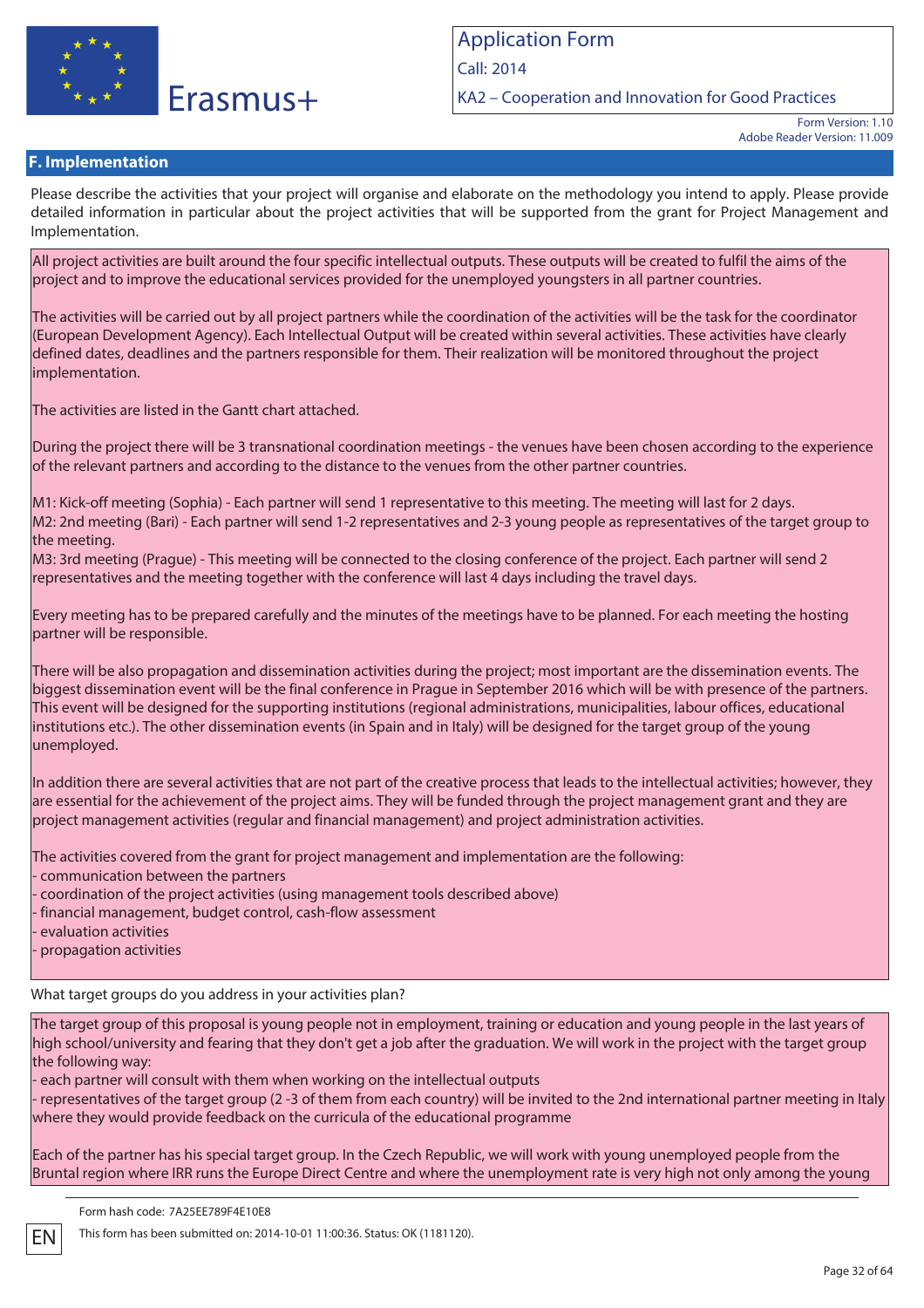## F. Implementation

Please describe the activities that your project will organise and elaborate on the methodology you intend to apply. Please provide detailed information in particular about the project activities that will be supported from the grant for Project Management and Implementation.

All project activities are built around the four specific intellectual outputs. These outputs will be created to fulfil the aims of the project and to improve the educational services provided for the unemployed youngsters in all partner countries.

The activities will be carried out by all project partners while the coordination of the activities will be the task for the coordinator (European Development Agency). Each Intellectual Output will be created within several activities. These activities have clearly defined dates, deadlines and the partners responsible for them. Their realization will be monitored throughout the project implementation.

The activities are listed in the Gantt chart attached.

During the project there will be 3 transnational coordination meetings - the venues have been chosen according to the experience of the relevant partners and according to the distance to the venues from the other partner countries.

M1: Kick-off meeting (Sophia) - Each partner will send 1 representative to this meeting. The meeting will last for 2 days.
M2: 2nd meeting (Bari) - Each partner will send 1-2 representatives and 2-3 young people as representatives of the target group to the meeting.
M3: 3rd meeting (Prague) - This meeting will be connected to the closing conference of the project. Each partner will send 2 representatives and the meeting together with the conference will last 4 days including the travel days.

Every meeting has to be prepared carefully and the minutes of the meetings have to be planned. For each meeting the hosting partner will be responsible.

There will be also propagation and dissemination activities during the project; most important are the dissemination events. The biggest dissemination event will be the final conference in Prague in September 2016 which will be with presence of the partners. This event will be designed for the supporting institutions (regional administrations, municipalities, labour offices, educational institutions etc.). The other dissemination events (in Spain and in Italy) will be designed for the target group of the young unemployed.

In addition there are several activities that are not part of the creative process that leads to the intellectual activities; however, they are essential for the achievement of the project aims. They will be funded through the project management grant and they are project management activities (regular and financial management) and project administration activities.

The activities covered from the grant for project management and implementation are the following:
- communication between the partners
- coordination of the project activities (using management tools described above)
- financial management, budget control, cash-flow assessment
- evaluation activities
- propagation activities

What target groups do you address in your activities plan?

The target group of this proposal is young people not in employment, training or education and young people in the last years of high school/university and fearing that they don't get a job after the graduation. We will work in the project with the target group the following way:
- each partner will consult with them when working on the intellectual outputs
- representatives of the target group (2 -3 of them from each country) will be invited to the 2nd international partner meeting in Italy where they would provide feedback on the curricula of the educational programme

Each of the partner has his special target group. In the Czech Republic, we will work with young unemployed people from the Bruntal region where IRR runs the Europe Direct Centre and where the unemployment rate is very high not only among the young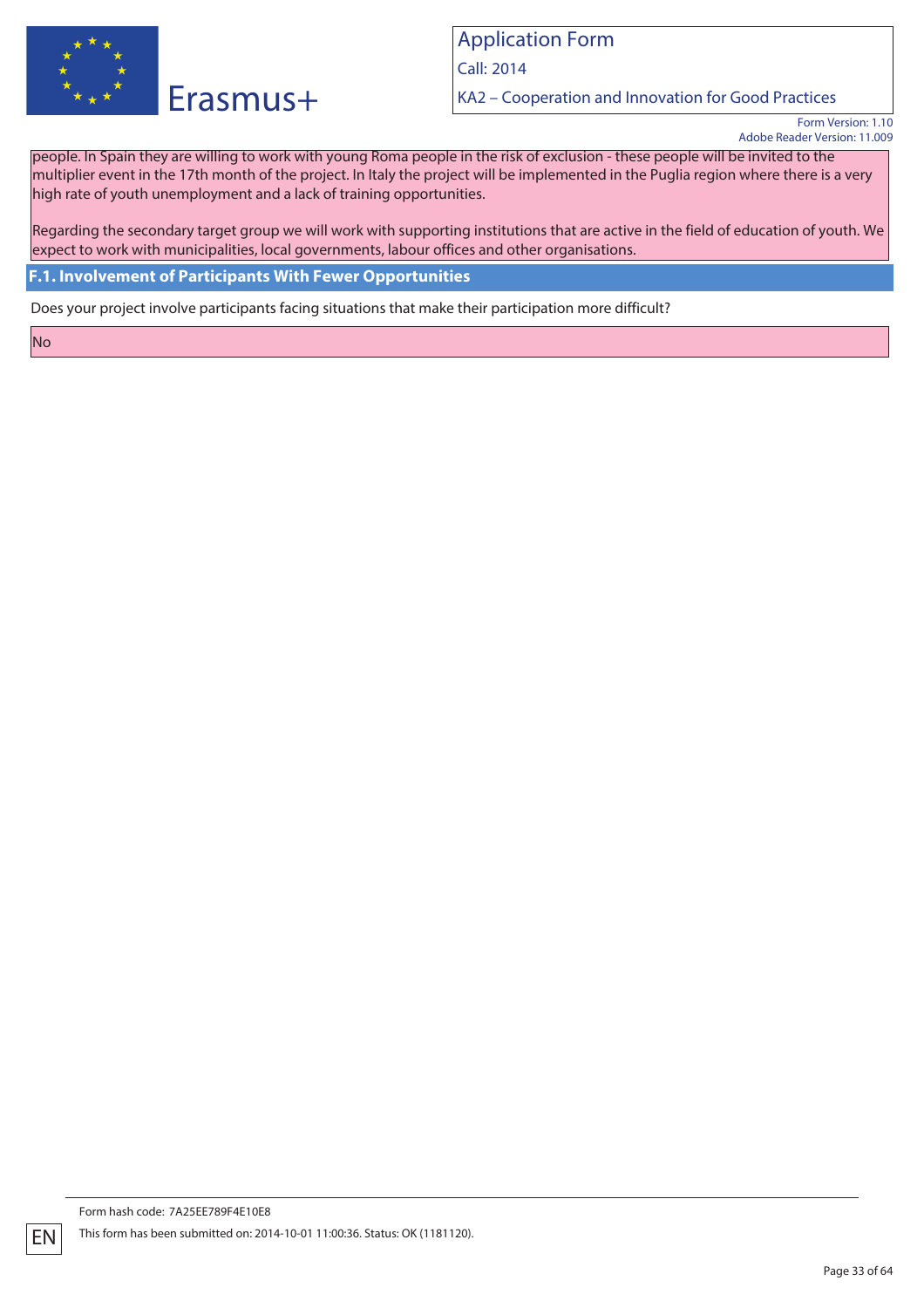people. In Spain they are willing to work with young Roma people in the risk of exclusion - these people will be invited to the multiplier event in the 17th month of the project. In Italy the project will be implemented in the Puglia region where there is a very high rate of youth unemployment and a lack of training opportunities.

Regarding the secondary target group we will work with supporting institutions that are active in the field of education of youth. We expect to work with municipalities, local governments, labour offices and other organisations.

### F.1. Involvement of Participants With Fewer Opportunities

Does your project involve participants facing situations that make their participation more difficult?

No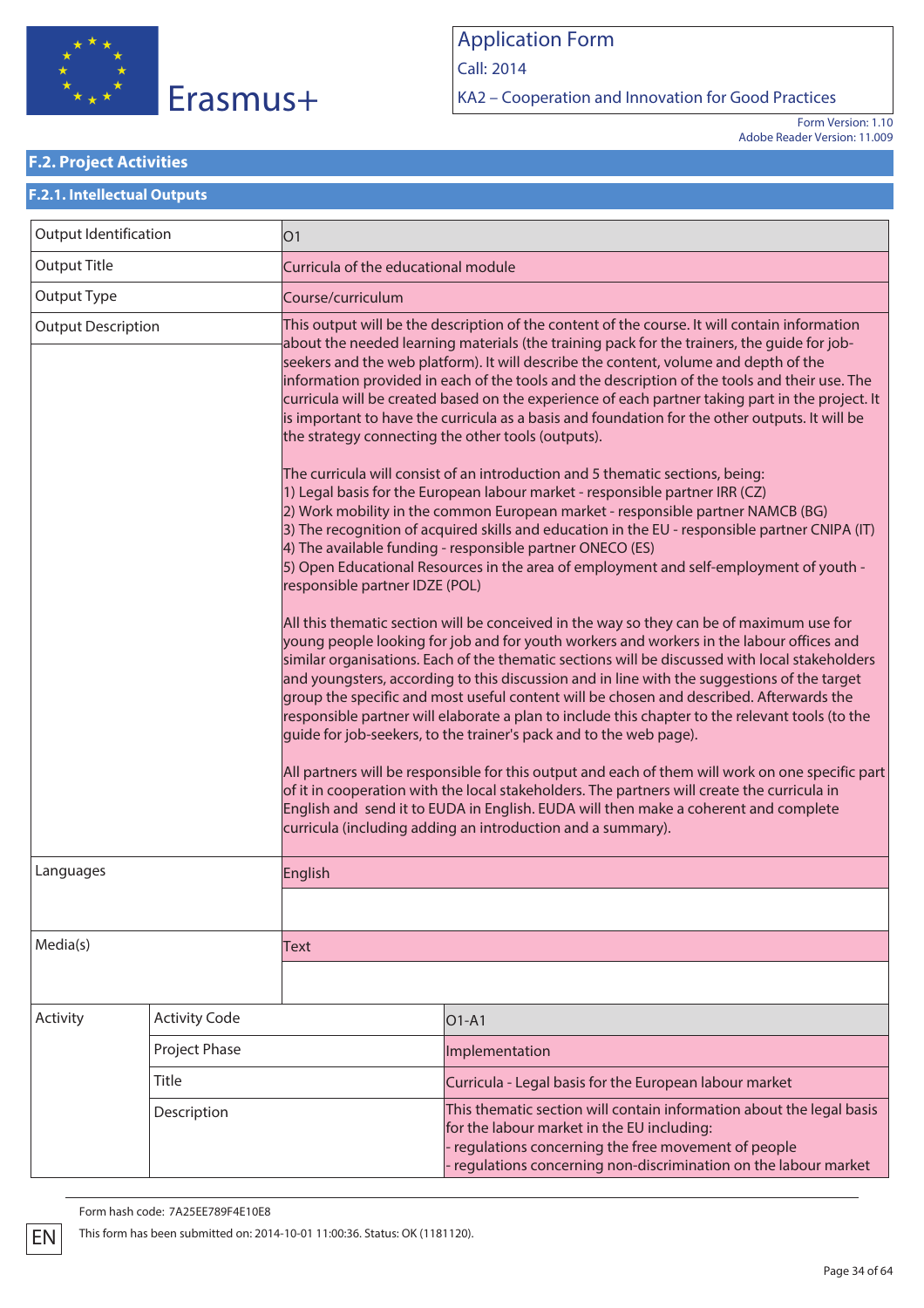## F.2. Project Activities

### F.2.1. Intellectual Outputs

| Output Identification | O1 |
|---|---|
| Output Title | Curricula of the educational module |
| Output Type | Course/curriculum |
| Output Description | This output will be the description of the content of the course. It will contain information about the needed learning materials (the training pack for the trainers, the guide for job-seekers and the web platform). It will describe the content, volume and depth of the information provided in each of the tools and the description of the tools and their use. The curricula will be created based on the experience of each partner taking part in the project. It is important to have the curricula as a basis and foundation for the other outputs. It will be the strategy connecting the other tools (outputs).<br><br>The curricula will consist of an introduction and 5 thematic sections, being:<br>1) Legal basis for the European labour market - responsible partner IRR (CZ)<br>2) Work mobility in the common European market - responsible partner NAMCB (BG)<br>3) The recognition of acquired skills and education in the EU - responsible partner CNIPA (IT)<br>4) The available funding - responsible partner ONECO (ES)<br>5) Open Educational Resources in the area of employment and self-employment of youth - responsible partner IDZE (POL)<br><br>All this thematic section will be conceived in the way so they can be of maximum use for young people looking for job and for youth workers and workers in the labour offices and similar organisations. Each of the thematic sections will be discussed with local stakeholders and youngsters, according to this discussion and in line with the suggestions of the target group the specific and most useful content will be chosen and described. Afterwards the responsible partner will elaborate a plan to include this chapter to the relevant tools (to the guide for job-seekers, to the trainer's pack and to the web page).<br><br>All partners will be responsible for this output and each of them will work on one specific part of it in cooperation with the local stakeholders. The partners will create the curricula in English and send it to EUDA in English. EUDA will then make a coherent and complete curricula (including adding an introduction and a summary). |
| Languages | English |
| Media(s) | Text |

| Activity | | |
|---|---|---|
| | Activity Code | O1-A1 |
| | Project Phase | Implementation |
| | Title | Curricula - Legal basis for the European labour market |
| | Description | This thematic section will contain information about the legal basis for the labour market in the EU including:<br>- regulations concerning the free movement of people<br>- regulations concerning non-discrimination on the labour market |

Form hash code: 7A25EE789F4E10E8

This form has been submitted on: 2014-10-01 11:00:36. Status: OK (1181120).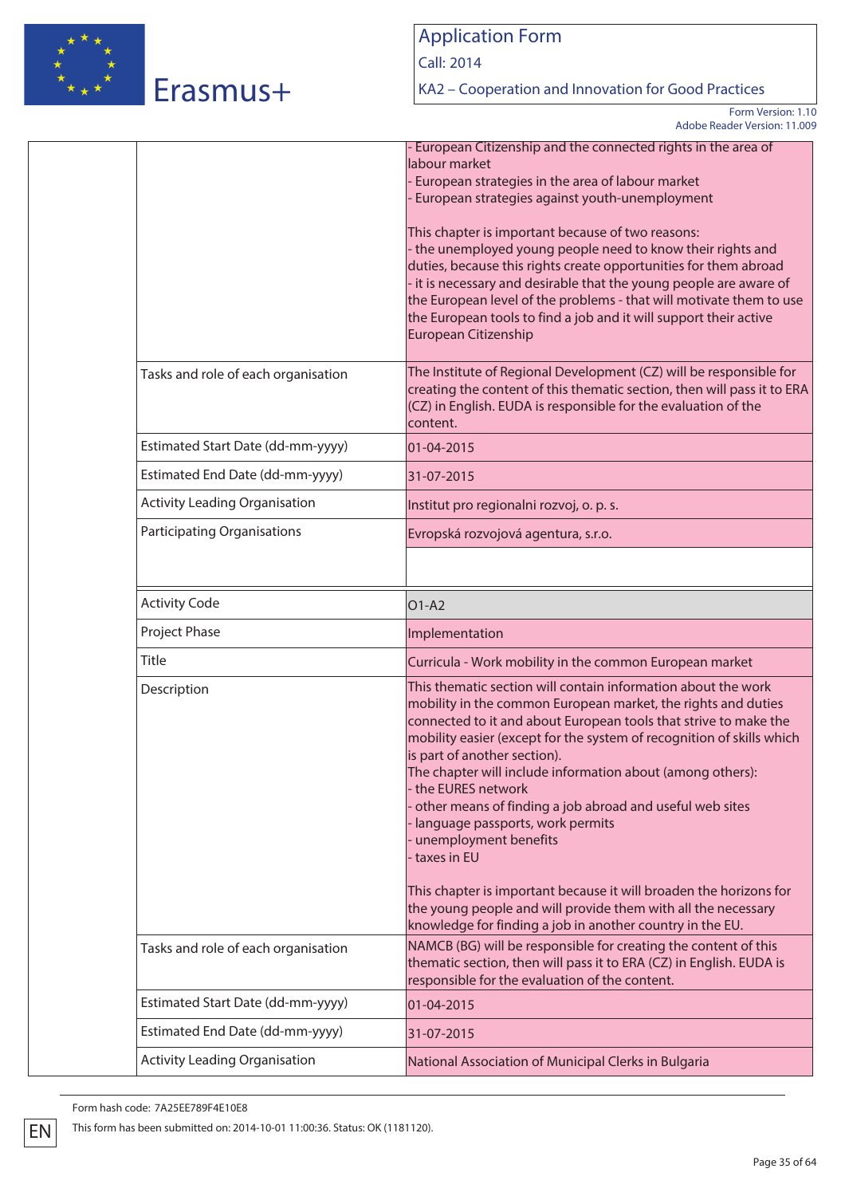| | | |
|---|---|---|
| | | - European Citizenship and the connected rights in the area of labour market<br>- European strategies in the area of labour market<br>- European strategies against youth-unemployment<br><br>This chapter is important because of two reasons:<br>- the unemployed young people need to know their rights and duties, because this rights create opportunities for them abroad<br>- it is necessary and desirable that the young people are aware of the European level of the problems - that will motivate them to use the European tools to find a job and it will support their active European Citizenship |
| | Tasks and role of each organisation | The Institute of Regional Development (CZ) will be responsible for creating the content of this thematic section, then will pass it to ERA (CZ) in English. EUDA is responsible for the evaluation of the content. |
| | Estimated Start Date (dd-mm-yyyy) | 01-04-2015 |
| | Estimated End Date (dd-mm-yyyy) | 31-07-2015 |
| | Activity Leading Organisation | Institut pro regionalni rozvoj, o. p. s. |
| | Participating Organisations | Evropská rozvojová agentura, s.r.o. |
| | | |
| | Activity Code | O1-A2 |
| | Project Phase | Implementation |
| | Title | Curricula - Work mobility in the common European market |
| | Description | This thematic section will contain information about the work mobility in the common European market, the rights and duties connected to it and about European tools that strive to make the mobility easier (except for the system of recognition of skills which is part of another section).<br>The chapter will include information about (among others):<br>- the EURES network<br>- other means of finding a job abroad and useful web sites<br>- language passports, work permits<br>- unemployment benefits<br>- taxes in EU<br><br>This chapter is important because it will broaden the horizons for the young people and will provide them with all the necessary knowledge for finding a job in another country in the EU. |
| | Tasks and role of each organisation | NAMCB (BG) will be responsible for creating the content of this thematic section, then will pass it to ERA (CZ) in English. EUDA is responsible for the evaluation of the content. |
| | Estimated Start Date (dd-mm-yyyy) | 01-04-2015 |
| | Estimated End Date (dd-mm-yyyy) | 31-07-2015 |
| | Activity Leading Organisation | National Association of Municipal Clerks in Bulgaria |

Form hash code: 7A25EE789F4E10E8

This form has been submitted on: 2014-10-01 11:00:36. Status: OK (1181120).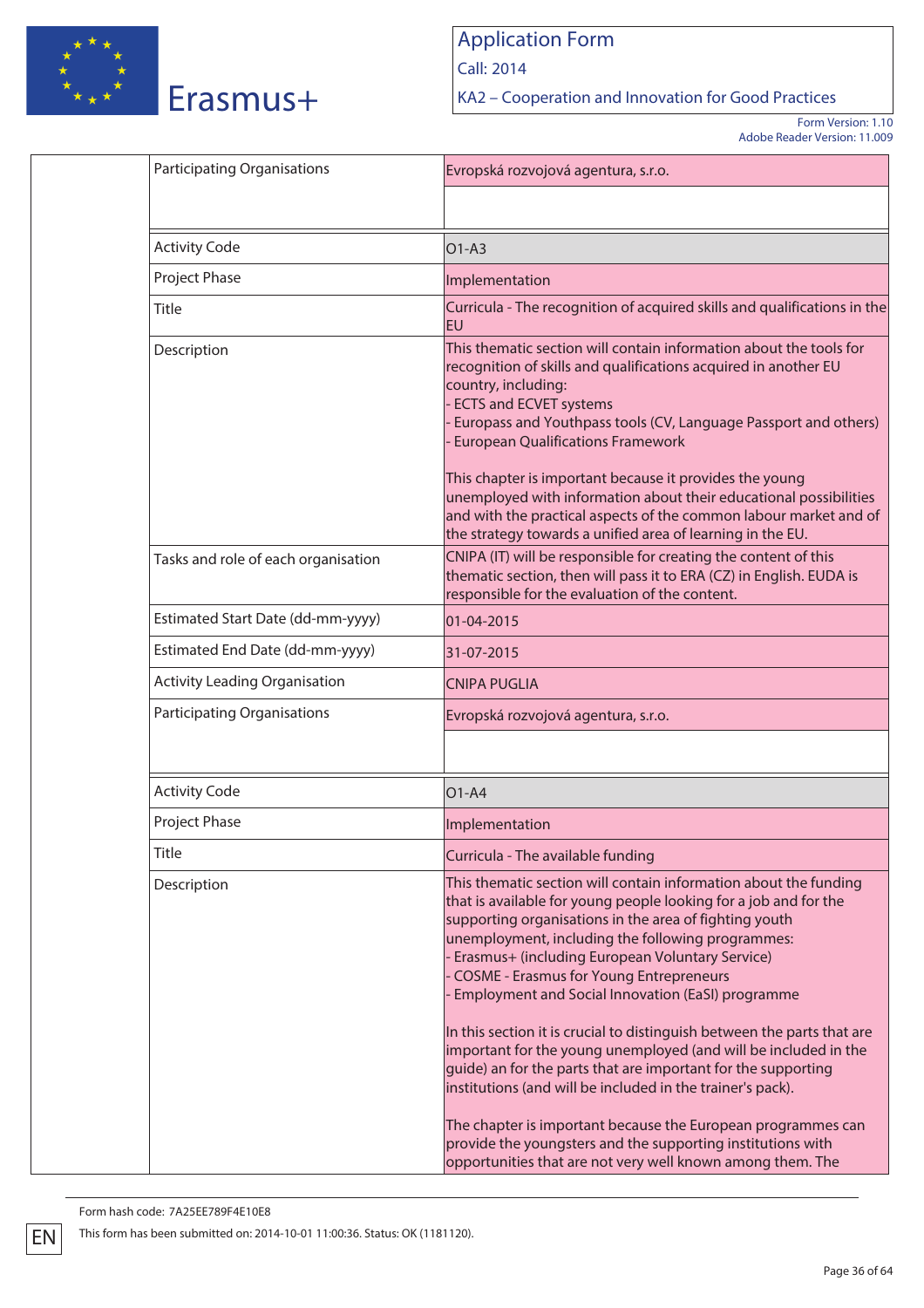| | |
|---|---|
| Participating Organisations | Evropská rozvojová agentura, s.r.o. |
| | |

| | |
|---|---|
| Activity Code | O1-A3 |
| Project Phase | Implementation |
| Title | Curricula - The recognition of acquired skills and qualifications in the EU |
| Description | This thematic section will contain information about the tools for recognition of skills and qualifications acquired in another EU country, including:<br>- ECTS and ECVET systems<br>- Europass and Youthpass tools (CV, Language Passport and others)<br>- European Qualifications Framework<br><br>This chapter is important because it provides the young unemployed with information about their educational possibilities and with the practical aspects of the common labour market and of the strategy towards a unified area of learning in the EU. |
| Tasks and role of each organisation | CNIPA (IT) will be responsible for creating the content of this thematic section, then will pass it to ERA (CZ) in English. EUDA is responsible for the evaluation of the content. |
| Estimated Start Date (dd-mm-yyyy) | 01-04-2015 |
| Estimated End Date (dd-mm-yyyy) | 31-07-2015 |
| Activity Leading Organisation | CNIPA PUGLIA |
| Participating Organisations | Evropská rozvojová agentura, s.r.o. |
| | |

| | |
|---|---|
| Activity Code | O1-A4 |
| Project Phase | Implementation |
| Title | Curricula - The available funding |
| Description | This thematic section will contain information about the funding that is available for young people looking for a job and for the supporting organisations in the area of fighting youth unemployment, including the following programmes:<br>- Erasmus+ (including European Voluntary Service)<br>- COSME - Erasmus for Young Entrepreneurs<br>- Employment and Social Innovation (EaSI) programme<br><br>In this section it is crucial to distinguish between the parts that are important for the young unemployed (and will be included in the guide) an for the parts that are important for the supporting institutions (and will be included in the trainer's pack).<br><br>The chapter is important because the European programmes can provide the youngsters and the supporting institutions with opportunities that are not very well known among them. The |

Form hash code: 7A25EE789F4E10E8

This form has been submitted on: 2014-10-01 11:00:36. Status: OK (1181120).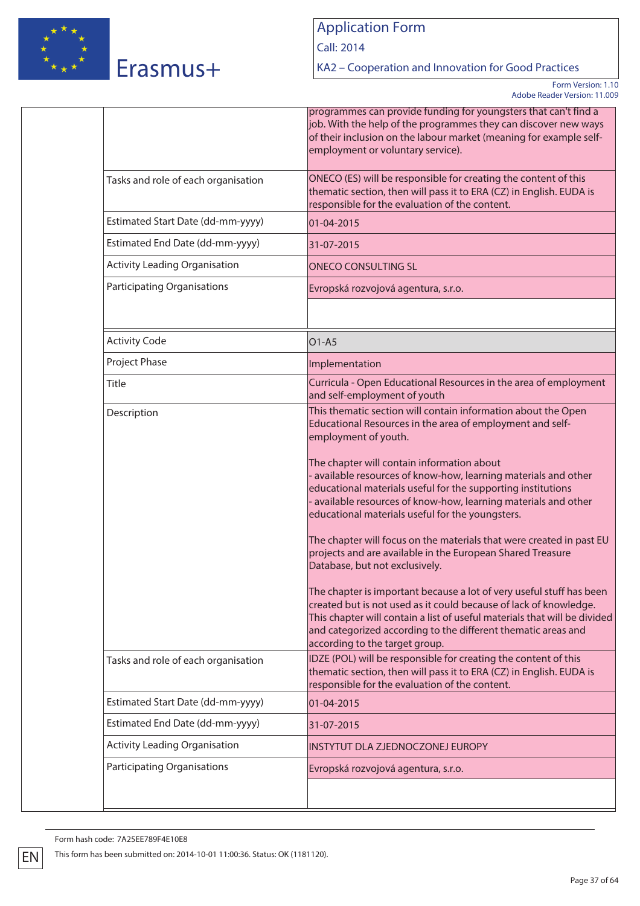| | |
|---|---|
| | programmes can provide funding for youngsters that can't find a job. With the help of the programmes they can discover new ways of their inclusion on the labour market (meaning for example self-employment or voluntary service). |
| Tasks and role of each organisation | ONECO (ES) will be responsible for creating the content of this thematic section, then will pass it to ERA (CZ) in English. EUDA is responsible for the evaluation of the content. |
| Estimated Start Date (dd-mm-yyyy) | 01-04-2015 |
| Estimated End Date (dd-mm-yyyy) | 31-07-2015 |
| Activity Leading Organisation | ONECO CONSULTING SL |
| Participating Organisations | Evropská rozvojová agentura, s.r.o. |
| | |

| | |
|---|---|
| Activity Code | O1-A5 |
| Project Phase | Implementation |
| Title | Curricula - Open Educational Resources in the area of employment and self-employment of youth |
| Description | This thematic section will contain information about the Open Educational Resources in the area of employment and self-employment of youth.<br><br>The chapter will contain information about<br>- available resources of know-how, learning materials and other educational materials useful for the supporting institutions<br>- available resources of know-how, learning materials and other educational materials useful for the youngsters.<br><br>The chapter will focus on the materials that were created in past EU projects and are available in the European Shared Treasure Database, but not exclusively.<br><br>The chapter is important because a lot of very useful stuff has been created but is not used as it could because of lack of knowledge. This chapter will contain a list of useful materials that will be divided and categorized according to the different thematic areas and according to the target group. |
| Tasks and role of each organisation | IDZE (POL) will be responsible for creating the content of this thematic section, then will pass it to ERA (CZ) in English. EUDA is responsible for the evaluation of the content. |
| Estimated Start Date (dd-mm-yyyy) | 01-04-2015 |
| Estimated End Date (dd-mm-yyyy) | 31-07-2015 |
| Activity Leading Organisation | INSTYTUT DLA ZJEDNOCZONEJ EUROPY |
| Participating Organisations | Evropská rozvojová agentura, s.r.o. |
| | |

Form hash code: 7A25EE789F4E10E8

This form has been submitted on: 2014-10-01 11:00:36. Status: OK (1181120).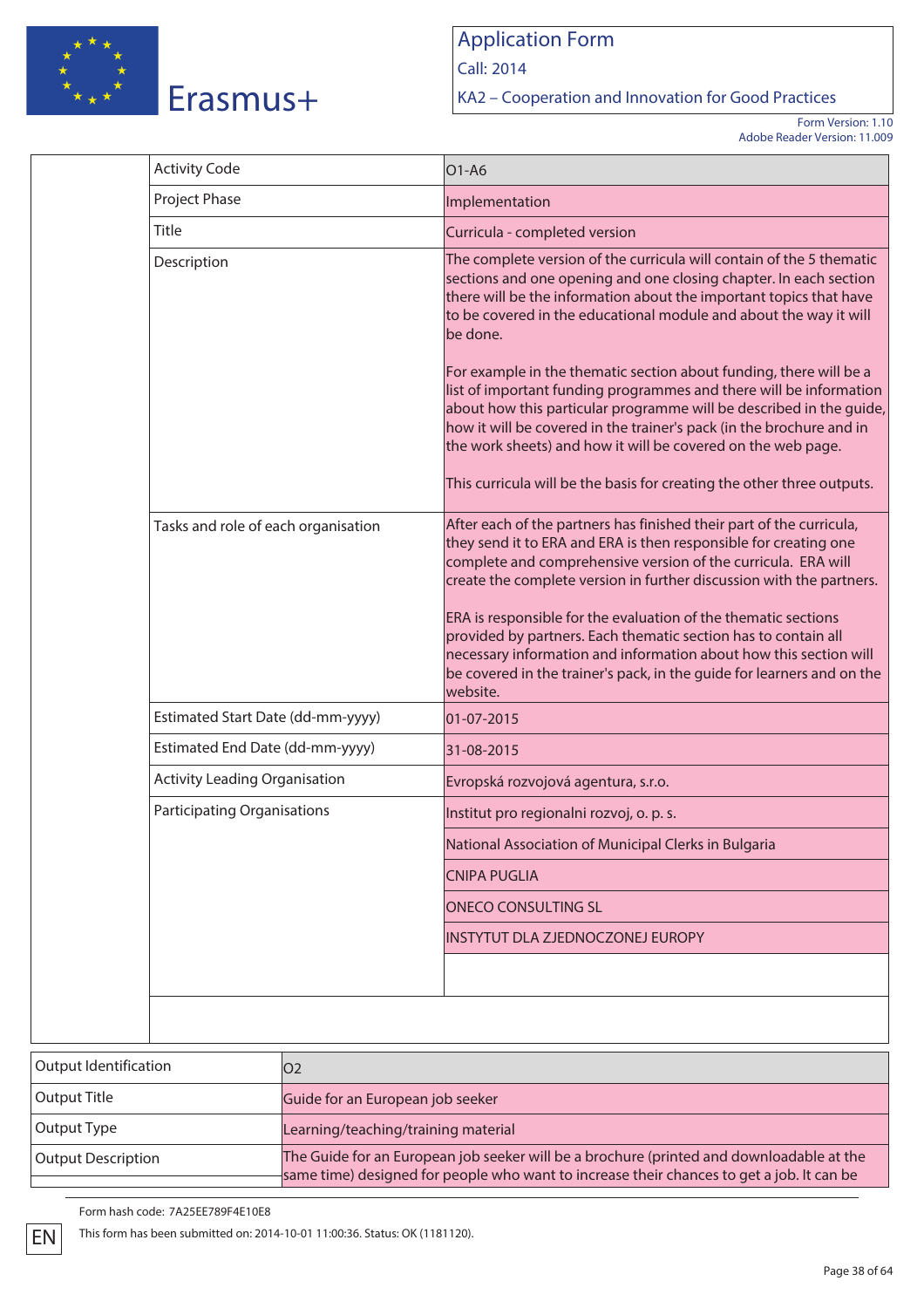| | |
|---|---|
| Activity Code | O1-A6 |
| Project Phase | Implementation |
| Title | Curricula - completed version |
| Description | The complete version of the curricula will contain of the 5 thematic sections and one opening and one closing chapter. In each section there will be the information about the important topics that have to be covered in the educational module and about the way it will be done.<br><br>For example in the thematic section about funding, there will be a list of important funding programmes and there will be information about how this particular programme will be described in the guide, how it will be covered in the trainer's pack (in the brochure and in the work sheets) and how it will be covered on the web page.<br><br>This curricula will be the basis for creating the other three outputs. |
| Tasks and role of each organisation | After each of the partners has finished their part of the curricula, they send it to ERA and ERA is then responsible for creating one complete and comprehensive version of the curricula. ERA will create the complete version in further discussion with the partners.<br><br>ERA is responsible for the evaluation of the thematic sections provided by partners. Each thematic section has to contain all necessary information and information about how this section will be covered in the trainer's pack, in the guide for learners and on the website. |
| Estimated Start Date (dd-mm-yyyy) | 01-07-2015 |
| Estimated End Date (dd-mm-yyyy) | 31-08-2015 |
| Activity Leading Organisation | Evropská rozvojová agentura, s.r.o. |
| Participating Organisations | Institut pro regionalni rozvoj, o. p. s. |
| | National Association of Municipal Clerks in Bulgaria |
| | CNIPA PUGLIA |
| | ONECO CONSULTING SL |
| | INSTYTUT DLA ZJEDNOCZONEJ EUROPY |

| | |
|---|---|
| Output Identification | O2 |
| Output Title | Guide for an European job seeker |
| Output Type | Learning/teaching/training material |
| Output Description | The Guide for an European job seeker will be a brochure (printed and downloadable at the same time) designed for people who want to increase their chances to get a job. It can be |

Form hash code: 7A25EE789F4E10E8

This form has been submitted on: 2014-10-01 11:00:36. Status: OK (1181120).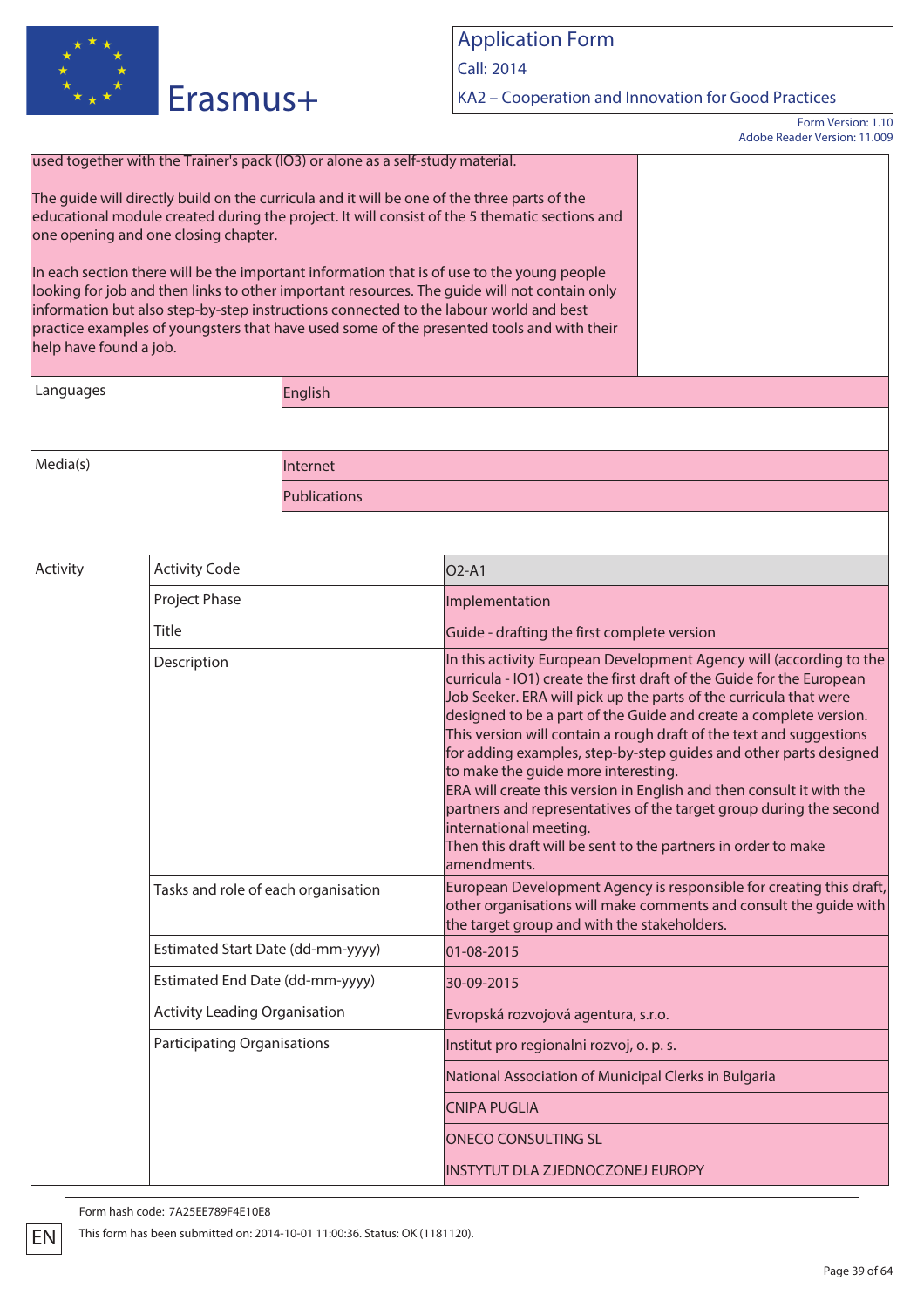used together with the Trainer's pack (IO3) or alone as a self-study material.

The guide will directly build on the curricula and it will be one of the three parts of the educational module created during the project. It will consist of the 5 thematic sections and one opening and one closing chapter.

In each section there will be the important information that is of use to the young people looking for job and then links to other important resources. The guide will not contain only information but also step-by-step instructions connected to the labour world and best practice examples of youngsters that have used some of the presented tools and with their help have found a job.

| | |
|---|---|
| Languages | English |
| Media(s) | Internet |
| | Publications |

| Activity | | |
|---|---|---|
| | Activity Code | O2-A1 |
| | Project Phase | Implementation |
| | Title | Guide - drafting the first complete version |
| | Description | In this activity European Development Agency will (according to the curricula - IO1) create the first draft of the Guide for the European Job Seeker. ERA will pick up the parts of the curricula that were designed to be a part of the Guide and create a complete version. This version will contain a rough draft of the text and suggestions for adding examples, step-by-step guides and other parts designed to make the guide more interesting.<br>ERA will create this version in English and then consult it with the partners and representatives of the target group during the second international meeting.<br>Then this draft will be sent to the partners in order to make amendments. |
| | Tasks and role of each organisation | European Development Agency is responsible for creating this draft, other organisations will make comments and consult the guide with the target group and with the stakeholders. |
| | Estimated Start Date (dd-mm-yyyy) | 01-08-2015 |
| | Estimated End Date (dd-mm-yyyy) | 30-09-2015 |
| | Activity Leading Organisation | Evropská rozvojová agentura, s.r.o. |
| | Participating Organisations | Institut pro regionalni rozvoj, o. p. s. |
| | | National Association of Municipal Clerks in Bulgaria |
| | | CNIPA PUGLIA |
| | | ONECO CONSULTING SL |
| | | INSTYTUT DLA ZJEDNOCZONEJ EUROPY |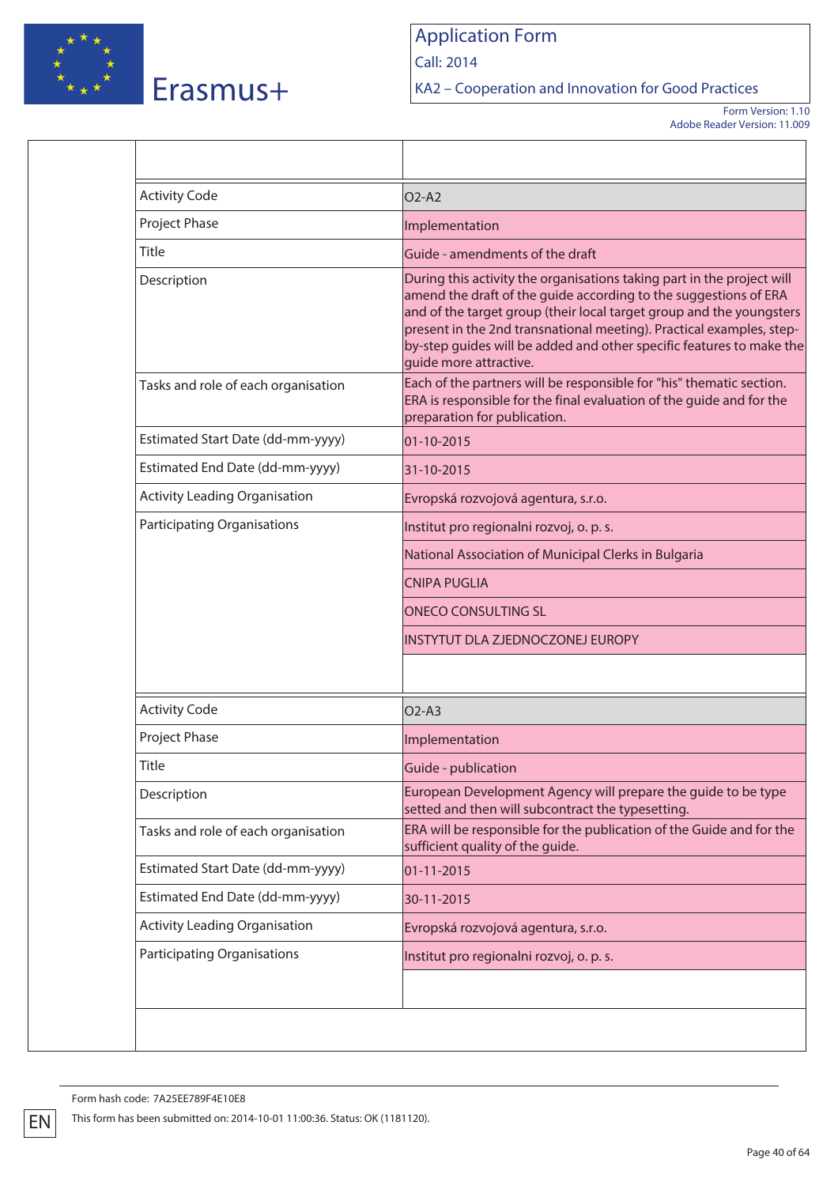| | |
|---|---|
| Activity Code | O2-A2 |
| Project Phase | Implementation |
| Title | Guide - amendments of the draft |
| Description | During this activity the organisations taking part in the project will amend the draft of the guide according to the suggestions of ERA and of the target group (their local target group and the youngsters present in the 2nd transnational meeting). Practical examples, step-by-step guides will be added and other specific features to make the guide more attractive. |
| Tasks and role of each organisation | Each of the partners will be responsible for "his" thematic section. ERA is responsible for the final evaluation of the guide and for the preparation for publication. |
| Estimated Start Date (dd-mm-yyyy) | 01-10-2015 |
| Estimated End Date (dd-mm-yyyy) | 31-10-2015 |
| Activity Leading Organisation | Evropská rozvojová agentura, s.r.o. |
| Participating Organisations | Institut pro regionalni rozvoj, o. p. s. |
| | National Association of Municipal Clerks in Bulgaria |
| | CNIPA PUGLIA |
| | ONECO CONSULTING SL |
| | INSTYTUT DLA ZJEDNOCZONEJ EUROPY |

| | |
|---|---|
| Activity Code | O2-A3 |
| Project Phase | Implementation |
| Title | Guide - publication |
| Description | European Development Agency will prepare the guide to be type setted and then will subcontract the typesetting. |
| Tasks and role of each organisation | ERA will be responsible for the publication of the Guide and for the sufficient quality of the guide. |
| Estimated Start Date (dd-mm-yyyy) | 01-11-2015 |
| Estimated End Date (dd-mm-yyyy) | 30-11-2015 |
| Activity Leading Organisation | Evropská rozvojová agentura, s.r.o. |
| Participating Organisations | Institut pro regionalni rozvoj, o. p. s. |

Form hash code: 7A25EE789F4E10E8

This form has been submitted on: 2014-10-01 11:00:36. Status: OK (1181120).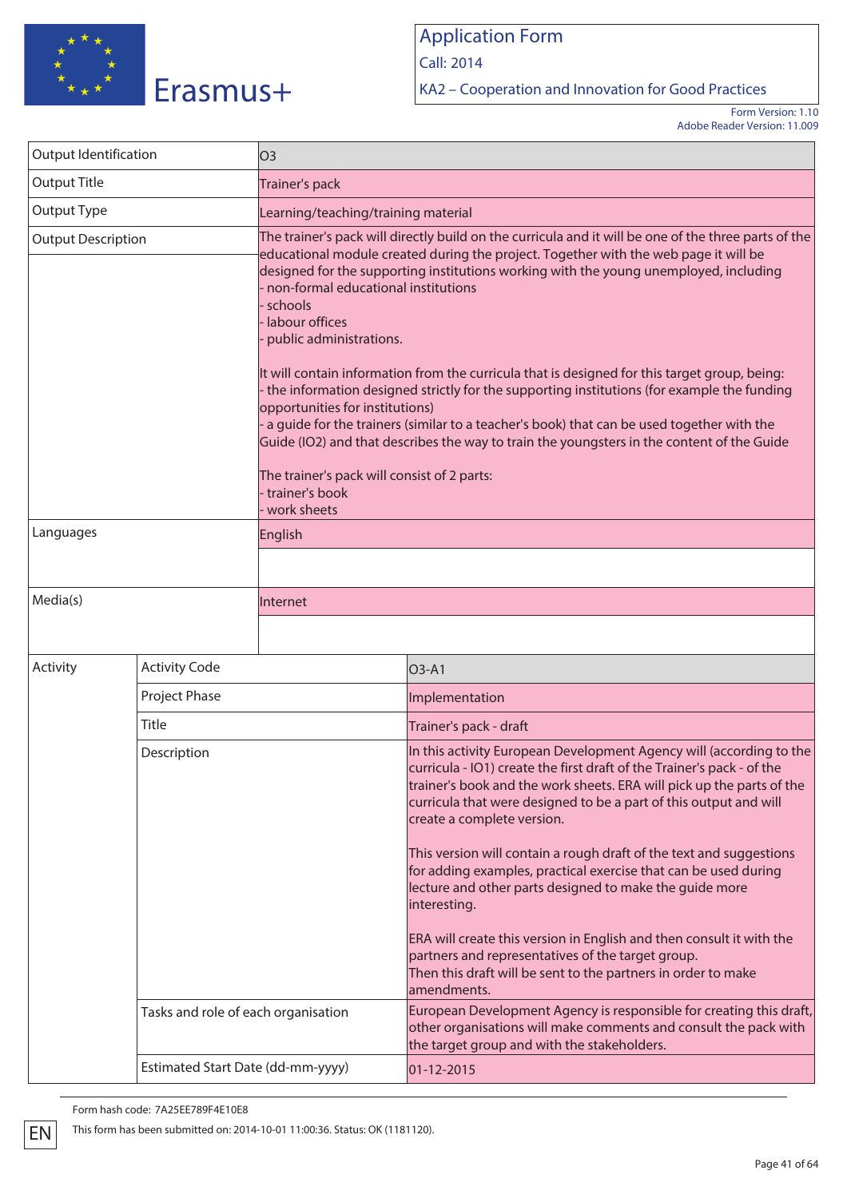| Output Identification | O3 |
|---|---|
| Output Title | Trainer's pack |
| Output Type | Learning/teaching/training material |
| Output Description | The trainer's pack will directly build on the curricula and it will be one of the three parts of the educational module created during the project. Together with the web page it will be designed for the supporting institutions working with the young unemployed, including<br>- non-formal educational institutions<br>- schools<br>- labour offices<br>- public administrations.<br><br>It will contain information from the curricula that is designed for this target group, being:<br>- the information designed strictly for the supporting institutions (for example the funding opportunities for institutions)<br>- a guide for the trainers (similar to a teacher's book) that can be used together with the Guide (IO2) and that describes the way to train the youngsters in the content of the Guide<br><br>The trainer's pack will consist of 2 parts:<br>- trainer's book<br>- work sheets |
| Languages | English |
| Media(s) | Internet |

| Activity | | |
|---|---|---|
| | Activity Code | O3-A1 |
| | Project Phase | Implementation |
| | Title | Trainer's pack - draft |
| | Description | In this activity European Development Agency will (according to the curricula - IO1) create the first draft of the Trainer's pack - of the trainer's book and the work sheets. ERA will pick up the parts of the curricula that were designed to be a part of this output and will create a complete version.<br><br>This version will contain a rough draft of the text and suggestions for adding examples, practical exercise that can be used during lecture and other parts designed to make the guide more interesting.<br><br>ERA will create this version in English and then consult it with the partners and representatives of the target group.<br>Then this draft will be sent to the partners in order to make amendments. |
| | Tasks and role of each organisation | European Development Agency is responsible for creating this draft, other organisations will make comments and consult the pack with the target group and with the stakeholders. |
| | Estimated Start Date (dd-mm-yyyy) | 01-12-2015 |

Form hash code: 7A25EE789F4E10E8

This form has been submitted on: 2014-10-01 11:00:36. Status: OK (1181120).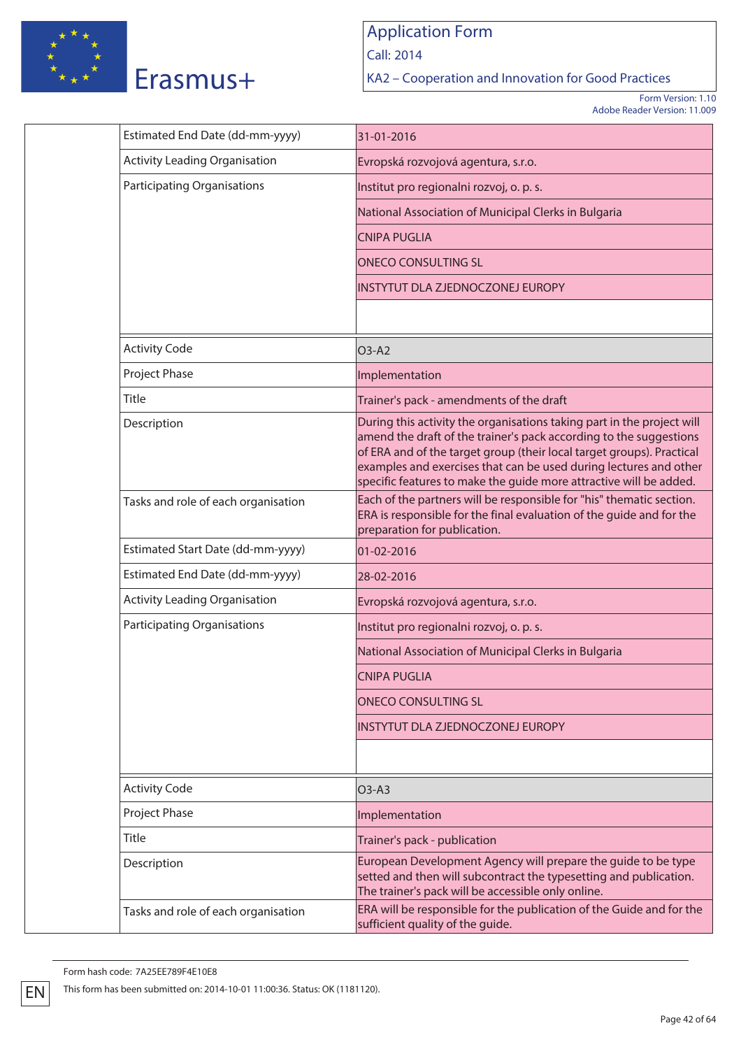| | |
|---|---|
| Estimated End Date (dd-mm-yyyy) | 31-01-2016 |
| Activity Leading Organisation | Evropská rozvojová agentura, s.r.o. |
| Participating Organisations | Institut pro regionalni rozvoj, o. p. s. |
| | National Association of Municipal Clerks in Bulgaria |
| | CNIPA PUGLIA |
| | ONECO CONSULTING SL |
| | INSTYTUT DLA ZJEDNOCZONEJ EUROPY |
| | |
| Activity Code | O3-A2 |
| Project Phase | Implementation |
| Title | Trainer's pack - amendments of the draft |
| Description | During this activity the organisations taking part in the project will amend the draft of the trainer's pack according to the suggestions of ERA and of the target group (their local target groups). Practical examples and exercises that can be used during lectures and other specific features to make the guide more attractive will be added. |
| Tasks and role of each organisation | Each of the partners will be responsible for "his" thematic section. ERA is responsible for the final evaluation of the guide and for the preparation for publication. |
| Estimated Start Date (dd-mm-yyyy) | 01-02-2016 |
| Estimated End Date (dd-mm-yyyy) | 28-02-2016 |
| Activity Leading Organisation | Evropská rozvojová agentura, s.r.o. |
| Participating Organisations | Institut pro regionalni rozvoj, o. p. s. |
| | National Association of Municipal Clerks in Bulgaria |
| | CNIPA PUGLIA |
| | ONECO CONSULTING SL |
| | INSTYTUT DLA ZJEDNOCZONEJ EUROPY |
| | |
| Activity Code | O3-A3 |
| Project Phase | Implementation |
| Title | Trainer's pack - publication |
| Description | European Development Agency will prepare the guide to be type setted and then will subcontract the typesetting and publication. The trainer's pack will be accessible only online. |
| Tasks and role of each organisation | ERA will be responsible for the publication of the Guide and for the sufficient quality of the guide. |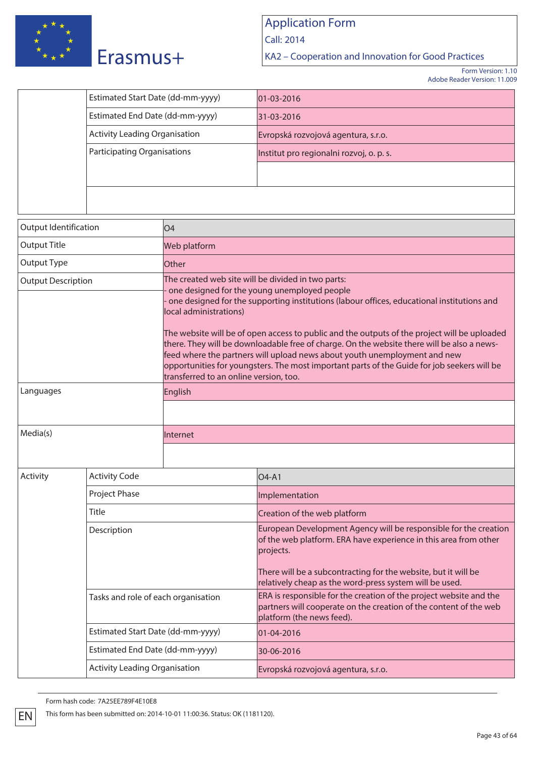| | | |
|---|---|---|
| | Estimated Start Date (dd-mm-yyyy) | 01-03-2016 |
| | Estimated End Date (dd-mm-yyyy) | 31-03-2016 |
| | Activity Leading Organisation | Evropská rozvojová agentura, s.r.o. |
| | Participating Organisations | Institut pro regionalni rozvoj, o. p. s. |

| | |
|---|---|
| Output Identification | O4 |
| Output Title | Web platform |
| Output Type | Other |
| Output Description | The created web site will be divided in two parts:<br>- one designed for the young unemployed people<br>- one designed for the supporting institutions (labour offices, educational institutions and local administrations)<br><br>The website will be of open access to public and the outputs of the project will be uploaded there. They will be downloadable free of charge. On the website there will be also a news-feed where the partners will upload news about youth unemployment and new opportunities for youngsters. The most important parts of the Guide for job seekers will be transferred to an online version, too. |
| Languages | English |
| Media(s) | Internet |

| | | |
|---|---|---|
| Activity | Activity Code | O4-A1 |
| | Project Phase | Implementation |
| | Title | Creation of the web platform |
| | Description | European Development Agency will be responsible for the creation of the web platform. ERA have experience in this area from other projects.<br><br>There will be a subcontracting for the website, but it will be relatively cheap as the word-press system will be used. |
| | Tasks and role of each organisation | ERA is responsible for the creation of the project website and the partners will cooperate on the creation of the content of the web platform (the news feed). |
| | Estimated Start Date (dd-mm-yyyy) | 01-04-2016 |
| | Estimated End Date (dd-mm-yyyy) | 30-06-2016 |
| | Activity Leading Organisation | Evropská rozvojová agentura, s.r.o. |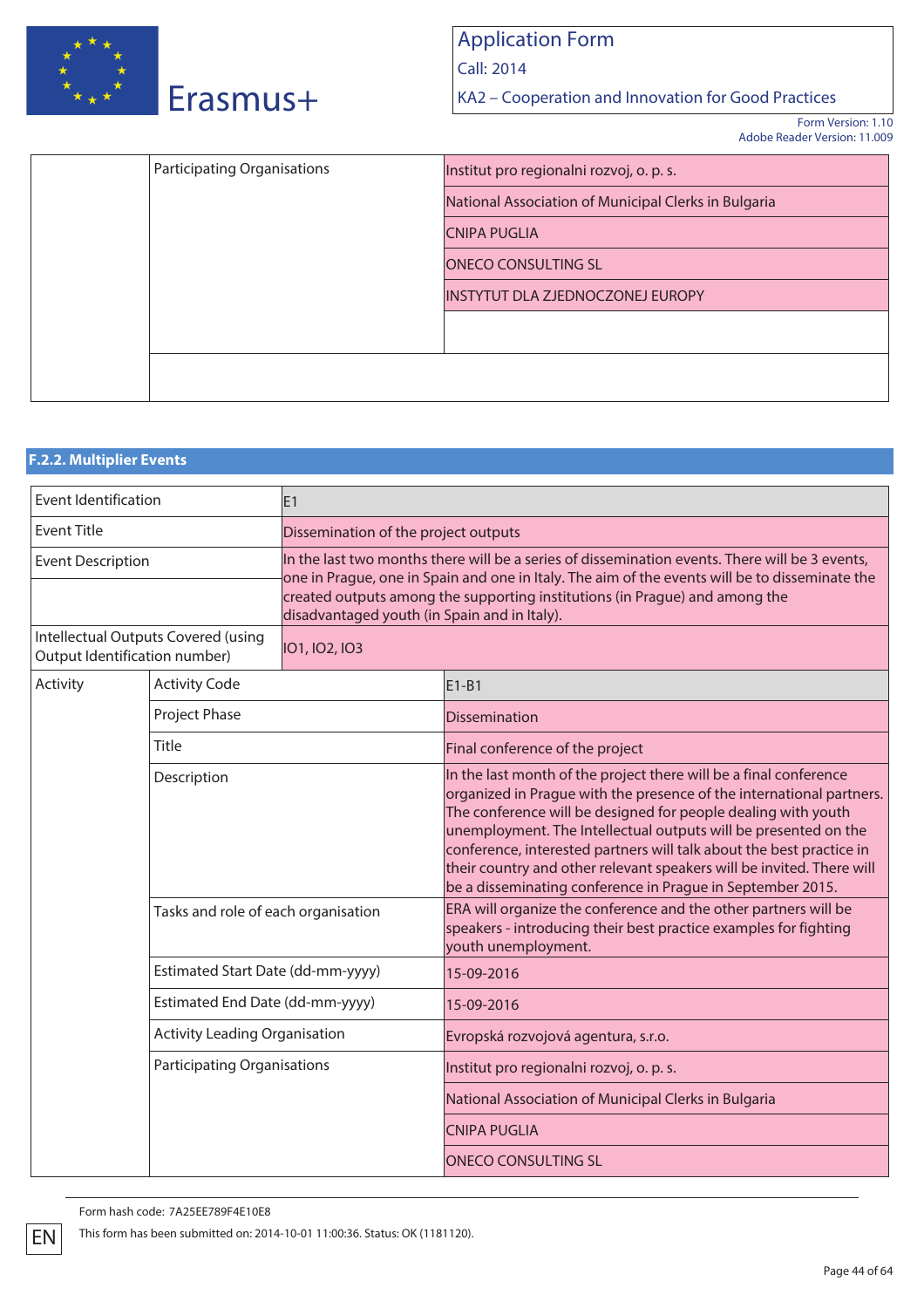| | Participating Organisations | Institut pro regionalni rozvoj, o. p. s. |
|---|---|---|
| | | National Association of Municipal Clerks in Bulgaria |
| | | CNIPA PUGLIA |
| | | ONECO CONSULTING SL |
| | | INSTYTUT DLA ZJEDNOCZONEJ EUROPY |
| | | |
| | | |

### F.2.2. Multiplier Events

| Event Identification | | E1 |
|---|---|---|
| Event Title | | Dissemination of the project outputs |
| Event Description | | In the last two months there will be a series of dissemination events. There will be 3 events, one in Prague, one in Spain and one in Italy. The aim of the events will be to disseminate the created outputs among the supporting institutions (in Prague) and among the disadvantaged youth (in Spain and in Italy). |
| Intellectual Outputs Covered (using Output Identification number) | | IO1, IO2, IO3 |
| Activity | Activity Code | E1-B1 |
| | Project Phase | Dissemination |
| | Title | Final conference of the project |
| | Description | In the last month of the project there will be a final conference organized in Prague with the presence of the international partners. The conference will be designed for people dealing with youth unemployment. The Intellectual outputs will be presented on the conference, interested partners will talk about the best practice in their country and other relevant speakers will be invited. There will be a disseminating conference in Prague in September 2015. |
| | Tasks and role of each organisation | ERA will organize the conference and the other partners will be speakers - introducing their best practice examples for fighting youth unemployment. |
| | Estimated Start Date (dd-mm-yyyy) | 15-09-2016 |
| | Estimated End Date (dd-mm-yyyy) | 15-09-2016 |
| | Activity Leading Organisation | Evropská rozvojová agentura, s.r.o. |
| | Participating Organisations | Institut pro regionalni rozvoj, o. p. s. |
| | | National Association of Municipal Clerks in Bulgaria |
| | | CNIPA PUGLIA |
| | | ONECO CONSULTING SL |

Form hash code: 7A25EE789F4E10E8

This form has been submitted on: 2014-10-01 11:00:36. Status: OK (1181120).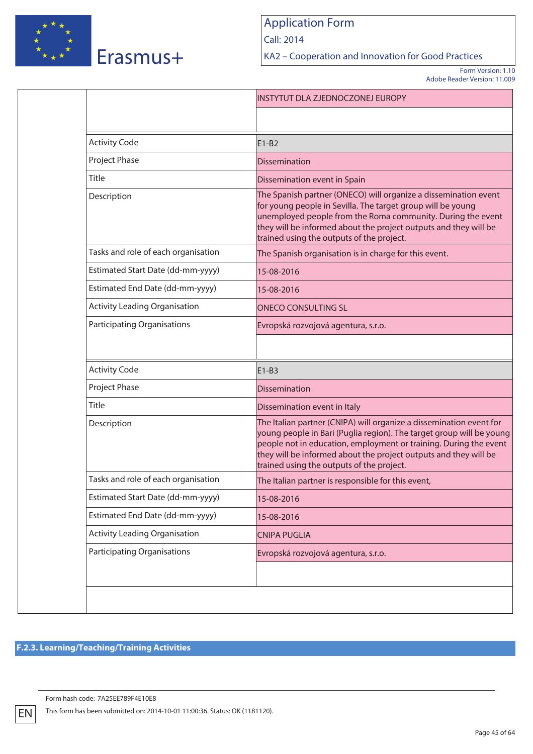| | |
|---|---|
| | INSTYTUT DLA ZJEDNOCZONEJ EUROPY |
| | |

| | |
|---|---|
| Activity Code | E1-B2 |
| Project Phase | Dissemination |
| Title | Dissemination event in Spain |
| Description | The Spanish partner (ONECO) will organize a dissemination event for young people in Sevilla. The target group will be young unemployed people from the Roma community. During the event they will be informed about the project outputs and they will be trained using the outputs of the project. |
| Tasks and role of each organisation | The Spanish organisation is in charge for this event. |
| Estimated Start Date (dd-mm-yyyy) | 15-08-2016 |
| Estimated End Date (dd-mm-yyyy) | 15-08-2016 |
| Activity Leading Organisation | ONECO CONSULTING SL |
| Participating Organisations | Evropská rozvojová agentura, s.r.o. |
| | |

| | |
|---|---|
| Activity Code | E1-B3 |
| Project Phase | Dissemination |
| Title | Dissemination event in Italy |
| Description | The Italian partner (CNIPA) will organize a dissemination event for young people in Bari (Puglia region). The target group will be young people not in education, employment or training. During the event they will be informed about the project outputs and they will be trained using the outputs of the project. |
| Tasks and role of each organisation | The Italian partner is responsible for this event, |
| Estimated Start Date (dd-mm-yyyy) | 15-08-2016 |
| Estimated End Date (dd-mm-yyyy) | 15-08-2016 |
| Activity Leading Organisation | CNIPA PUGLIA |
| Participating Organisations | Evropská rozvojová agentura, s.r.o. |
| | |

## F.2.3. Learning/Teaching/Training Activities

Form hash code: 7A25EE789F4E10E8

This form has been submitted on: 2014-10-01 11:00:36. Status: OK (1181120).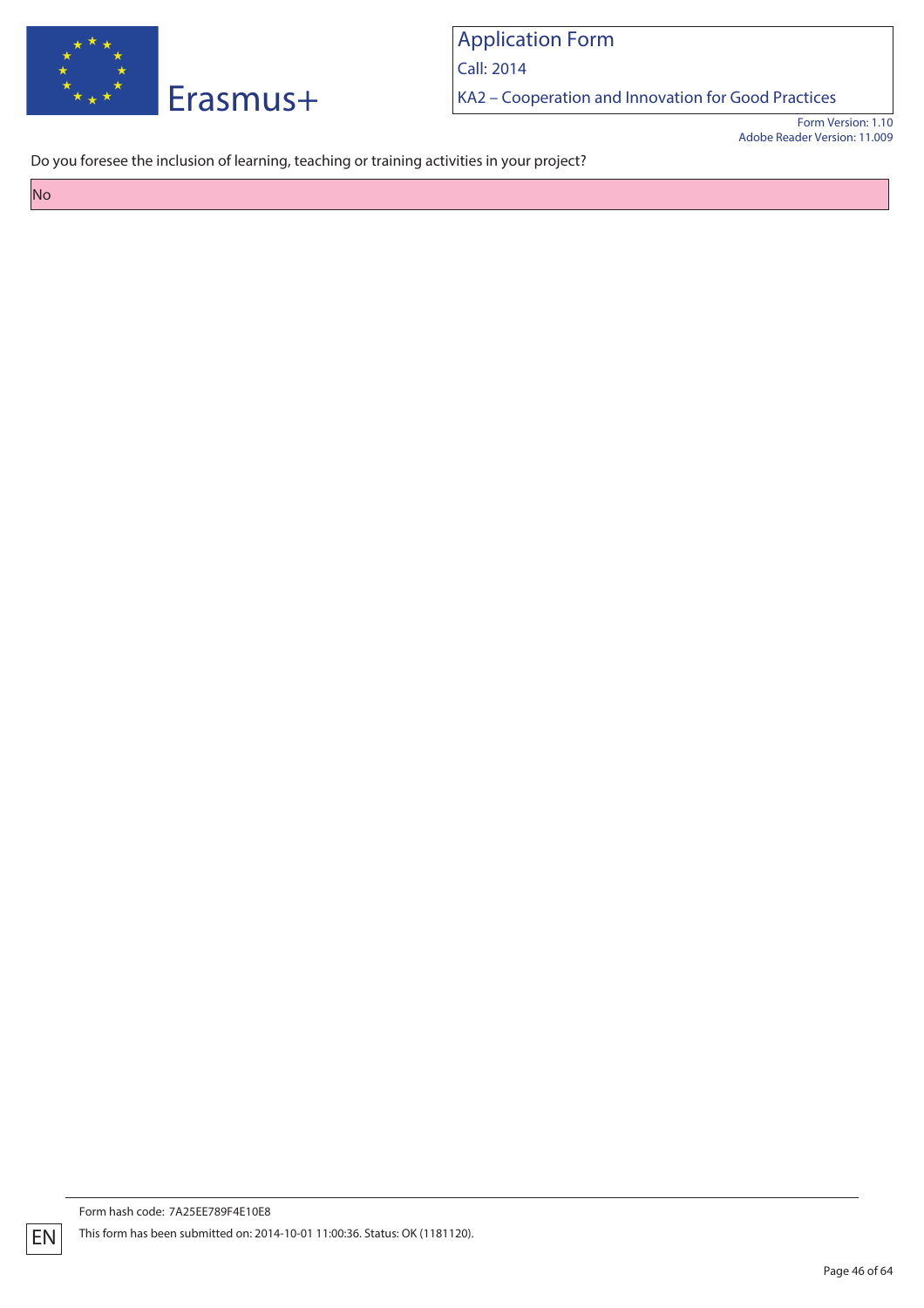Do you foresee the inclusion of learning, teaching or training activities in your project?

No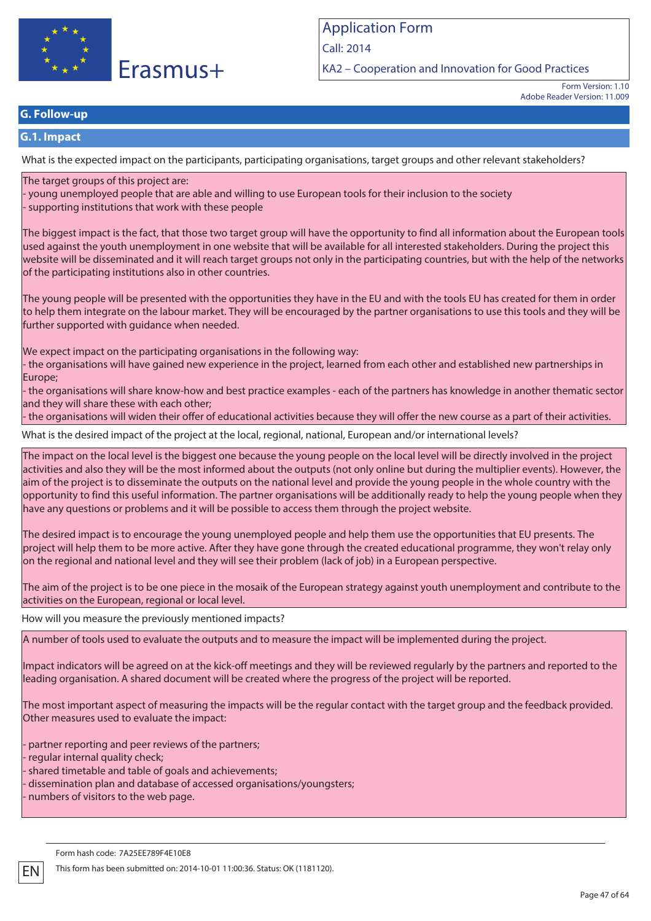## G. Follow-up

### G.1. Impact

What is the expected impact on the participants, participating organisations, target groups and other relevant stakeholders?

The target groups of this project are:
- young unemployed people that are able and willing to use European tools for their inclusion to the society
- supporting institutions that work with these people

The biggest impact is the fact, that those two target group will have the opportunity to find all information about the European tools used against the youth unemployment in one website that will be available for all interested stakeholders. During the project this website will be disseminated and it will reach target groups not only in the participating countries, but with the help of the networks of the participating institutions also in other countries.

The young people will be presented with the opportunities they have in the EU and with the tools EU has created for them in order to help them integrate on the labour market. They will be encouraged by the partner organisations to use this tools and they will be further supported with guidance when needed.

We expect impact on the participating organisations in the following way:
- the organisations will have gained new experience in the project, learned from each other and established new partnerships in Europe;
- the organisations will share know-how and best practice examples - each of the partners has knowledge in another thematic sector and they will share these with each other;
- the organisations will widen their offer of educational activities because they will offer the new course as a part of their activities.

What is the desired impact of the project at the local, regional, national, European and/or international levels?

The impact on the local level is the biggest one because the young people on the local level will be directly involved in the project activities and also they will be the most informed about the outputs (not only online but during the multiplier events). However, the aim of the project is to disseminate the outputs on the national level and provide the young people in the whole country with the opportunity to find this useful information. The partner organisations will be additionally ready to help the young people when they have any questions or problems and it will be possible to access them through the project website.

The desired impact is to encourage the young unemployed people and help them use the opportunities that EU presents. The project will help them to be more active. After they have gone through the created educational programme, they won't relay only on the regional and national level and they will see their problem (lack of job) in a European perspective.

The aim of the project is to be one piece in the mosaik of the European strategy against youth unemployment and contribute to the activities on the European, regional or local level.

How will you measure the previously mentioned impacts?

A number of tools used to evaluate the outputs and to measure the impact will be implemented during the project.

Impact indicators will be agreed on at the kick-off meetings and they will be reviewed regularly by the partners and reported to the leading organisation. A shared document will be created where the progress of the project will be reported.

The most important aspect of measuring the impacts will be the regular contact with the target group and the feedback provided. Other measures used to evaluate the impact:

- partner reporting and peer reviews of the partners;
- regular internal quality check;
- shared timetable and table of goals and achievements;
- dissemination plan and database of accessed organisations/youngsters;
- numbers of visitors to the web page.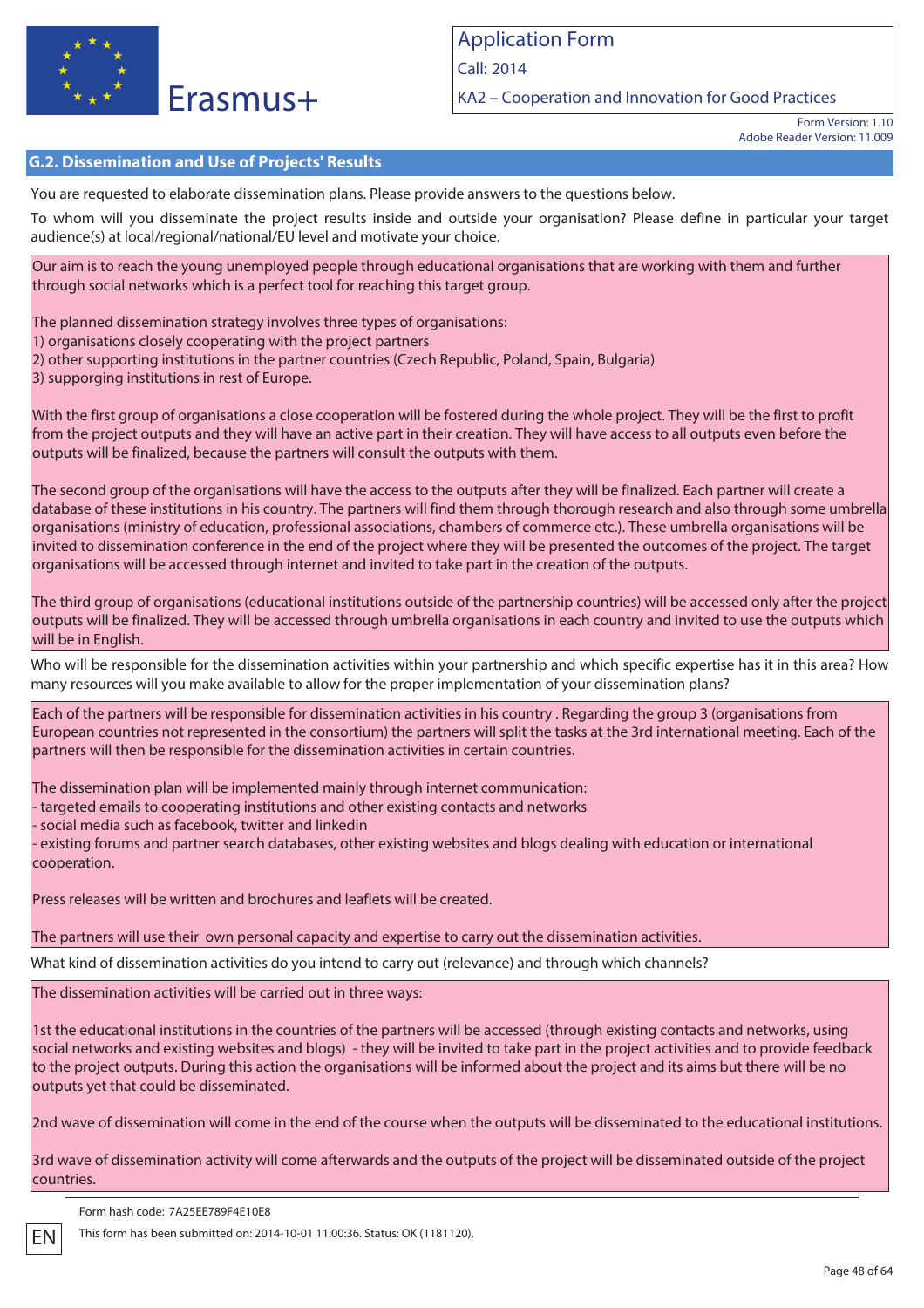## G.2. Dissemination and Use of Projects' Results

You are requested to elaborate dissemination plans. Please provide answers to the questions below.

To whom will you disseminate the project results inside and outside your organisation? Please define in particular your target audience(s) at local/regional/national/EU level and motivate your choice.

Our aim is to reach the young unemployed people through educational organisations that are working with them and further through social networks which is a perfect tool for reaching this target group.

The planned dissemination strategy involves three types of organisations:
1) organisations closely cooperating with the project partners
2) other supporting institutions in the partner countries (Czech Republic, Poland, Spain, Bulgaria)
3) suppporging institutions in rest of Europe.

With the first group of organisations a close cooperation will be fostered during the whole project. They will be the first to profit from the project outputs and they will have an active part in their creation. They will have access to all outputs even before the outputs will be finalized, because the partners will consult the outputs with them.

The second group of the organisations will have the access to the outputs after they will be finalized. Each partner will create a database of these institutions in his country. The partners will find them through thorough research and also through some umbrella organisations (ministry of education, professional associations, chambers of commerce etc.). These umbrella organisations will be invited to dissemination conference in the end of the project where they will be presented the outcomes of the project. The target organisations will be accessed through internet and invited to take part in the creation of the outputs.

The third group of organisations (educational institutions outside of the partnership countries) will be accessed only after the project outputs will be finalized. They will be accessed through umbrella organisations in each country and invited to use the outputs which will be in English.

Who will be responsible for the dissemination activities within your partnership and which specific expertise has it in this area? How many resources will you make available to allow for the proper implementation of your dissemination plans?

Each of the partners will be responsible for dissemination activities in his country . Regarding the group 3 (organisations from European countries not represented in the consortium) the partners will split the tasks at the 3rd international meeting. Each of the partners will then be responsible for the dissemination activities in certain countries.

The dissemination plan will be implemented mainly through internet communication:
- targeted emails to cooperating institutions and other existing contacts and networks
- social media such as facebook, twitter and linkedin
- existing forums and partner search databases, other existing websites and blogs dealing with education or international cooperation.

Press releases will be written and brochures and leaflets will be created.

The partners will use their own personal capacity and expertise to carry out the dissemination activities.

What kind of dissemination activities do you intend to carry out (relevance) and through which channels?

The dissemination activities will be carried out in three ways:

1st the educational institutions in the countries of the partners will be accessed (through existing contacts and networks, using social networks and existing websites and blogs) - they will be invited to take part in the project activities and to provide feedback to the project outputs. During this action the organisations will be informed about the project and its aims but there will be no outputs yet that could be disseminated.

2nd wave of dissemination will come in the end of the course when the outputs will be disseminated to the educational institutions.

3rd wave of dissemination activity will come afterwards and the outputs of the project will be disseminated outside of the project countries.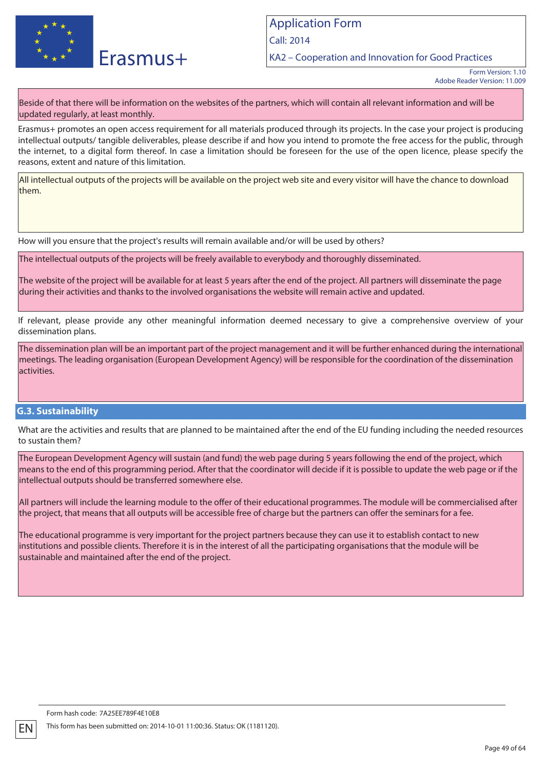Beside of that there will be information on the websites of the partners, which will contain all relevant information and will be updated regularly, at least monthly.

Erasmus+ promotes an open access requirement for all materials produced through its projects. In the case your project is producing intellectual outputs/ tangible deliverables, please describe if and how you intend to promote the free access for the public, through the internet, to a digital form thereof. In case a limitation should be foreseen for the use of the open licence, please specify the reasons, extent and nature of this limitation.

All intellectual outputs of the projects will be available on the project web site and every visitor will have the chance to download them.

How will you ensure that the project's results will remain available and/or will be used by others?

The intellectual outputs of the projects will be freely available to everybody and thoroughly disseminated.

The website of the project will be available for at least 5 years after the end of the project. All partners will disseminate the page during their activities and thanks to the involved organisations the website will remain active and updated.

If relevant, please provide any other meaningful information deemed necessary to give a comprehensive overview of your dissemination plans.

The dissemination plan will be an important part of the project management and it will be further enhanced during the international meetings. The leading organisation (European Development Agency) will be responsible for the coordination of the dissemination activities.

## G.3. Sustainability

What are the activities and results that are planned to be maintained after the end of the EU funding including the needed resources to sustain them?

The European Development Agency will sustain (and fund) the web page during 5 years following the end of the project, which means to the end of this programming period. After that the coordinator will decide if it is possible to update the web page or if the intellectual outputs should be transferred somewhere else.

All partners will include the learning module to the offer of their educational programmes. The module will be commercialised after the project, that means that all outputs will be accessible free of charge but the partners can offer the seminars for a fee.

The educational programme is very important for the project partners because they can use it to establish contact to new institutions and possible clients. Therefore it is in the interest of all the participating organisations that the module will be sustainable and maintained after the end of the project.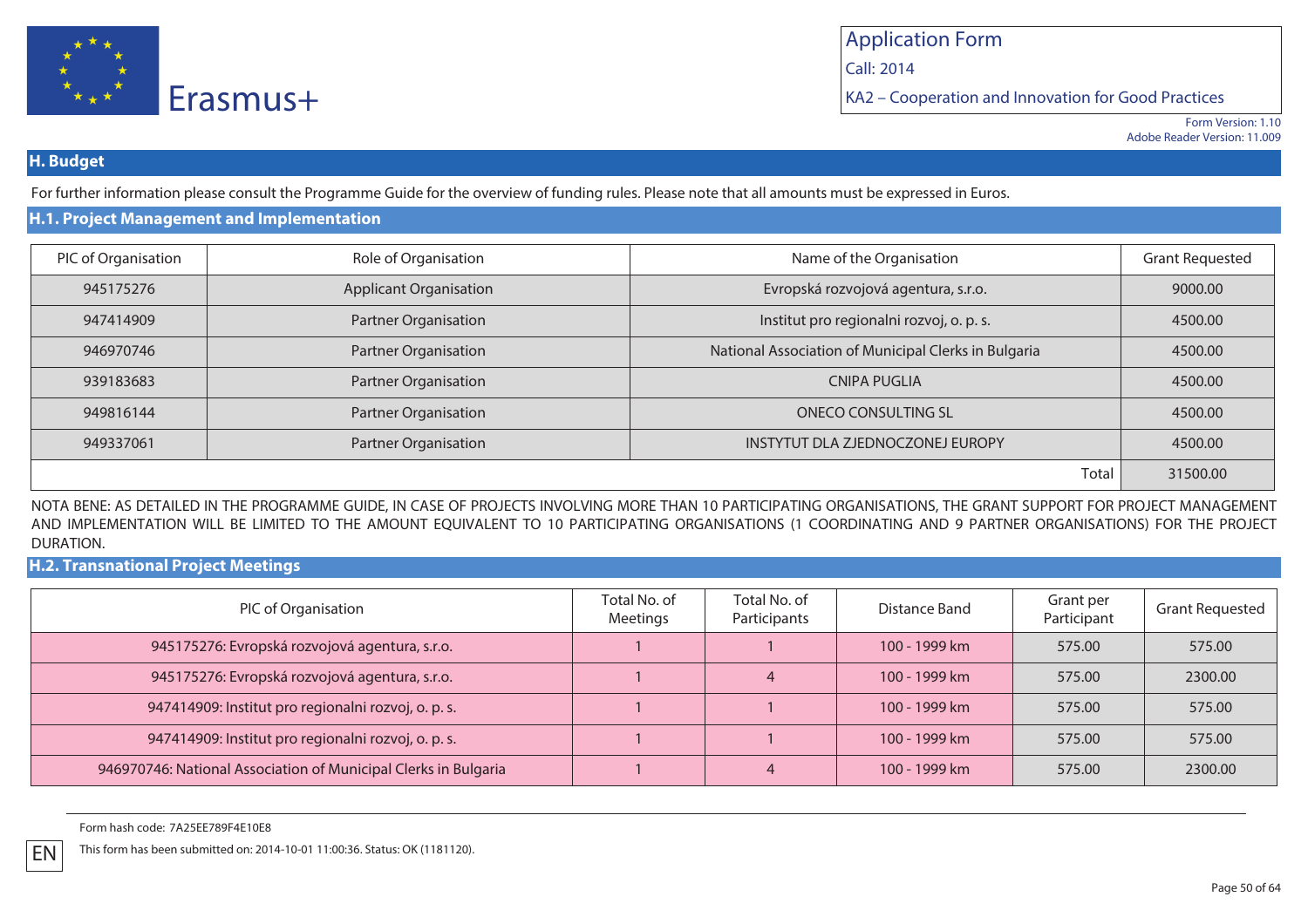## H. Budget

For further information please consult the Programme Guide for the overview of funding rules. Please note that all amounts must be expressed in Euros.

### H.1. Project Management and Implementation

| PIC of Organisation | Role of Organisation | Name of the Organisation | Grant Requested |
|---|---|---|---|
| 945175276 | Applicant Organisation | Evropská rozvojová agentura, s.r.o. | 9000.00 |
| 947414909 | Partner Organisation | Institut pro regionalni rozvoj, o. p. s. | 4500.00 |
| 946970746 | Partner Organisation | National Association of Municipal Clerks in Bulgaria | 4500.00 |
| 939183683 | Partner Organisation | CNIPA PUGLIA | 4500.00 |
| 949816144 | Partner Organisation | ONECO CONSULTING SL | 4500.00 |
| 949337061 | Partner Organisation | INSTYTUT DLA ZJEDNOCZONEJ EUROPY | 4500.00 |
| | | Total | 31500.00 |

NOTA BENE: AS DETAILED IN THE PROGRAMME GUIDE, IN CASE OF PROJECTS INVOLVING MORE THAN 10 PARTICIPATING ORGANISATIONS, THE GRANT SUPPORT FOR PROJECT MANAGEMENT AND IMPLEMENTATION WILL BE LIMITED TO THE AMOUNT EQUIVALENT TO 10 PARTICIPATING ORGANISATIONS (1 COORDINATING AND 9 PARTNER ORGANISATIONS) FOR THE PROJECT DURATION.

### H.2. Transnational Project Meetings

| PIC of Organisation | Total No. of Meetings | Total No. of Participants | Distance Band | Grant per Participant | Grant Requested |
|---|---|---|---|---|---|
| 945175276: Evropská rozvojová agentura, s.r.o. | 1 | 1 | 100 - 1999 km | 575.00 | 575.00 |
| 945175276: Evropská rozvojová agentura, s.r.o. | 1 | 4 | 100 - 1999 km | 575.00 | 2300.00 |
| 947414909: Institut pro regionalni rozvoj, o. p. s. | 1 | 1 | 100 - 1999 km | 575.00 | 575.00 |
| 947414909: Institut pro regionalni rozvoj, o. p. s. | 1 | 1 | 100 - 1999 km | 575.00 | 575.00 |
| 946970746: National Association of Municipal Clerks in Bulgaria | 1 | 4 | 100 - 1999 km | 575.00 | 2300.00 |

Form hash code: 7A25EE789F4E10E8

This form has been submitted on: 2014-10-01 11:00:36. Status: OK (1181120).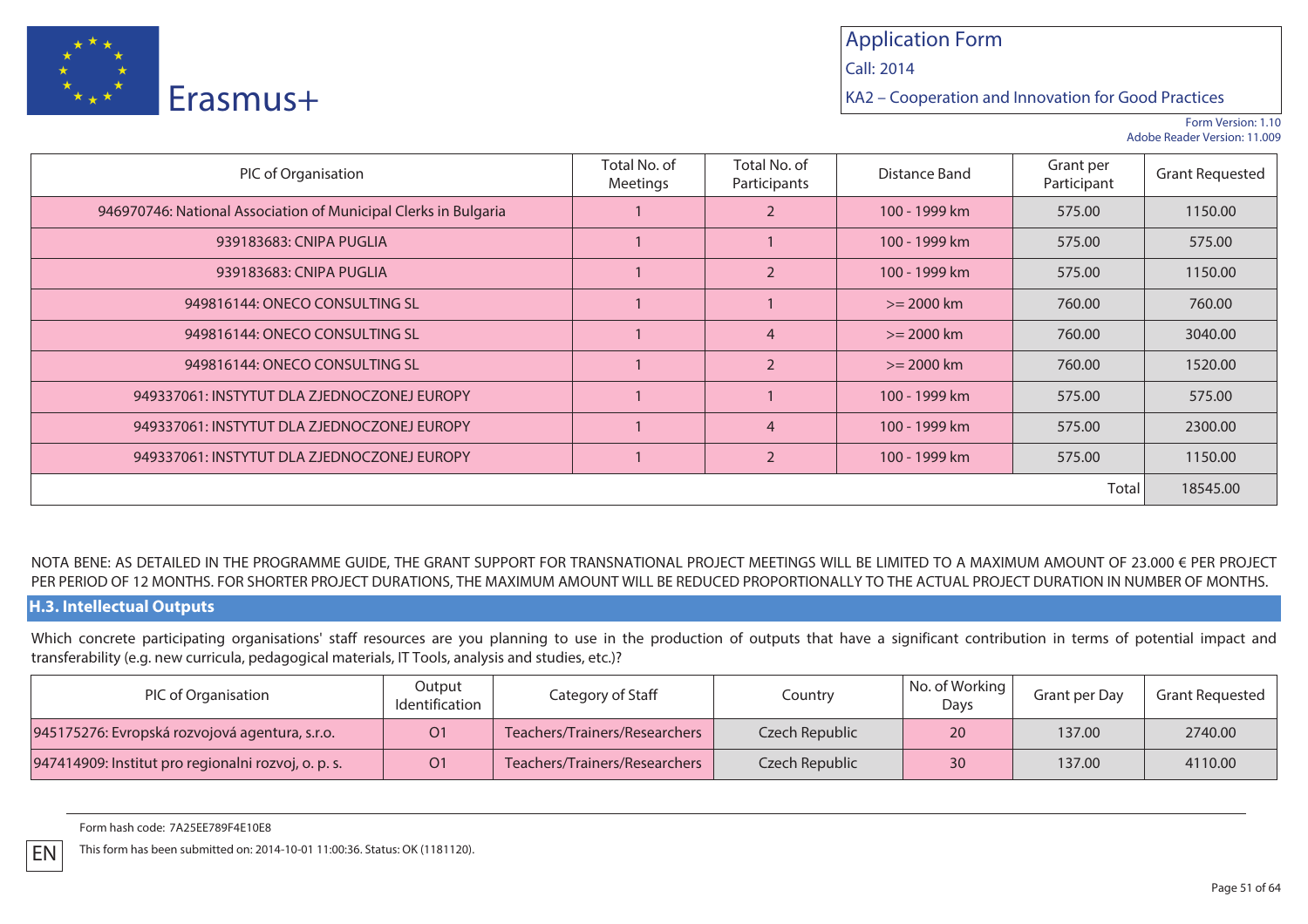| PIC of Organisation | Total No. of Meetings | Total No. of Participants | Distance Band | Grant per Participant | Grant Requested |
|---|---|---|---|---|---|
| 946970746: National Association of Municipal Clerks in Bulgaria | 1 | 2 | 100 - 1999 km | 575.00 | 1150.00 |
| 939183683: CNIPA PUGLIA | 1 | 1 | 100 - 1999 km | 575.00 | 575.00 |
| 939183683: CNIPA PUGLIA | 1 | 2 | 100 - 1999 km | 575.00 | 1150.00 |
| 949816144: ONECO CONSULTING SL | 1 | 1 | >= 2000 km | 760.00 | 760.00 |
| 949816144: ONECO CONSULTING SL | 1 | 4 | >= 2000 km | 760.00 | 3040.00 |
| 949816144: ONECO CONSULTING SL | 1 | 2 | >= 2000 km | 760.00 | 1520.00 |
| 949337061: INSTYTUT DLA ZJEDNOCZONEJ EUROPY | 1 | 1 | 100 - 1999 km | 575.00 | 575.00 |
| 949337061: INSTYTUT DLA ZJEDNOCZONEJ EUROPY | 1 | 4 | 100 - 1999 km | 575.00 | 2300.00 |
| 949337061: INSTYTUT DLA ZJEDNOCZONEJ EUROPY | 1 | 2 | 100 - 1999 km | 575.00 | 1150.00 |
| | | | | Total | 18545.00 |

NOTA BENE: AS DETAILED IN THE PROGRAMME GUIDE, THE GRANT SUPPORT FOR TRANSNATIONAL PROJECT MEETINGS WILL BE LIMITED TO A MAXIMUM AMOUNT OF 23.000 € PER PROJECT PER PERIOD OF 12 MONTHS. FOR SHORTER PROJECT DURATIONS, THE MAXIMUM AMOUNT WILL BE REDUCED PROPORTIONALLY TO THE ACTUAL PROJECT DURATION IN NUMBER OF MONTHS.

## H.3. Intellectual Outputs

Which concrete participating organisations' staff resources are you planning to use in the production of outputs that have a significant contribution in terms of potential impact and transferability (e.g. new curricula, pedagogical materials, IT Tools, analysis and studies, etc.)?

| PIC of Organisation | Output Identification | Category of Staff | Country | No. of Working Days | Grant per Day | Grant Requested |
|---|---|---|---|---|---|---|
| 945175276: Evropská rozvojová agentura, s.r.o. | O1 | Teachers/Trainers/Researchers | Czech Republic | 20 | 137.00 | 2740.00 |
| 947414909: Institut pro regionalni rozvoj, o. p. s. | O1 | Teachers/Trainers/Researchers | Czech Republic | 30 | 137.00 | 4110.00 |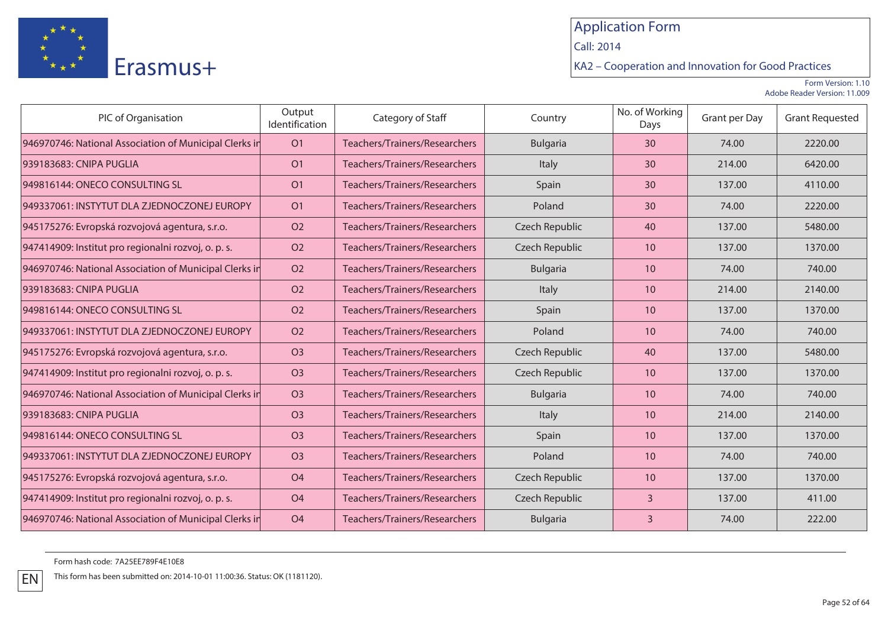| PIC of Organisation | Output Identification | Category of Staff | Country | No. of Working Days | Grant per Day | Grant Requested |
|---|---|---|---|---|---|---|
| 946970746: National Association of Municipal Clerks ir | O1 | Teachers/Trainers/Researchers | Bulgaria | 30 | 74.00 | 2220.00 |
| 939183683: CNIPA PUGLIA | O1 | Teachers/Trainers/Researchers | Italy | 30 | 214.00 | 6420.00 |
| 949816144: ONECO CONSULTING SL | O1 | Teachers/Trainers/Researchers | Spain | 30 | 137.00 | 4110.00 |
| 949337061: INSTYTUT DLA ZJEDNOCZONEJ EUROPY | O1 | Teachers/Trainers/Researchers | Poland | 30 | 74.00 | 2220.00 |
| 945175276: Evropská rozvojová agentura, s.r.o. | O2 | Teachers/Trainers/Researchers | Czech Republic | 40 | 137.00 | 5480.00 |
| 947414909: Institut pro regionalni rozvoj, o. p. s. | O2 | Teachers/Trainers/Researchers | Czech Republic | 10 | 137.00 | 1370.00 |
| 946970746: National Association of Municipal Clerks ir | O2 | Teachers/Trainers/Researchers | Bulgaria | 10 | 74.00 | 740.00 |
| 939183683: CNIPA PUGLIA | O2 | Teachers/Trainers/Researchers | Italy | 10 | 214.00 | 2140.00 |
| 949816144: ONECO CONSULTING SL | O2 | Teachers/Trainers/Researchers | Spain | 10 | 137.00 | 1370.00 |
| 949337061: INSTYTUT DLA ZJEDNOCZONEJ EUROPY | O2 | Teachers/Trainers/Researchers | Poland | 10 | 74.00 | 740.00 |
| 945175276: Evropská rozvojová agentura, s.r.o. | O3 | Teachers/Trainers/Researchers | Czech Republic | 40 | 137.00 | 5480.00 |
| 947414909: Institut pro regionalni rozvoj, o. p. s. | O3 | Teachers/Trainers/Researchers | Czech Republic | 10 | 137.00 | 1370.00 |
| 946970746: National Association of Municipal Clerks ir | O3 | Teachers/Trainers/Researchers | Bulgaria | 10 | 74.00 | 740.00 |
| 939183683: CNIPA PUGLIA | O3 | Teachers/Trainers/Researchers | Italy | 10 | 214.00 | 2140.00 |
| 949816144: ONECO CONSULTING SL | O3 | Teachers/Trainers/Researchers | Spain | 10 | 137.00 | 1370.00 |
| 949337061: INSTYTUT DLA ZJEDNOCZONEJ EUROPY | O3 | Teachers/Trainers/Researchers | Poland | 10 | 74.00 | 740.00 |
| 945175276: Evropská rozvojová agentura, s.r.o. | O4 | Teachers/Trainers/Researchers | Czech Republic | 10 | 137.00 | 1370.00 |
| 947414909: Institut pro regionalni rozvoj, o. p. s. | O4 | Teachers/Trainers/Researchers | Czech Republic | 3 | 137.00 | 411.00 |
| 946970746: National Association of Municipal Clerks ir | O4 | Teachers/Trainers/Researchers | Bulgaria | 3 | 74.00 | 222.00 |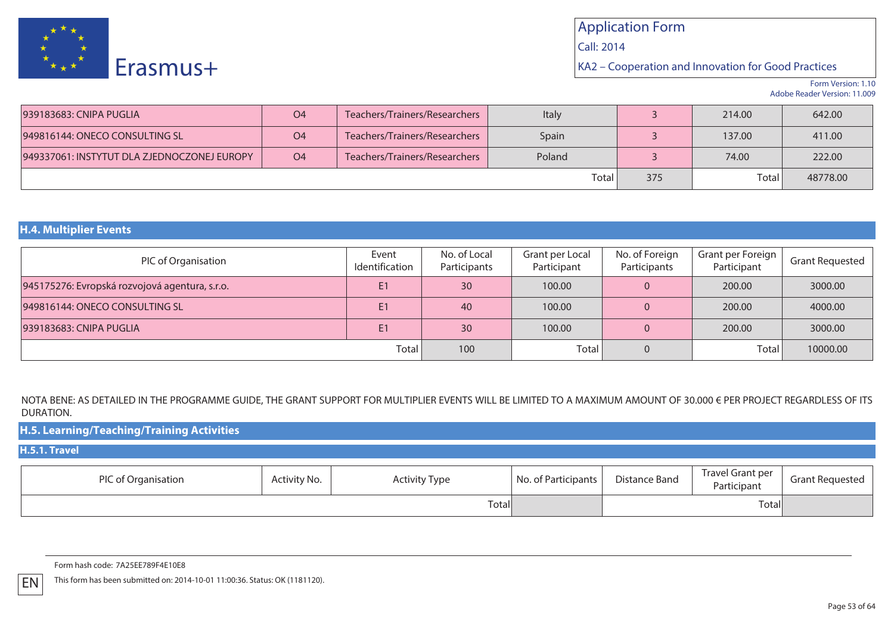| | | | | | | |
|---|---|---|---|---|---|---|
| 939183683: CNIPA PUGLIA | O4 | Teachers/Trainers/Researchers | Italy | 3 | 214.00 | 642.00 |
| 949816144: ONECO CONSULTING SL | O4 | Teachers/Trainers/Researchers | Spain | 3 | 137.00 | 411.00 |
| 949337061: INSTYTUT DLA ZJEDNOCZONEJ EUROPY | O4 | Teachers/Trainers/Researchers | Poland | 3 | 74.00 | 222.00 |
| | | | Total | 375 | Total | 48778.00 |

## H.4. Multiplier Events

| PIC of Organisation | Event Identification | No. of Local Participants | Grant per Local Participant | No. of Foreign Participants | Grant per Foreign Participant | Grant Requested |
|---|---|---|---|---|---|---|
| 945175276: Evropská rozvojová agentura, s.r.o. | E1 | 30 | 100.00 | 0 | 200.00 | 3000.00 |
| 949816144: ONECO CONSULTING SL | E1 | 40 | 100.00 | 0 | 200.00 | 4000.00 |
| 939183683: CNIPA PUGLIA | E1 | 30 | 100.00 | 0 | 200.00 | 3000.00 |
| | Total | 100 | Total | 0 | Total | 10000.00 |

NOTA BENE: AS DETAILED IN THE PROGRAMME GUIDE, THE GRANT SUPPORT FOR MULTIPLIER EVENTS WILL BE LIMITED TO A MAXIMUM AMOUNT OF 30.000 € PER PROJECT REGARDLESS OF ITS DURATION.

## H.5. Learning/Teaching/Training Activities

### H.5.1. Travel

| PIC of Organisation | Activity No. | Activity Type | No. of Participants | Distance Band | Travel Grant per Participant | Grant Requested |
|---|---|---|---|---|---|---|
| | | Total | | | Total | |

Form hash code: 7A25EE789F4E10E8

This form has been submitted on: 2014-10-01 11:00:36. Status: OK (1181120).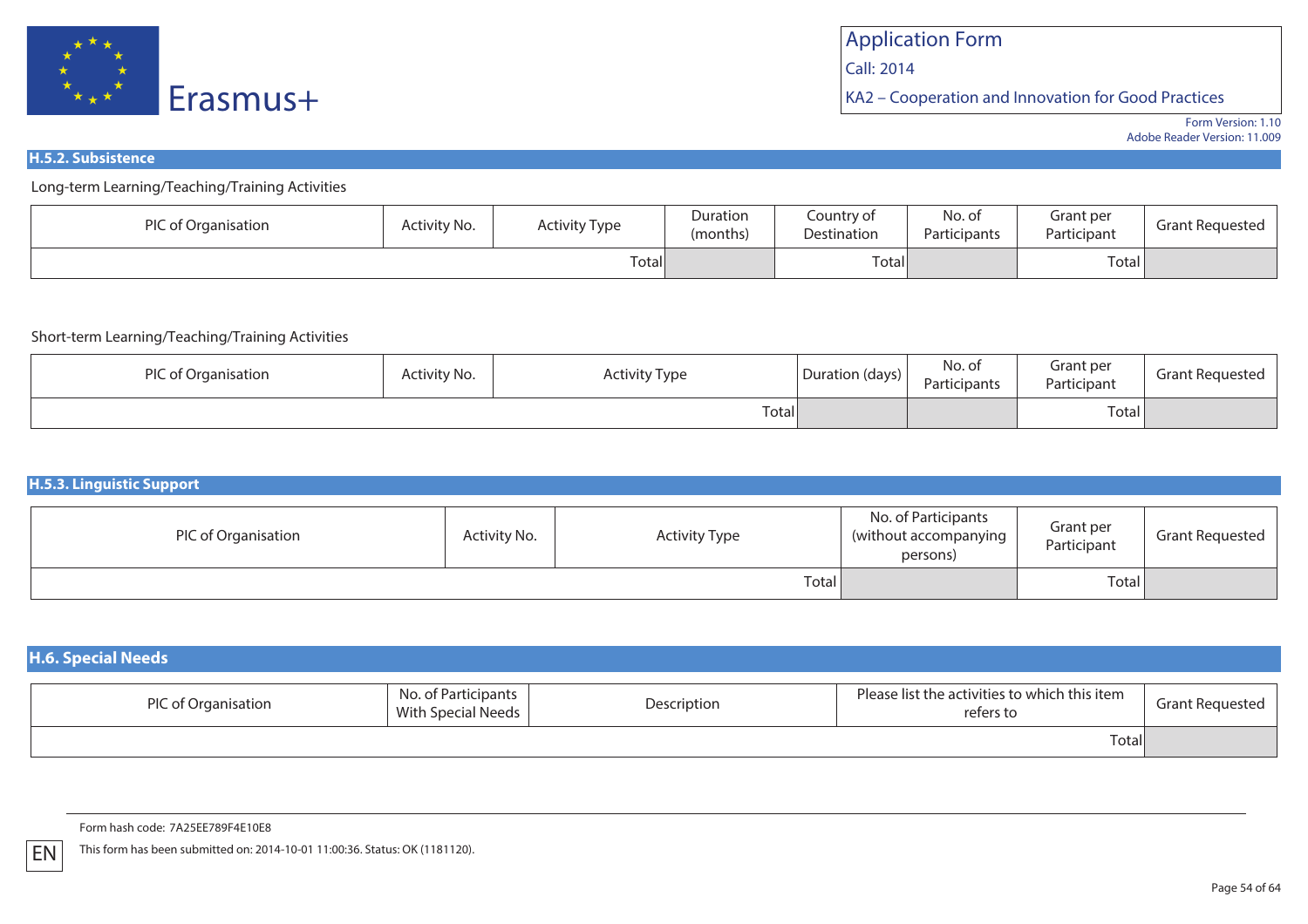## H.5.2. Subsistence

Long-term Learning/Teaching/Training Activities

| PIC of Organisation | Activity No. | Activity Type | Duration (months) | Country of Destination | No. of Participants | Grant per Participant | Grant Requested |
|---|---|---|---|---|---|---|---|
| | | Total | | Total | | Total | |

Short-term Learning/Teaching/Training Activities

| PIC of Organisation | Activity No. | Activity Type | Duration (days) | No. of Participants | Grant per Participant | Grant Requested |
|---|---|---|---|---|---|---|
| | | Total | | | Total | |

## H.5.3. Linguistic Support

| PIC of Organisation | Activity No. | Activity Type | No. of Participants (without accompanying persons) | Grant per Participant | Grant Requested |
|---|---|---|---|---|---|
| | | Total | | Total | |

## H.6. Special Needs

| PIC of Organisation | No. of Participants With Special Needs | Description | Please list the activities to which this item refers to | Grant Requested |
|---|---|---|---|---|
| | | | Total | |

Form hash code: 7A25EE789F4E10E8

This form has been submitted on: 2014-10-01 11:00:36. Status: OK (1181120).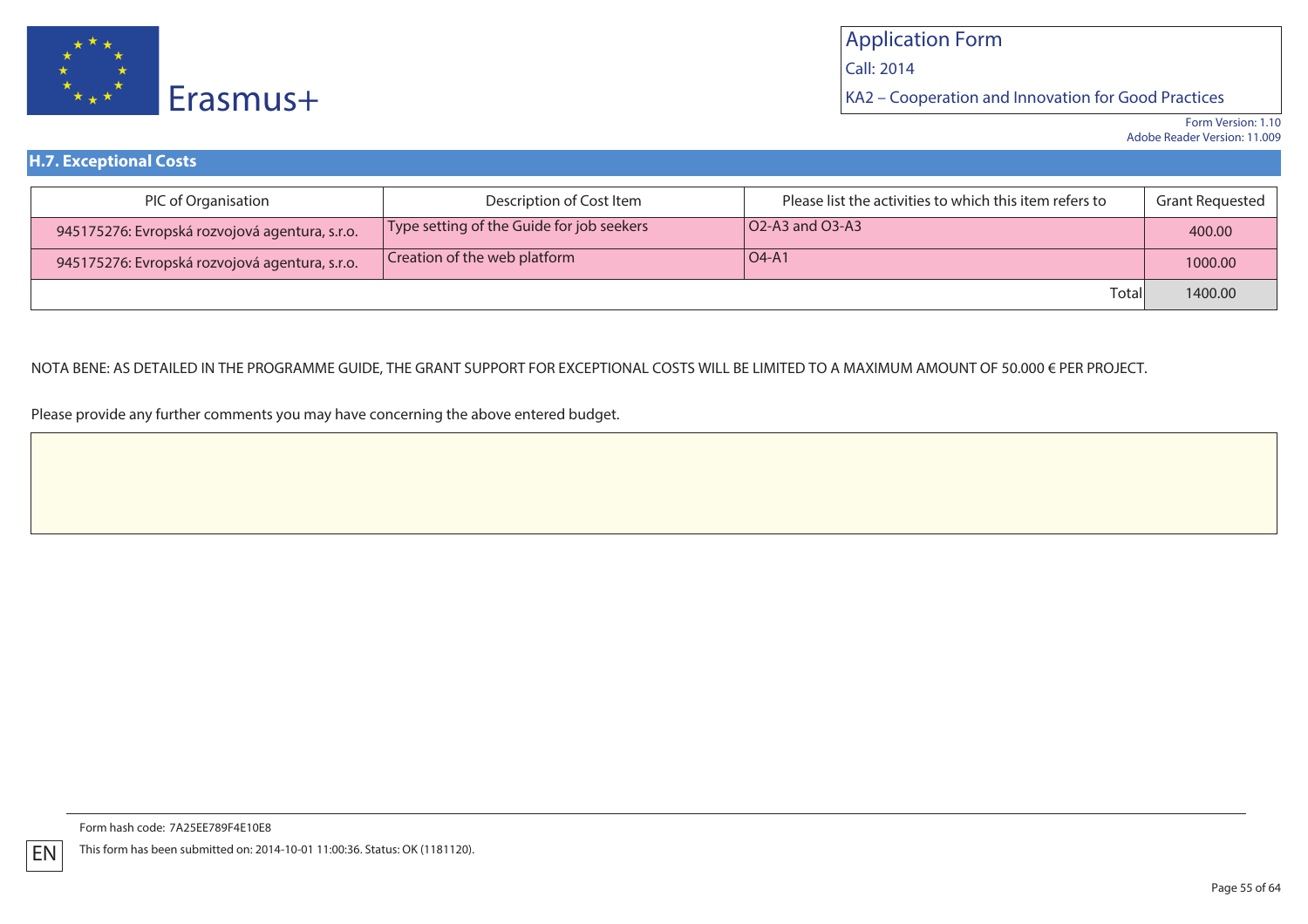## H.7. Exceptional Costs

| PIC of Organisation | Description of Cost Item | Please list the activities to which this item refers to | Grant Requested |
|---|---|---|---|
| 945175276: Evropská rozvojová agentura, s.r.o. | Type setting of the Guide for job seekers | O2-A3 and O3-A3 | 400.00 |
| 945175276: Evropská rozvojová agentura, s.r.o. | Creation of the web platform | O4-A1 | 1000.00 |
| | | Total | 1400.00 |

NOTA BENE: AS DETAILED IN THE PROGRAMME GUIDE, THE GRANT SUPPORT FOR EXCEPTIONAL COSTS WILL BE LIMITED TO A MAXIMUM AMOUNT OF 50.000 € PER PROJECT.

Please provide any further comments you may have concerning the above entered budget.

Form hash code: 7A25EE789F4E10E8

This form has been submitted on: 2014-10-01 11:00:36. Status: OK (1181120).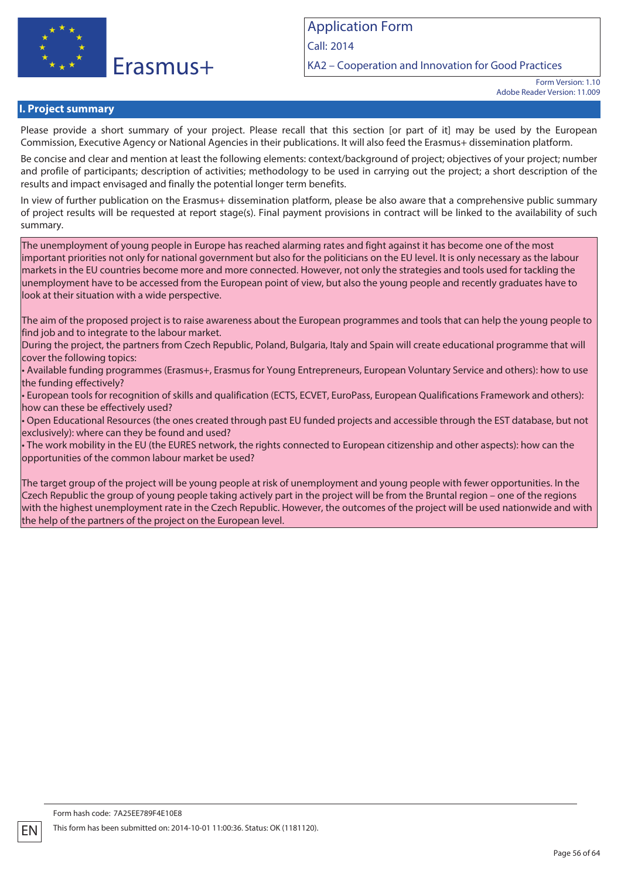Application Form

Call: 2014

KA2 – Cooperation and Innovation for Good Practices

Form Version: 1.10
Adobe Reader Version: 11.009

## I. Project summary

Please provide a short summary of your project. Please recall that this section [or part of it] may be used by the European Commission, Executive Agency or National Agencies in their publications. It will also feed the Erasmus+ dissemination platform.

Be concise and clear and mention at least the following elements: context/background of project; objectives of your project; number and profile of participants; description of activities; methodology to be used in carrying out the project; a short description of the results and impact envisaged and finally the potential longer term benefits.

In view of further publication on the Erasmus+ dissemination platform, please be also aware that a comprehensive public summary of project results will be requested at report stage(s). Final payment provisions in contract will be linked to the availability of such summary.

The unemployment of young people in Europe has reached alarming rates and fight against it has become one of the most important priorities not only for national government but also for the politicians on the EU level. It is only necessary as the labour markets in the EU countries become more and more connected. However, not only the strategies and tools used for tackling the unemployment have to be accessed from the European point of view, but also the young people and recently graduates have to look at their situation with a wide perspective.

The aim of the proposed project is to raise awareness about the European programmes and tools that can help the young people to find job and to integrate to the labour market.
During the project, the partners from Czech Republic, Poland, Bulgaria, Italy and Spain will create educational programme that will cover the following topics:

- Available funding programmes (Erasmus+, Erasmus for Young Entrepreneurs, European Voluntary Service and others): how to use the funding effectively?
- European tools for recognition of skills and qualification (ECTS, ECVET, EuroPass, European Qualifications Framework and others): how can these be effectively used?
- Open Educational Resources (the ones created through past EU funded projects and accessible through the EST database, but not exclusively): where can they be found and used?
- The work mobility in the EU (the EURES network, the rights connected to European citizenship and other aspects): how can the opportunities of the common labour market be used?

The target group of the project will be young people at risk of unemployment and young people with fewer opportunities. In the Czech Republic the group of young people taking actively part in the project will be from the Bruntal region – one of the regions with the highest unemployment rate in the Czech Republic. However, the outcomes of the project will be used nationwide and with the help of the partners of the project on the European level.

Form hash code: 7A25EE789F4E10E8

This form has been submitted on: 2014-10-01 11:00:36. Status: OK (1181120).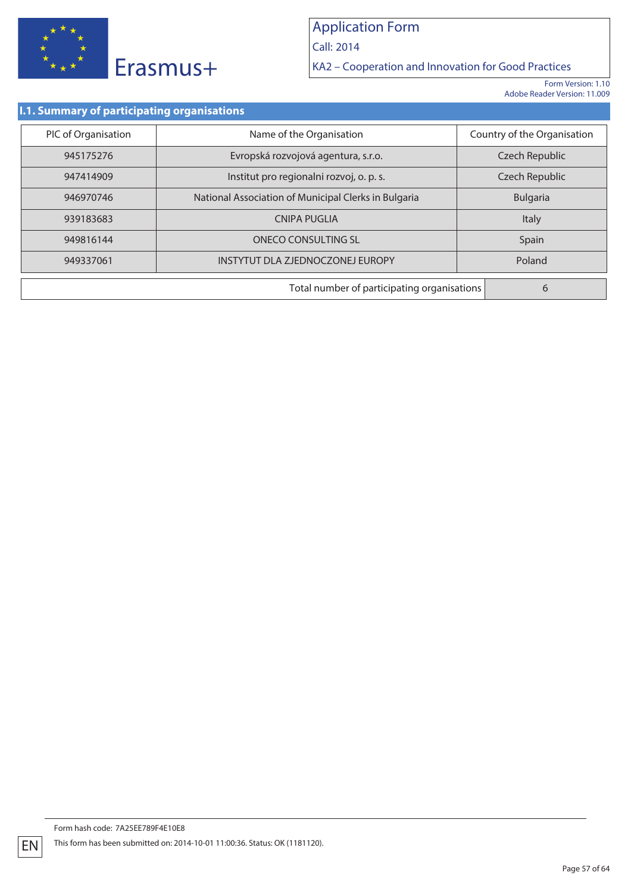## I.1. Summary of participating organisations

| PIC of Organisation | Name of the Organisation | Country of the Organisation |
|---|---|---|
| 945175276 | Evropská rozvojová agentura, s.r.o. | Czech Republic |
| 947414909 | Institut pro regionalni rozvoj, o. p. s. | Czech Republic |
| 946970746 | National Association of Municipal Clerks in Bulgaria | Bulgaria |
| 939183683 | CNIPA PUGLIA | Italy |
| 949816144 | ONECO CONSULTING SL | Spain |
| 949337061 | INSTYTUT DLA ZJEDNOCZONEJ EUROPY | Poland |

| Total number of participating organisations | 6 |
|---|---|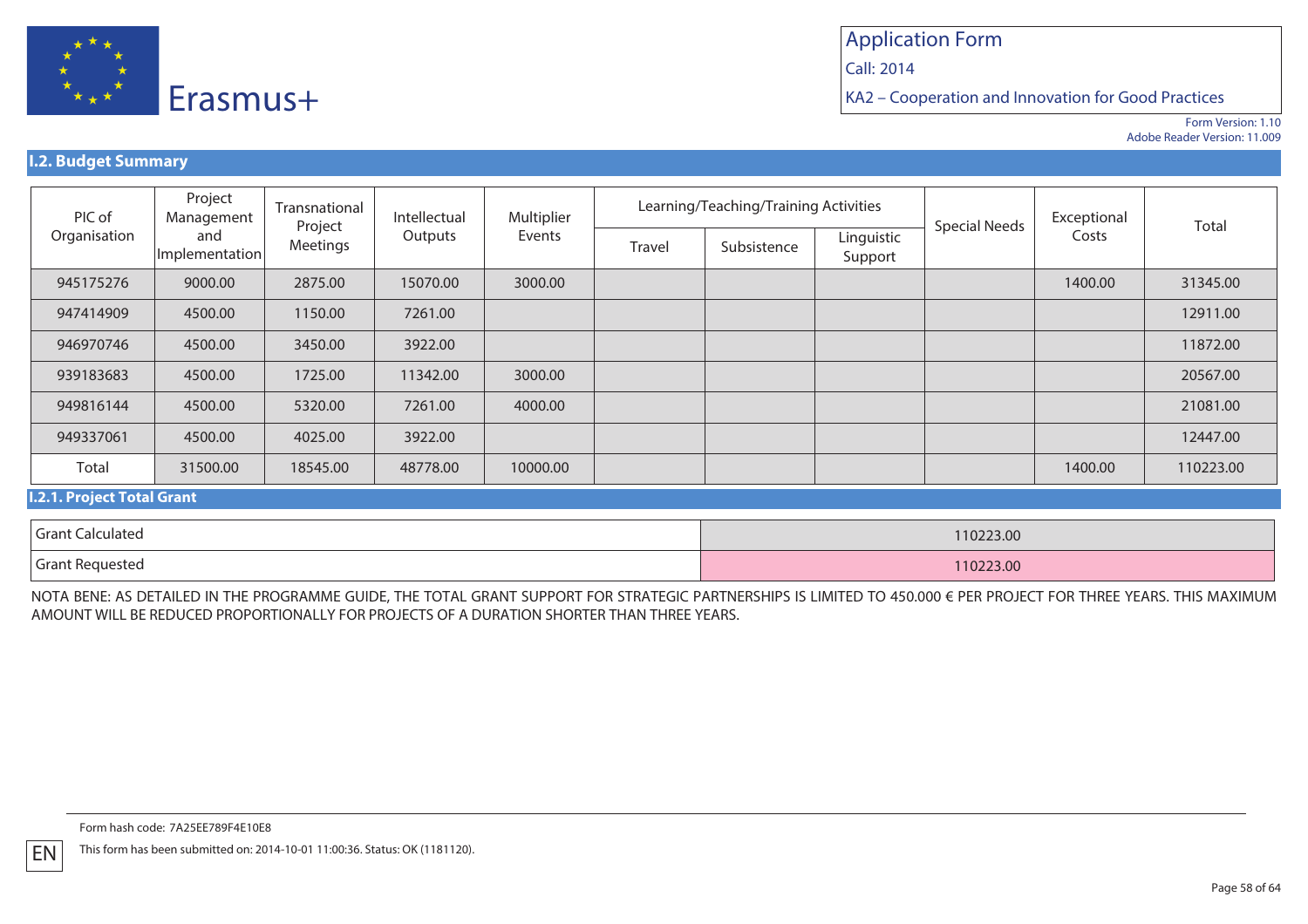Application Form

Call: 2014

KA2 – Cooperation and Innovation for Good Practices

Form Version: 1.10
Adobe Reader Version: 11.009

## I.2. Budget Summary

| PIC of Organisation | Project Management and Implementation | Transnational Project Meetings | Intellectual Outputs | Multiplier Events | Learning/Teaching/Training Activities | | | Special Needs | Exceptional Costs | Total |
|---|---|---|---|---|---|---|---|---|---|---|
| | | | | | Travel | Subsistence | Linguistic Support | | | |
| 945175276 | 9000.00 | 2875.00 | 15070.00 | 3000.00 | | | | | 1400.00 | 31345.00 |
| 947414909 | 4500.00 | 1150.00 | 7261.00 | | | | | | | 12911.00 |
| 946970746 | 4500.00 | 3450.00 | 3922.00 | | | | | | | 11872.00 |
| 939183683 | 4500.00 | 1725.00 | 11342.00 | 3000.00 | | | | | | 20567.00 |
| 949816144 | 4500.00 | 5320.00 | 7261.00 | 4000.00 | | | | | | 21081.00 |
| 949337061 | 4500.00 | 4025.00 | 3922.00 | | | | | | | 12447.00 |
| Total | 31500.00 | 18545.00 | 48778.00 | 10000.00 | | | | | 1400.00 | 110223.00 |

### I.2.1. Project Total Grant

| | |
|---|---|
| Grant Calculated | 110223.00 |
| Grant Requested | 110223.00 |

NOTA BENE: AS DETAILED IN THE PROGRAMME GUIDE, THE TOTAL GRANT SUPPORT FOR STRATEGIC PARTNERSHIPS IS LIMITED TO 450.000 € PER PROJECT FOR THREE YEARS. THIS MAXIMUM AMOUNT WILL BE REDUCED PROPORTIONALLY FOR PROJECTS OF A DURATION SHORTER THAN THREE YEARS.

Form hash code: 7A25EE789F4E10E8

This form has been submitted on: 2014-10-01 11:00:36. Status: OK (1181120).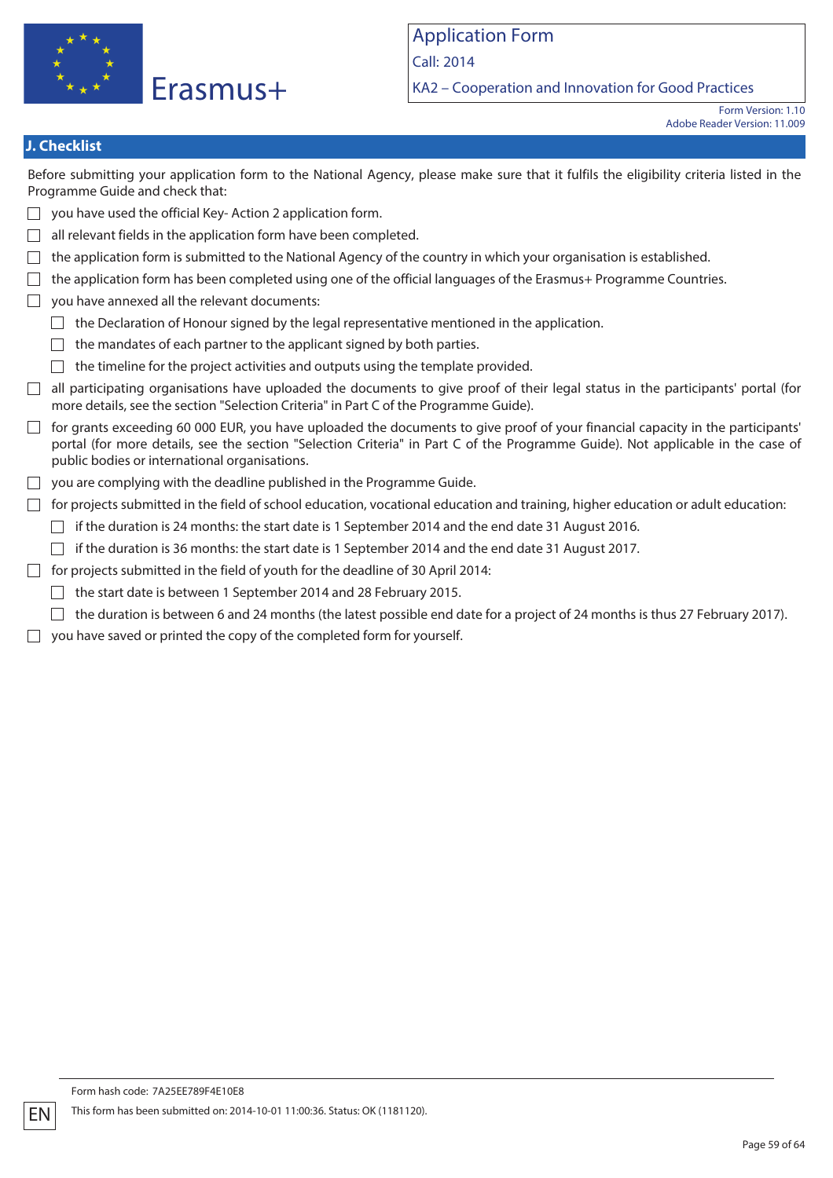## J. Checklist

Before submitting your application form to the National Agency, please make sure that it fulfils the eligibility criteria listed in the Programme Guide and check that:

- [ ] you have used the official Key- Action 2 application form.
- [ ] all relevant fields in the application form have been completed.
- [ ] the application form is submitted to the National Agency of the country in which your organisation is established.
- [ ] the application form has been completed using one of the official languages of the Erasmus+ Programme Countries.
- [ ] you have annexed all the relevant documents:
  - [ ] the Declaration of Honour signed by the legal representative mentioned in the application.
  - [ ] the mandates of each partner to the applicant signed by both parties.
  - [ ] the timeline for the project activities and outputs using the template provided.
- [ ] all participating organisations have uploaded the documents to give proof of their legal status in the participants' portal (for more details, see the section "Selection Criteria" in Part C of the Programme Guide).
- [ ] for grants exceeding 60 000 EUR, you have uploaded the documents to give proof of your financial capacity in the participants' portal (for more details, see the section "Selection Criteria" in Part C of the Programme Guide). Not applicable in the case of public bodies or international organisations.
- [ ] you are complying with the deadline published in the Programme Guide.
- [ ] for projects submitted in the field of school education, vocational education and training, higher education or adult education:
  - [ ] if the duration is 24 months: the start date is 1 September 2014 and the end date 31 August 2016.
  - [ ] if the duration is 36 months: the start date is 1 September 2014 and the end date 31 August 2017.
- [ ] for projects submitted in the field of youth for the deadline of 30 April 2014:
  - [ ] the start date is between 1 September 2014 and 28 February 2015.
  - [ ] the duration is between 6 and 24 months (the latest possible end date for a project of 24 months is thus 27 February 2017).
- [ ] you have saved or printed the copy of the completed form for yourself.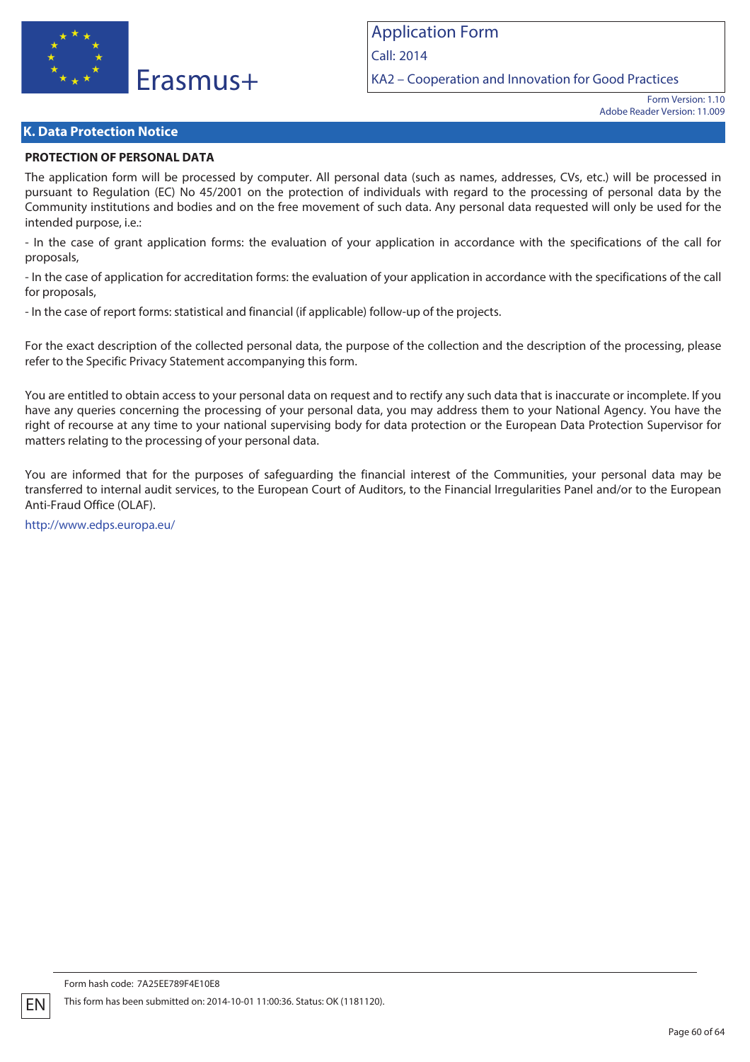## K. Data Protection Notice

**PROTECTION OF PERSONAL DATA**

The application form will be processed by computer. All personal data (such as names, addresses, CVs, etc.) will be processed in pursuant to Regulation (EC) No 45/2001 on the protection of individuals with regard to the processing of personal data by the Community institutions and bodies and on the free movement of such data. Any personal data requested will only be used for the intended purpose, i.e.:

- In the case of grant application forms: the evaluation of your application in accordance with the specifications of the call for proposals,

- In the case of application for accreditation forms: the evaluation of your application in accordance with the specifications of the call for proposals,

- In the case of report forms: statistical and financial (if applicable) follow-up of the projects.

For the exact description of the collected personal data, the purpose of the collection and the description of the processing, please refer to the Specific Privacy Statement accompanying this form.

You are entitled to obtain access to your personal data on request and to rectify any such data that is inaccurate or incomplete. If you have any queries concerning the processing of your personal data, you may address them to your National Agency. You have the right of recourse at any time to your national supervising body for data protection or the European Data Protection Supervisor for matters relating to the processing of your personal data.

You are informed that for the purposes of safeguarding the financial interest of the Communities, your personal data may be transferred to internal audit services, to the European Court of Auditors, to the Financial Irregularities Panel and/or to the European Anti-Fraud Office (OLAF).

http://www.edps.europa.eu/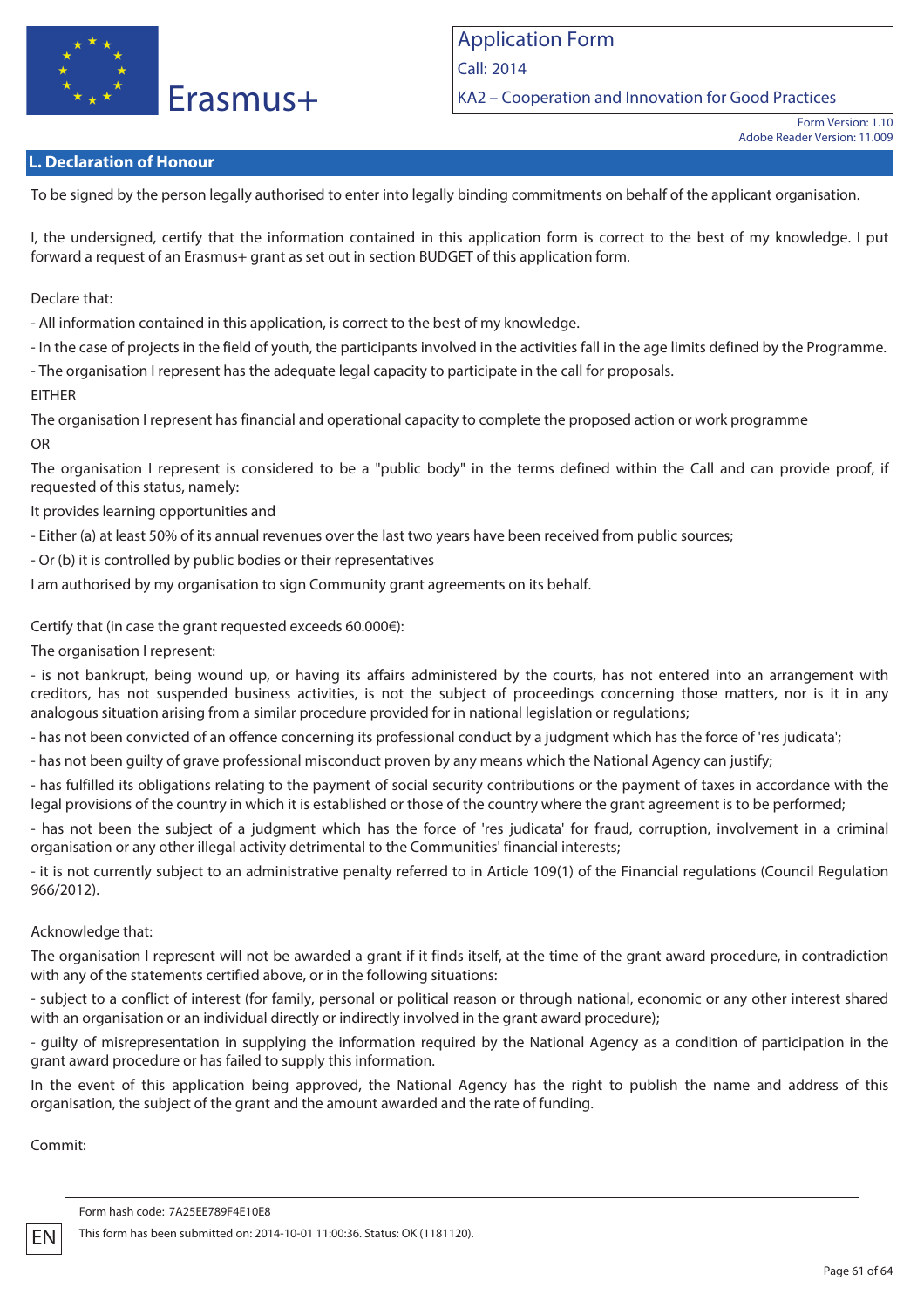## L. Declaration of Honour

To be signed by the person legally authorised to enter into legally binding commitments on behalf of the applicant organisation.

I, the undersigned, certify that the information contained in this application form is correct to the best of my knowledge. I put forward a request of an Erasmus+ grant as set out in section BUDGET of this application form.

Declare that:

- All information contained in this application, is correct to the best of my knowledge.
- In the case of projects in the field of youth, the participants involved in the activities fall in the age limits defined by the Programme.
- The organisation I represent has the adequate legal capacity to participate in the call for proposals.

EITHER

The organisation I represent has financial and operational capacity to complete the proposed action or work programme

OR

The organisation I represent is considered to be a "public body" in the terms defined within the Call and can provide proof, if requested of this status, namely:

It provides learning opportunities and

- Either (a) at least 50% of its annual revenues over the last two years have been received from public sources;
- Or (b) it is controlled by public bodies or their representatives

I am authorised by my organisation to sign Community grant agreements on its behalf.

Certify that (in case the grant requested exceeds 60.000€):

The organisation I represent:

- is not bankrupt, being wound up, or having its affairs administered by the courts, has not entered into an arrangement with creditors, has not suspended business activities, is not the subject of proceedings concerning those matters, nor is it in any analogous situation arising from a similar procedure provided for in national legislation or regulations;
- has not been convicted of an offence concerning its professional conduct by a judgment which has the force of 'res judicata';
- has not been guilty of grave professional misconduct proven by any means which the National Agency can justify;
- has fulfilled its obligations relating to the payment of social security contributions or the payment of taxes in accordance with the legal provisions of the country in which it is established or those of the country where the grant agreement is to be performed;
- has not been the subject of a judgment which has the force of 'res judicata' for fraud, corruption, involvement in a criminal organisation or any other illegal activity detrimental to the Communities' financial interests;
- it is not currently subject to an administrative penalty referred to in Article 109(1) of the Financial regulations (Council Regulation 966/2012).

Acknowledge that:

The organisation I represent will not be awarded a grant if it finds itself, at the time of the grant award procedure, in contradiction with any of the statements certified above, or in the following situations:

- subject to a conflict of interest (for family, personal or political reason or through national, economic or any other interest shared with an organisation or an individual directly or indirectly involved in the grant award procedure);
- guilty of misrepresentation in supplying the information required by the National Agency as a condition of participation in the grant award procedure or has failed to supply this information.

In the event of this application being approved, the National Agency has the right to publish the name and address of this organisation, the subject of the grant and the amount awarded and the rate of funding.

Commit: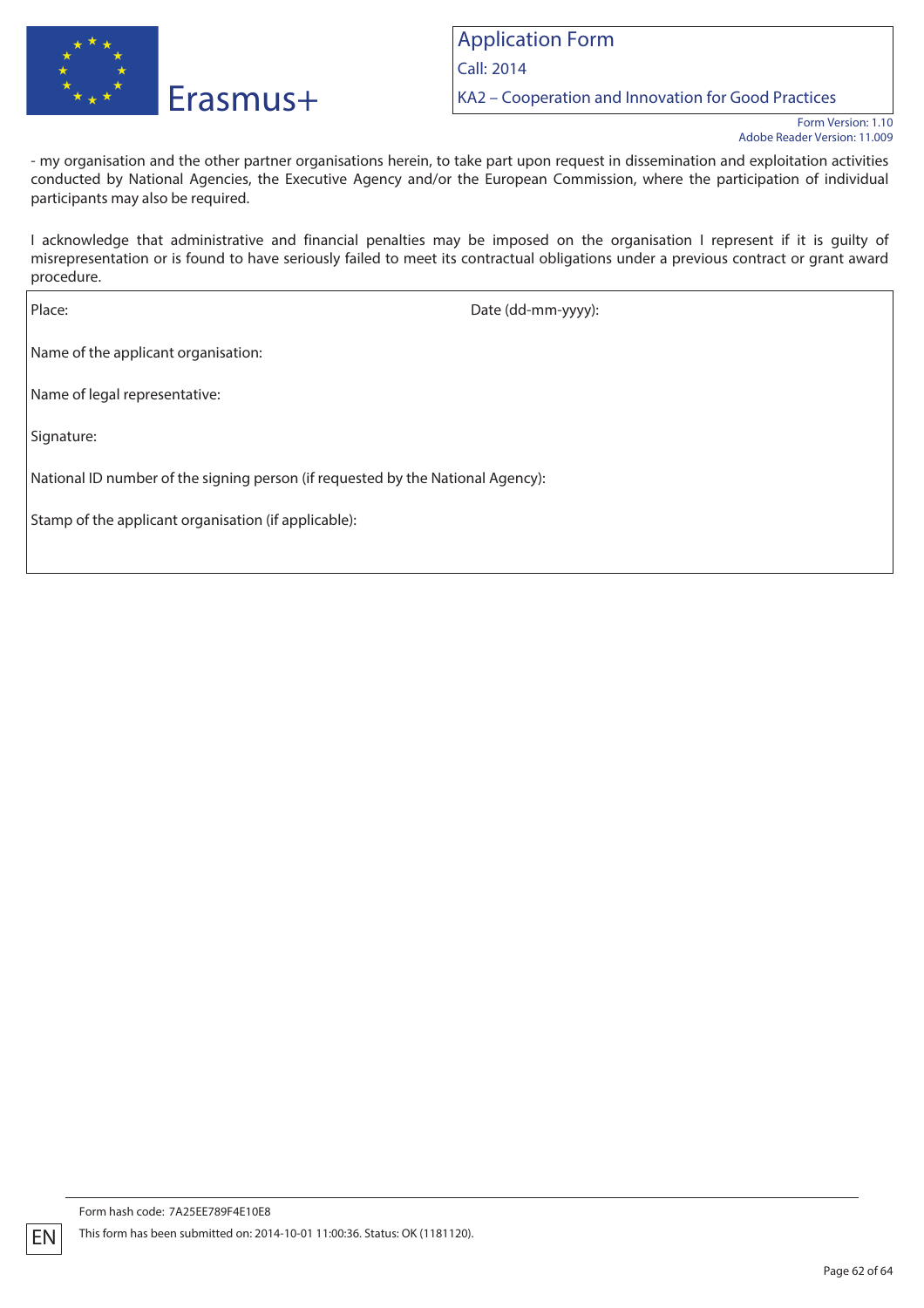- my organisation and the other partner organisations herein, to take part upon request in dissemination and exploitation activities conducted by National Agencies, the Executive Agency and/or the European Commission, where the participation of individual participants may also be required.

I acknowledge that administrative and financial penalties may be imposed on the organisation I represent if it is guilty of misrepresentation or is found to have seriously failed to meet its contractual obligations under a previous contract or grant award procedure.

Place: Date (dd-mm-yyyy):

Name of the applicant organisation:

Name of legal representative:

Signature:

National ID number of the signing person (if requested by the National Agency):

Stamp of the applicant organisation (if applicable):

Form hash code: 7A25EE789F4E10E8

This form has been submitted on: 2014-10-01 11:00:36. Status: OK (1181120).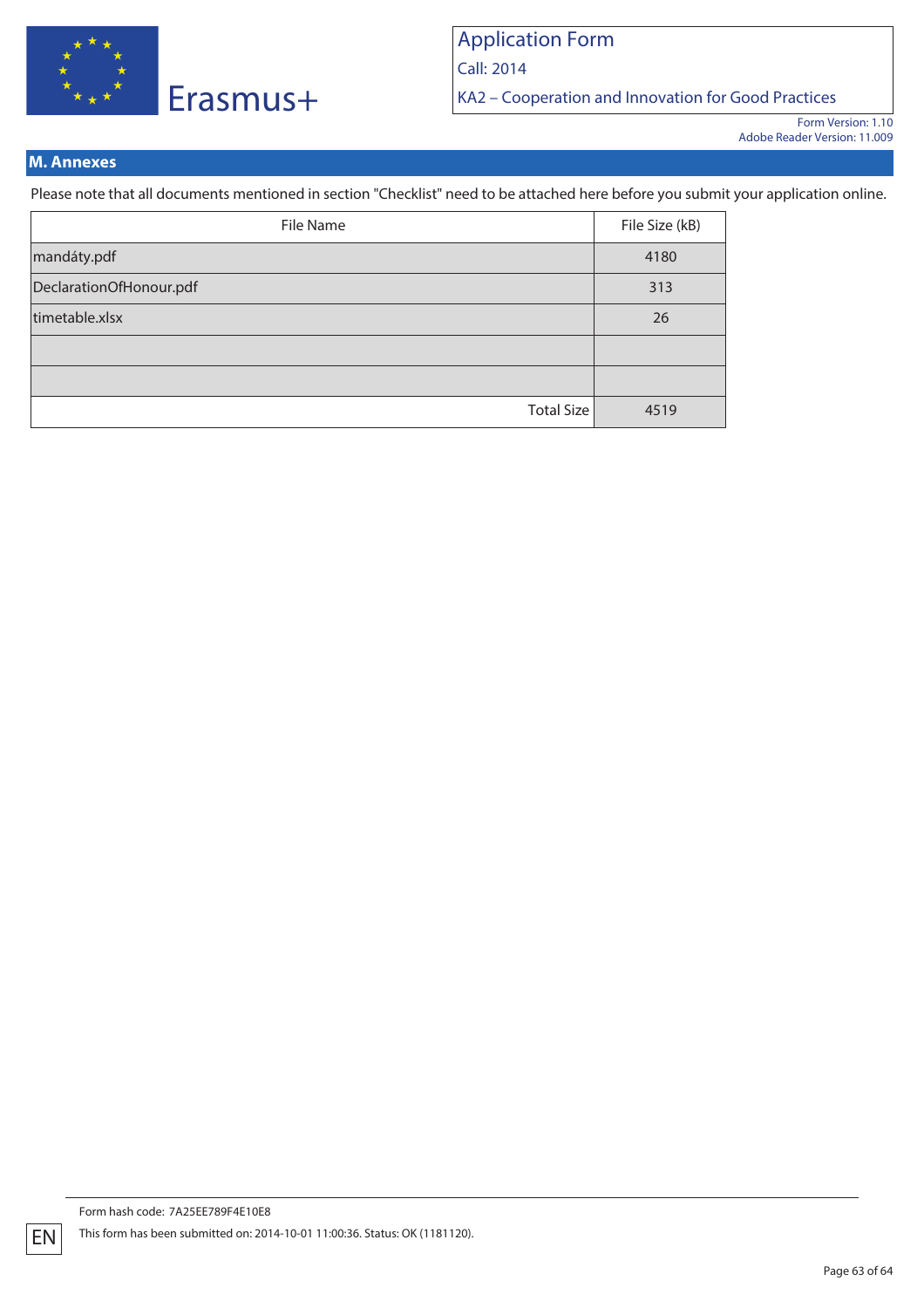## M. Annexes

Please note that all documents mentioned in section "Checklist" need to be attached here before you submit your application online.

| File Name | File Size (kB) |
|---|---|
| mandáty.pdf | 4180 |
| DeclarationOfHonour.pdf | 313 |
| timetable.xlsx | 26 |
| | |
| | |
| Total Size | 4519 |

Form hash code: 7A25EE789F4E10E8

This form has been submitted on: 2014-10-01 11:00:36. Status: OK (1181120).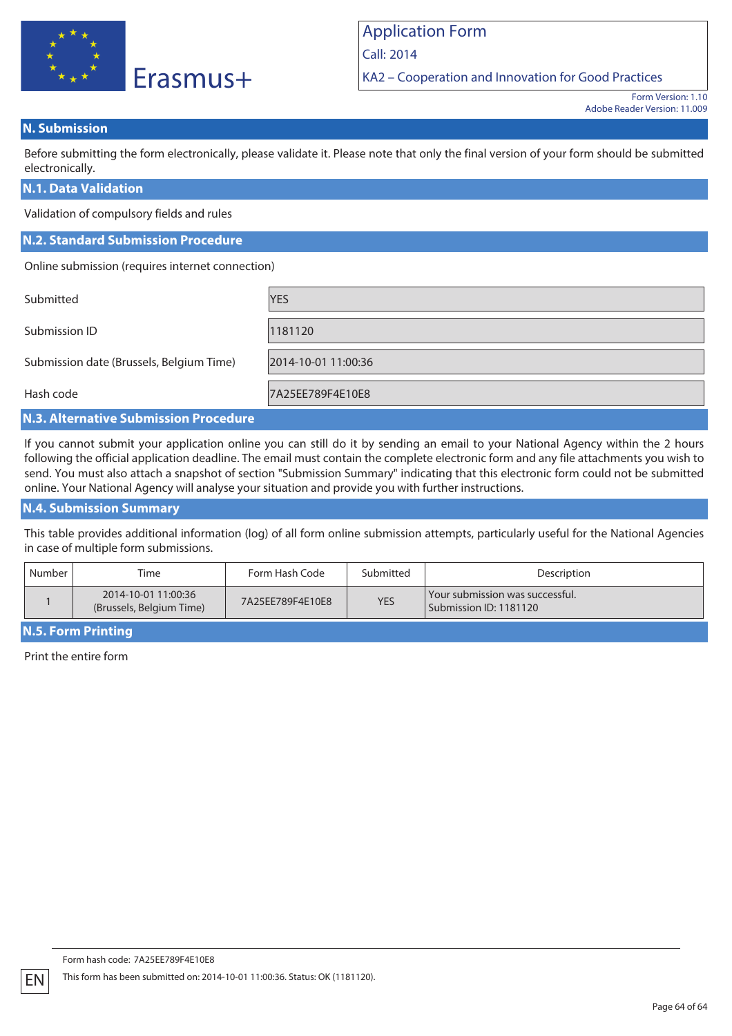## N. Submission

Before submitting the form electronically, please validate it. Please note that only the final version of your form should be submitted electronically.

### N.1. Data Validation

Validation of compulsory fields and rules

### N.2. Standard Submission Procedure

Online submission (requires internet connection)

| | |
|---|---|
| Submitted | YES |
| Submission ID | 1181120 |
| Submission date (Brussels, Belgium Time) | 2014-10-01 11:00:36 |
| Hash code | 7A25EE789F4E10E8 |

### N.3. Alternative Submission Procedure

If you cannot submit your application online you can still do it by sending an email to your National Agency within the 2 hours following the official application deadline. The email must contain the complete electronic form and any file attachments you wish to send. You must also attach a snapshot of section "Submission Summary" indicating that this electronic form could not be submitted online. Your National Agency will analyse your situation and provide you with further instructions.

### N.4. Submission Summary

This table provides additional information (log) of all form online submission attempts, particularly useful for the National Agencies in case of multiple form submissions.

| Number | Time | Form Hash Code | Submitted | Description |
|---|---|---|---|---|
| 1 | 2014-10-01 11:00:36 (Brussels, Belgium Time) | 7A25EE789F4E10E8 | YES | Your submission was successful. Submission ID: 1181120 |

### N.5. Form Printing

Print the entire form